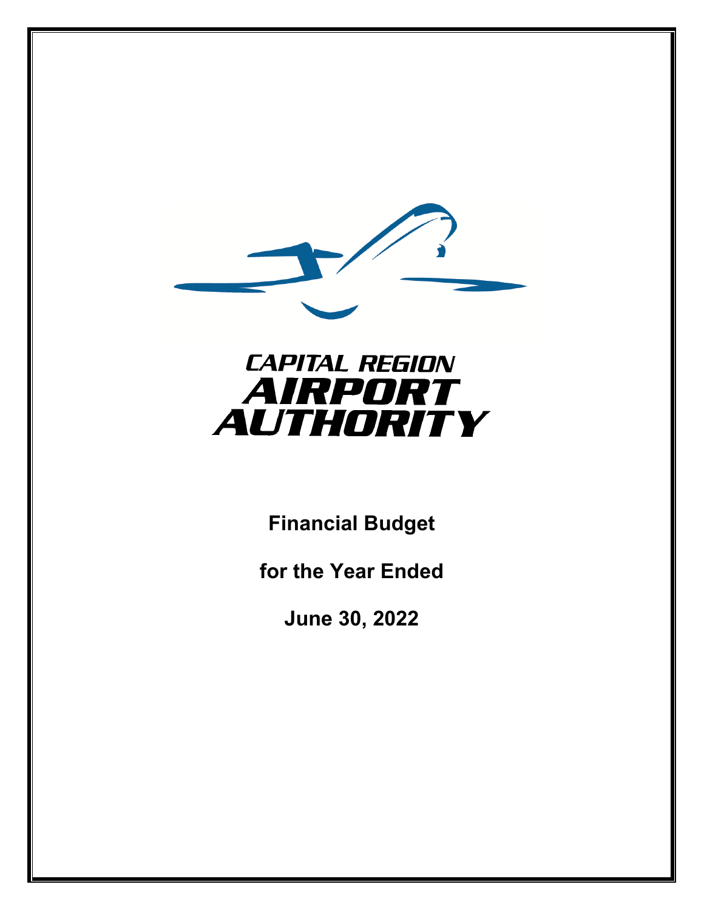# CAPITAL REGION AIRPORT AUTHORITY

**Financial Budget**

**for the Year Ended**

**June 30, 2022**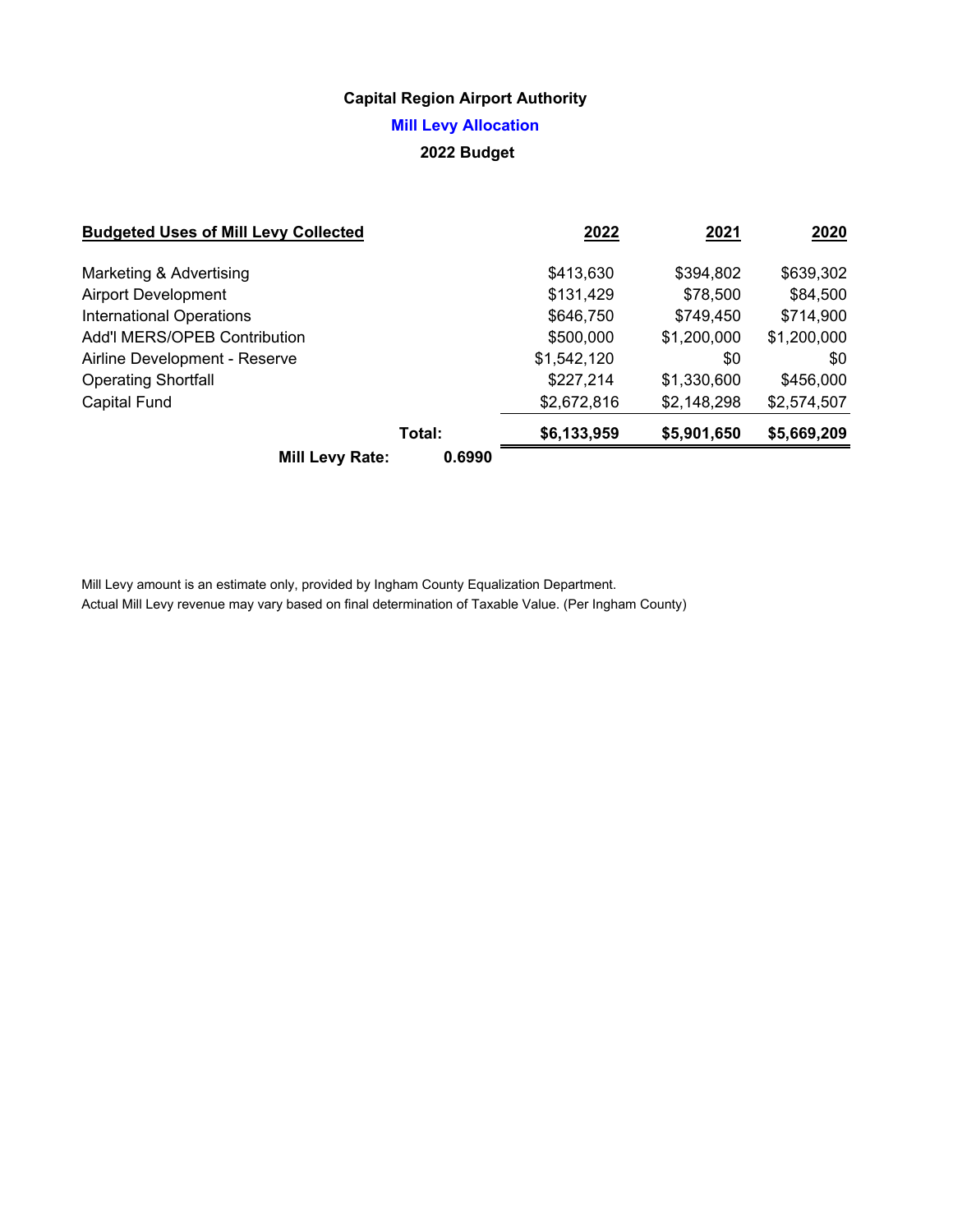## Capital Region Airport Authority

### Mill Levy Allocation

### 2022 Budget

| Budgeted Uses of Mill Levy Collected | 2022 | 2021 | 2020 |
|---|---|---|---|
| Marketing & Advertising | $413,630 | $394,802 | $639,302 |
| Airport Development | $131,429 | $78,500 | $84,500 |
| International Operations | $646,750 | $749,450 | $714,900 |
| Add'l MERS/OPEB Contribution | $500,000 | $1,200,000 | $1,200,000 |
| Airline Development - Reserve | $1,542,120 | $0 | $0 |
| Operating Shortfall | $227,214 | $1,330,600 | $456,000 |
| Capital Fund | $2,672,816 | $2,148,298 | $2,574,507 |
| **Total:** | **$6,133,959** | **$5,901,650** | **$5,669,209** |

**Mill Levy Rate: 0.6990**

Mill Levy amount is an estimate only, provided by Ingham County Equalization Department.
Actual Mill Levy revenue may vary based on final determination of Taxable Value. (Per Ingham County)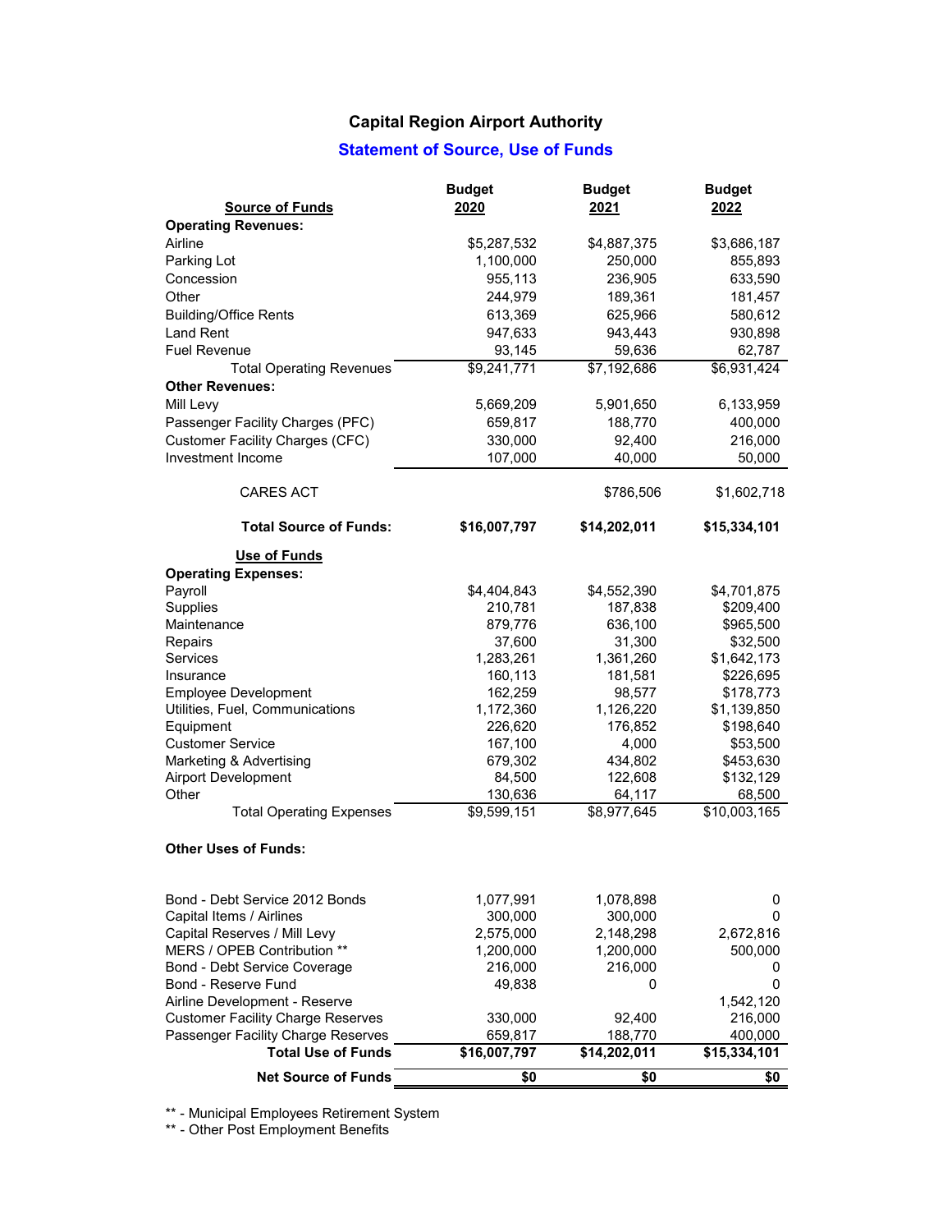# Capital Region Airport Authority

## Statement of Source, Use of Funds

| Source of Funds | Budget 2020 | Budget 2021 | Budget 2022 |
|---|---|---|---|
| **Operating Revenues:** | | | |
| Airline | $5,287,532 | $4,887,375 | $3,686,187 |
| Parking Lot | 1,100,000 | 250,000 | 855,893 |
| Concession | 955,113 | 236,905 | 633,590 |
| Other | 244,979 | 189,361 | 181,457 |
| Building/Office Rents | 613,369 | 625,966 | 580,612 |
| Land Rent | 947,633 | 943,443 | 930,898 |
| Fuel Revenue | 93,145 | 59,636 | 62,787 |
| Total Operating Revenues | $9,241,771 | $7,192,686 | $6,931,424 |
| **Other Revenues:** | | | |
| Mill Levy | 5,669,209 | 5,901,650 | 6,133,959 |
| Passenger Facility Charges (PFC) | 659,817 | 188,770 | 400,000 |
| Customer Facility Charges (CFC) | 330,000 | 92,400 | 216,000 |
| Investment Income | 107,000 | 40,000 | 50,000 |
| CARES ACT | | $786,506 | $1,602,718 |
| **Total Source of Funds:** | **$16,007,797** | **$14,202,011** | **$15,334,101** |
| **Use of Funds** | | | |
| **Operating Expenses:** | | | |
| Payroll | $4,404,843 | $4,552,390 | $4,701,875 |
| Supplies | 210,781 | 187,838 | $209,400 |
| Maintenance | 879,776 | 636,100 | $965,500 |
| Repairs | 37,600 | 31,300 | $32,500 |
| Services | 1,283,261 | 1,361,260 | $1,642,173 |
| Insurance | 160,113 | 181,581 | $226,695 |
| Employee Development | 162,259 | 98,577 | $178,773 |
| Utilities, Fuel, Communications | 1,172,360 | 1,126,220 | $1,139,850 |
| Equipment | 226,620 | 176,852 | $198,640 |
| Customer Service | 167,100 | 4,000 | $53,500 |
| Marketing & Advertising | 679,302 | 434,802 | $453,630 |
| Airport Development | 84,500 | 122,608 | $132,129 |
| Other | 130,636 | 64,117 | 68,500 |
| Total Operating Expenses | $9,599,151 | $8,977,645 | $10,003,165 |
| **Other Uses of Funds:** | | | |
| Bond - Debt Service 2012 Bonds | 1,077,991 | 1,078,898 | 0 |
| Capital Items / Airlines | 300,000 | 300,000 | 0 |
| Capital Reserves / Mill Levy | 2,575,000 | 2,148,298 | 2,672,816 |
| MERS / OPEB Contribution ** | 1,200,000 | 1,200,000 | 500,000 |
| Bond - Debt Service Coverage | 216,000 | 216,000 | 0 |
| Bond - Reserve Fund | 49,838 | 0 | 0 |
| Airline Development - Reserve | | | 1,542,120 |
| Customer Facility Charge Reserves | 330,000 | 92,400 | 216,000 |
| Passenger Facility Charge Reserves | 659,817 | 188,770 | 400,000 |
| **Total Use of Funds** | **$16,007,797** | **$14,202,011** | **$15,334,101** |
| **Net Source of Funds** | **$0** | **$0** | **$0** |

** - Municipal Employees Retirement System

** - Other Post Employment Benefits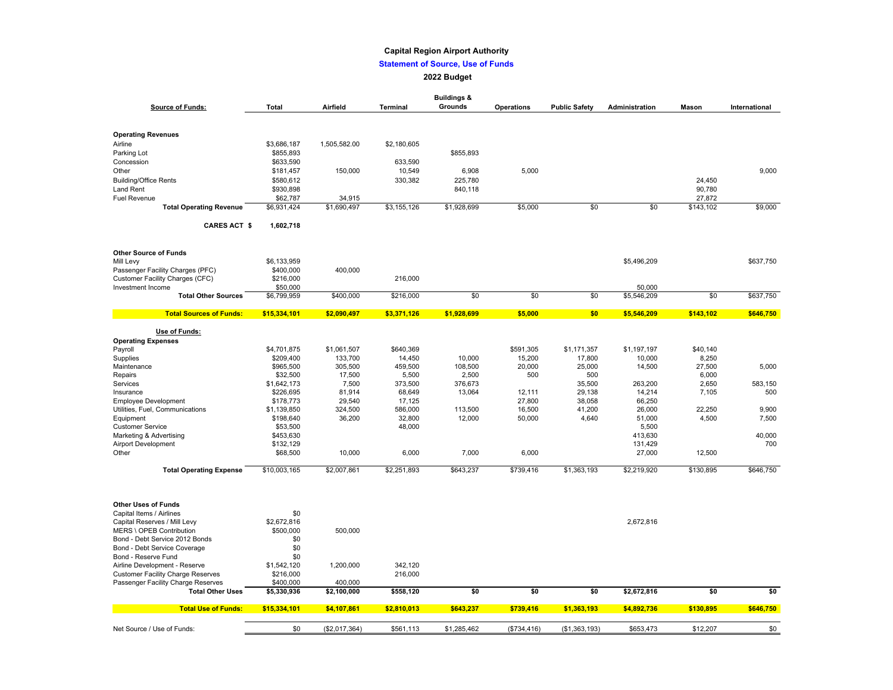**Capital Region Airport Authority**

**Statement of Source, Use of Funds**

**2022 Budget**

| **Source of Funds:** | **Total** | **Airfield** | **Terminal** | **Buildings & Grounds** | **Operations** | **Public Safety** | **Administration** | **Mason** | **International** |
|---|---|---|---|---|---|---|---|---|---|
| **Operating Revenues** | | | | | | | | | |
| Airline | $3,686,187 | 1,505,582.00 | $2,180,605 | | | | | | |
| Parking Lot | $855,893 | | | $855,893 | | | | | |
| Concession | $633,590 | | 633,590 | | | | | | |
| Other | $181,457 | 150,000 | 10,549 | 6,908 | 5,000 | | | | 9,000 |
| Building/Office Rents | $580,612 | | 330,382 | 225,780 | | | | 24,450 | |
| Land Rent | $930,898 | | | 840,118 | | | | 90,780 | |
| Fuel Revenue | $62,787 | 34,915 | | | | | | 27,872 | |
| **Total Operating Revenue** | $6,931,424 | $1,690,497 | $3,155,126 | $1,928,699 | $5,000 | $0 | $0 | $143,102 | $9,000 |
| **CARES ACT $** | **1,602,718** | | | | | | | | |
| **Other Source of Funds** | | | | | | | | | |
| Mill Levy | $6,133,959 | | | | | | $5,496,209 | | $637,750 |
| Passenger Facility Charges (PFC) | $400,000 | 400,000 | | | | | | | |
| Customer Facility Charges (CFC) | $216,000 | | 216,000 | | | | | | |
| Investment Income | $50,000 | | | | | | 50,000 | | |
| **Total Other Sources** | $6,799,959 | $400,000 | $216,000 | $0 | $0 | $0 | $5,546,209 | $0 | $637,750 |
| **Total Sources of Funds:** | **$15,334,101** | **$2,090,497** | **$3,371,126** | **$1,928,699** | **$5,000** | **$0** | **$5,546,209** | **$143,102** | **$646,750** |
| **Use of Funds:** | | | | | | | | | |
| **Operating Expenses** | | | | | | | | | |
| Payroll | $4,701,875 | $1,061,507 | $640,369 | | $591,305 | $1,171,357 | $1,197,197 | $40,140 | |
| Supplies | $209,400 | 133,700 | 14,450 | 10,000 | 15,200 | 17,800 | 10,000 | 8,250 | |
| Maintenance | $965,500 | 305,500 | 459,500 | 108,500 | 20,000 | 25,000 | 14,500 | 27,500 | 5,000 |
| Repairs | $32,500 | 17,500 | 5,500 | 2,500 | 500 | 500 | | 6,000 | |
| Services | $1,642,173 | 7,500 | 373,500 | 376,673 | | 35,500 | 263,200 | 2,650 | 583,150 |
| Insurance | $226,695 | 81,914 | 68,649 | 13,064 | 12,111 | 29,138 | 14,214 | 7,105 | 500 |
| Employee Development | $178,773 | 29,540 | 17,125 | | 27,800 | 38,058 | 66,250 | | |
| Utilities, Fuel, Communications | $1,139,850 | 324,500 | 586,000 | 113,500 | 16,500 | 41,200 | 26,000 | 22,250 | 9,900 |
| Equipment | $198,640 | 36,200 | 32,800 | 12,000 | 50,000 | 4,640 | 51,000 | 4,500 | 7,500 |
| Customer Service | $53,500 | | 48,000 | | | | 5,500 | | |
| Marketing & Advertising | $453,630 | | | | | | 413,630 | | 40,000 |
| Airport Development | $132,129 | | | | | | 131,429 | | 700 |
| Other | $68,500 | 10,000 | 6,000 | 7,000 | 6,000 | | 27,000 | 12,500 | |
| **Total Operating Expense** | $10,003,165 | $2,007,861 | $2,251,893 | $643,237 | $739,416 | $1,363,193 | $2,219,920 | $130,895 | $646,750 |
| **Other Uses of Funds** | | | | | | | | | |
| Capital Items / Airlines | $0 | | | | | | | | |
| Capital Reserves / Mill Levy | $2,672,816 | | | | | | 2,672,816 | | |
| MERS \ OPEB Contribution | $500,000 | 500,000 | | | | | | | |
| Bond - Debt Service 2012 Bonds | $0 | | | | | | | | |
| Bond - Debt Service Coverage | $0 | | | | | | | | |
| Bond - Reserve Fund | $0 | | | | | | | | |
| Airline Development - Reserve | $1,542,120 | 1,200,000 | 342,120 | | | | | | |
| Customer Facility Charge Reserves | $216,000 | | 216,000 | | | | | | |
| Passenger Facility Charge Reserves | $400,000 | 400,000 | | | | | | | |
| **Total Other Uses** | **$5,330,936** | **$2,100,000** | **$558,120** | **$0** | **$0** | **$0** | **$2,672,816** | **$0** | **$0** |
| **Total Use of Funds:** | **$15,334,101** | **$4,107,861** | **$2,810,013** | **$643,237** | **$739,416** | **$1,363,193** | **$4,892,736** | **$130,895** | **$646,750** |
| Net Source / Use of Funds: | $0 | ($2,017,364) | $561,113 | $1,285,462 | ($734,416) | ($1,363,193) | $653,473 | $12,207 | $0 |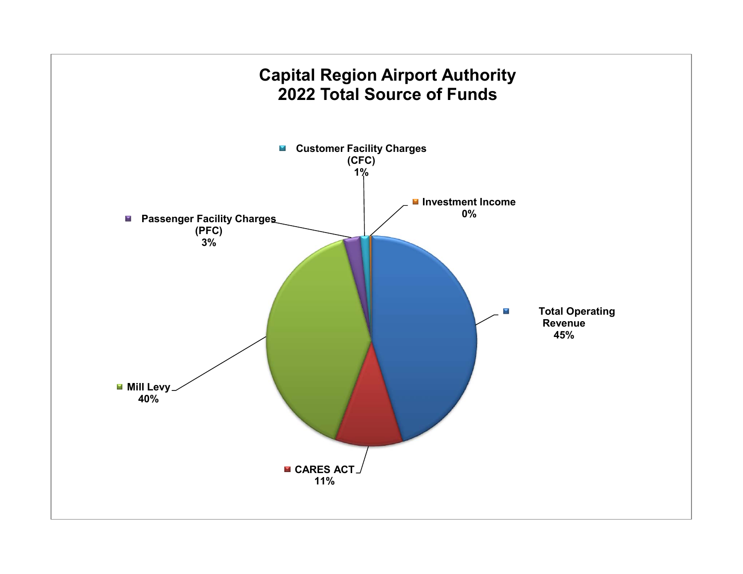# Capital Region Airport Authority
## 2022 Total Source of Funds

- Total Operating Revenue 45%
- CARES ACT 11%
- Mill Levy 40%
- Passenger Facility Charges (PFC) 3%
- Customer Facility Charges (CFC) 1%
- Investment Income 0%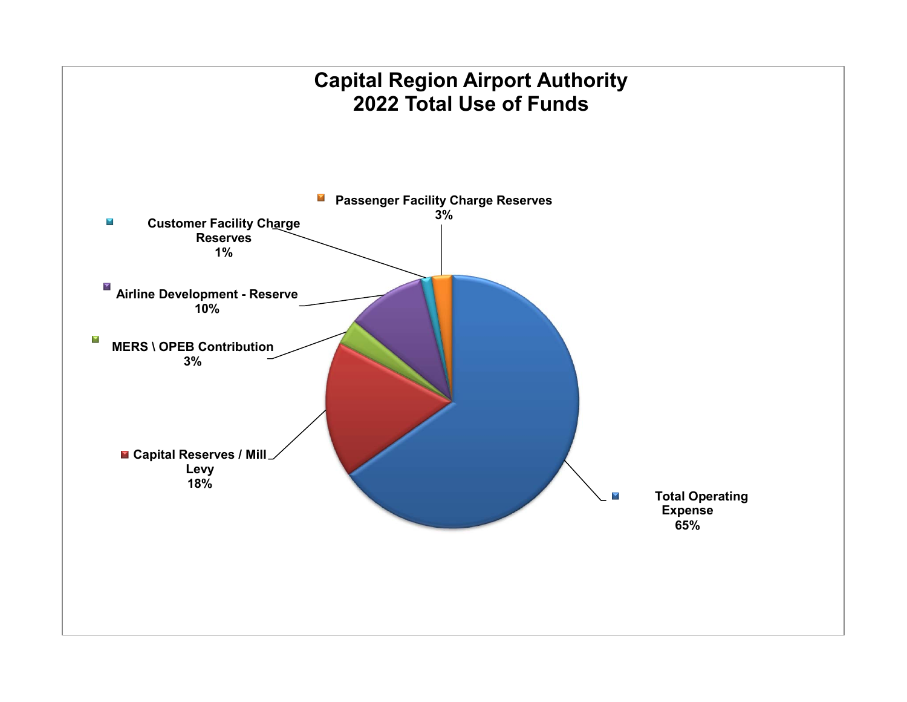# Capital Region Airport Authority
# 2022 Total Use of Funds

- Passenger Facility Charge Reserves 3%
- Customer Facility Charge Reserves 1%
- Airline Development - Reserve 10%
- MERS \ OPEB Contribution 3%
- Capital Reserves / Mill Levy 18%
- Total Operating Expense 65%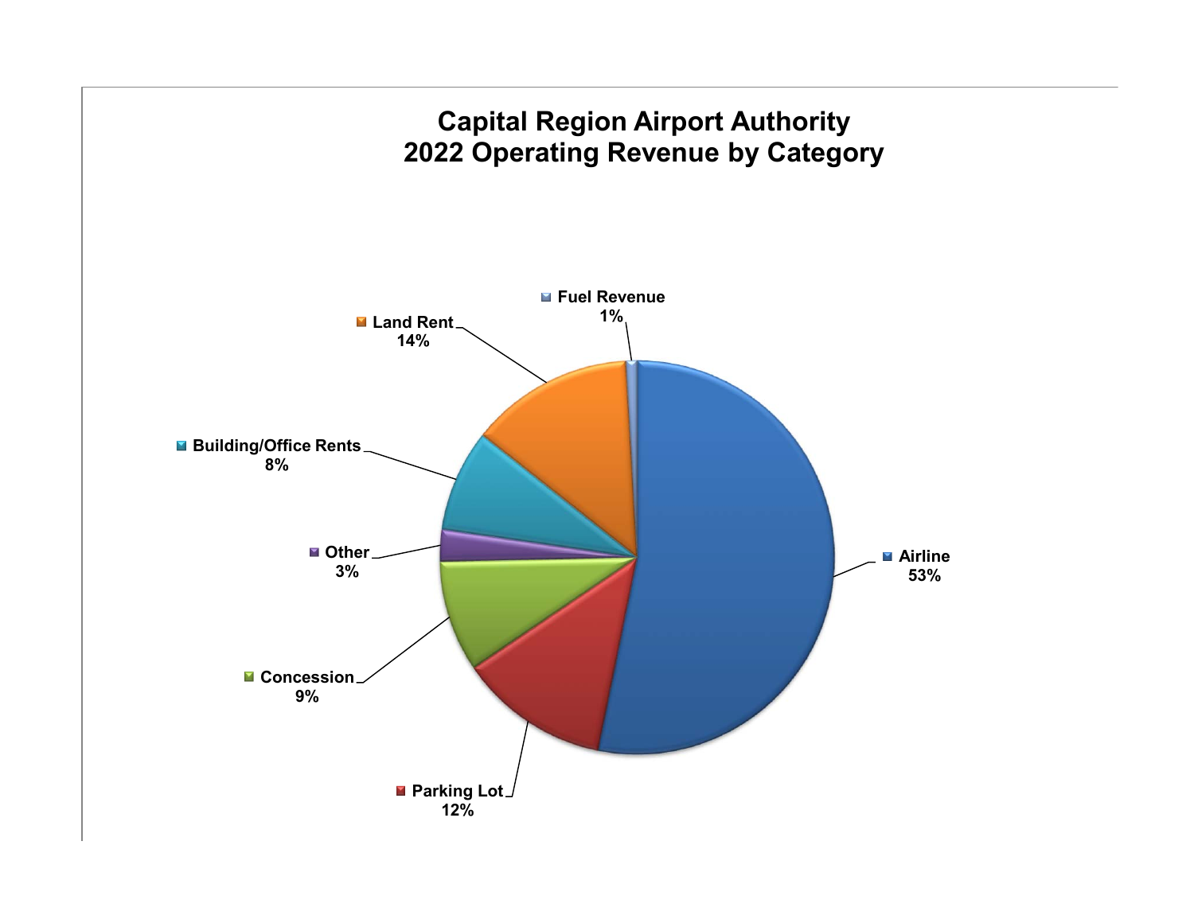## Capital Region Airport Authority
## 2022 Operating Revenue by Category

- Fuel Revenue 1%
- Land Rent 14%
- Building/Office Rents 8%
- Other 3%
- Concession 9%
- Parking Lot 12%
- Airline 53%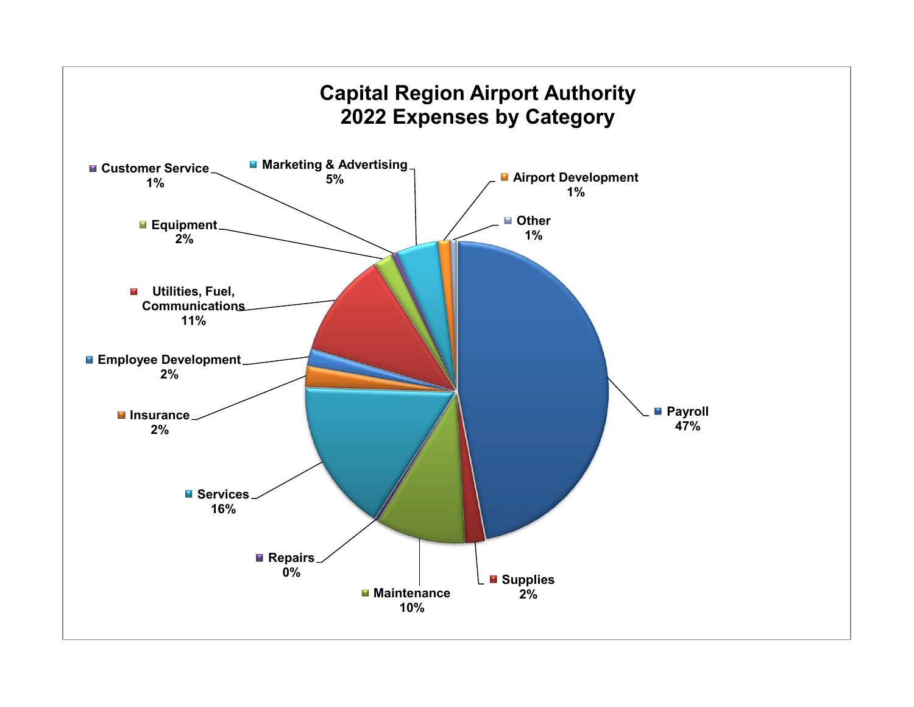# Capital Region Airport Authority
## 2022 Expenses by Category

| Category | Percentage |
|---|---|
| Payroll | 47% |
| Supplies | 2% |
| Maintenance | 10% |
| Repairs | 0% |
| Services | 16% |
| Insurance | 2% |
| Employee Development | 2% |
| Utilities, Fuel, Communications | 11% |
| Equipment | 2% |
| Customer Service | 1% |
| Marketing & Advertising | 5% |
| Airport Development | 1% |
| Other | 1% |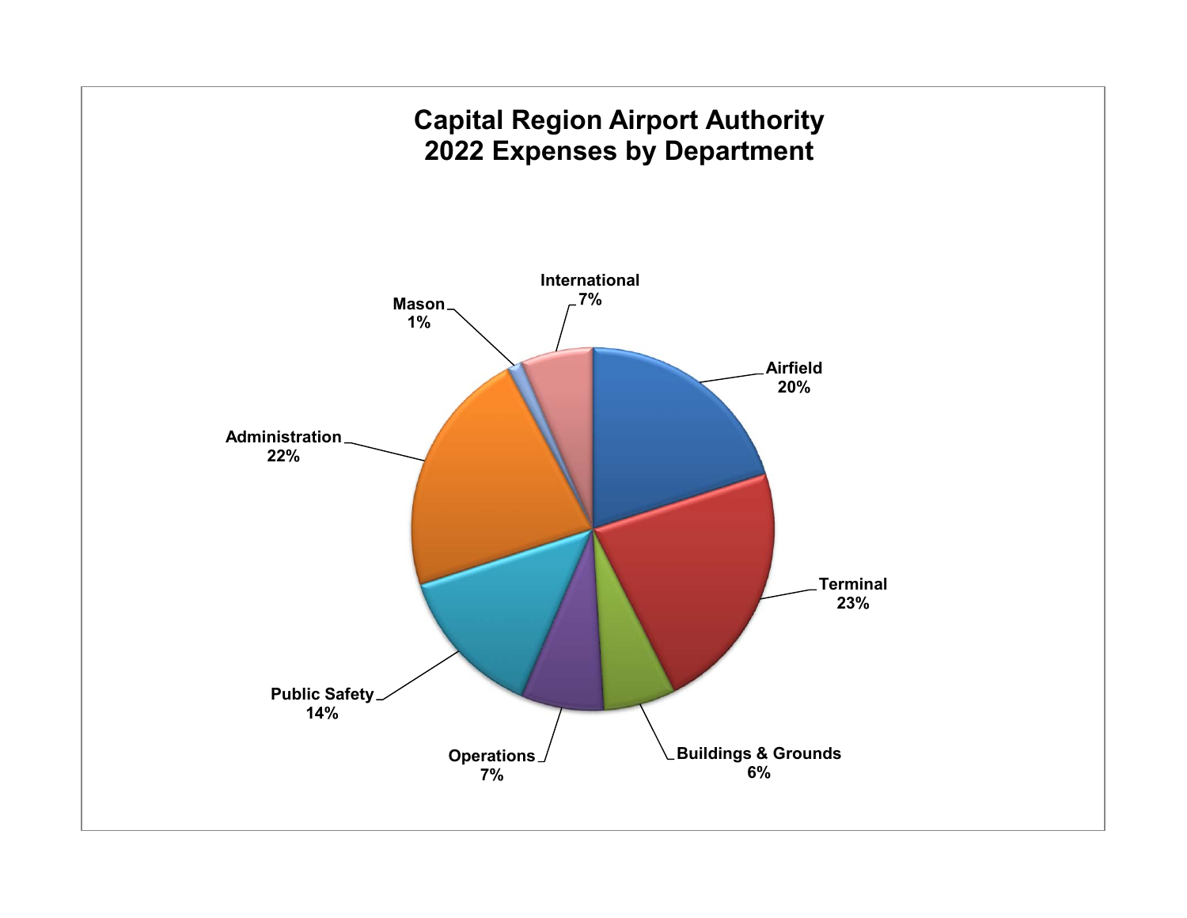# Capital Region Airport Authority
# 2022 Expenses by Department

| Department | Percentage |
|---|---|
| Airfield | 20% |
| Terminal | 23% |
| Buildings & Grounds | 6% |
| Operations | 7% |
| Public Safety | 14% |
| Administration | 22% |
| Mason | 1% |
| International | 7% |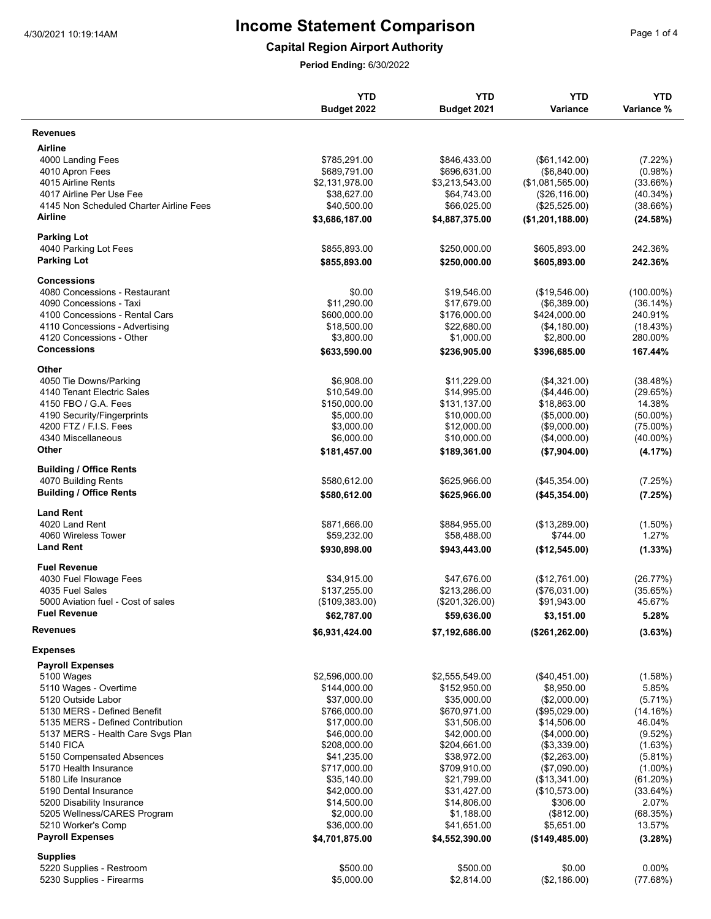# Income Statement Comparison

## Capital Region Airport Authority

**Period Ending:** 6/30/2022

| | YTD Budget 2022 | YTD Budget 2021 | YTD Variance | YTD Variance % |
|---|---|---|---|---|
| **Revenues** | | | | |
| **Airline** | | | | |
| 4000 Landing Fees | $785,291.00 | $846,433.00 | ($61,142.00) | (7.22%) |
| 4010 Apron Fees | $689,791.00 | $696,631.00 | ($6,840.00) | (0.98%) |
| 4015 Airline Rents | $2,131,978.00 | $3,213,543.00 | ($1,081,565.00) | (33.66%) |
| 4017 Airline Per Use Fee | $38,627.00 | $64,743.00 | ($26,116.00) | (40.34%) |
| 4145 Non Scheduled Charter Airline Fees | $40,500.00 | $66,025.00 | ($25,525.00) | (38.66%) |
| **Airline** | **$3,686,187.00** | **$4,887,375.00** | **($1,201,188.00)** | **(24.58%)** |
| **Parking Lot** | | | | |
| 4040 Parking Lot Fees | $855,893.00 | $250,000.00 | $605,893.00 | 242.36% |
| **Parking Lot** | **$855,893.00** | **$250,000.00** | **$605,893.00** | **242.36%** |
| **Concessions** | | | | |
| 4080 Concessions - Restaurant | $0.00 | $19,546.00 | ($19,546.00) | (100.00%) |
| 4090 Concessions - Taxi | $11,290.00 | $17,679.00 | ($6,389.00) | (36.14%) |
| 4100 Concessions - Rental Cars | $600,000.00 | $176,000.00 | $424,000.00 | 240.91% |
| 4110 Concessions - Advertising | $18,500.00 | $22,680.00 | ($4,180.00) | (18.43%) |
| 4120 Concessions - Other | $3,800.00 | $1,000.00 | $2,800.00 | 280.00% |
| **Concessions** | **$633,590.00** | **$236,905.00** | **$396,685.00** | **167.44%** |
| **Other** | | | | |
| 4050 Tie Downs/Parking | $6,908.00 | $11,229.00 | ($4,321.00) | (38.48%) |
| 4140 Tenant Electric Sales | $10,549.00 | $14,995.00 | ($4,446.00) | (29.65%) |
| 4150 FBO / G.A. Fees | $150,000.00 | $131,137.00 | $18,863.00 | 14.38% |
| 4190 Security/Fingerprints | $5,000.00 | $10,000.00 | ($5,000.00) | (50.00%) |
| 4200 FTZ / F.I.S. Fees | $3,000.00 | $12,000.00 | ($9,000.00) | (75.00%) |
| 4340 Miscellaneous | $6,000.00 | $10,000.00 | ($4,000.00) | (40.00%) |
| **Other** | **$181,457.00** | **$189,361.00** | **($7,904.00)** | **(4.17%)** |
| **Building / Office Rents** | | | | |
| 4070 Building Rents | $580,612.00 | $625,966.00 | ($45,354.00) | (7.25%) |
| **Building / Office Rents** | **$580,612.00** | **$625,966.00** | **($45,354.00)** | **(7.25%)** |
| **Land Rent** | | | | |
| 4020 Land Rent | $871,666.00 | $884,955.00 | ($13,289.00) | (1.50%) |
| 4060 Wireless Tower | $59,232.00 | $58,488.00 | $744.00 | 1.27% |
| **Land Rent** | **$930,898.00** | **$943,443.00** | **($12,545.00)** | **(1.33%)** |
| **Fuel Revenue** | | | | |
| 4030 Fuel Flowage Fees | $34,915.00 | $47,676.00 | ($12,761.00) | (26.77%) |
| 4035 Fuel Sales | $137,255.00 | $213,286.00 | ($76,031.00) | (35.65%) |
| 5000 Aviation fuel - Cost of sales | ($109,383.00) | ($201,326.00) | $91,943.00 | 45.67% |
| **Fuel Revenue** | **$62,787.00** | **$59,636.00** | **$3,151.00** | **5.28%** |
| **Revenues** | **$6,931,424.00** | **$7,192,686.00** | **($261,262.00)** | **(3.63%)** |
| **Expenses** | | | | |
| **Payroll Expenses** | | | | |
| 5100 Wages | $2,596,000.00 | $2,555,549.00 | ($40,451.00) | (1.58%) |
| 5110 Wages - Overtime | $144,000.00 | $152,950.00 | $8,950.00 | 5.85% |
| 5120 Outside Labor | $37,000.00 | $35,000.00 | ($2,000.00) | (5.71%) |
| 5130 MERS - Defined Benefit | $766,000.00 | $670,971.00 | ($95,029.00) | (14.16%) |
| 5135 MERS - Defined Contribution | $17,000.00 | $31,506.00 | $14,506.00 | 46.04% |
| 5137 MERS - Health Care Svgs Plan | $46,000.00 | $42,000.00 | ($4,000.00) | (9.52%) |
| 5140 FICA | $208,000.00 | $204,661.00 | ($3,339.00) | (1.63%) |
| 5150 Compensated Absences | $41,235.00 | $38,972.00 | ($2,263.00) | (5.81%) |
| 5170 Health Insurance | $717,000.00 | $709,910.00 | ($7,090.00) | (1.00%) |
| 5180 Life Insurance | $35,140.00 | $21,799.00 | ($13,341.00) | (61.20%) |
| 5190 Dental Insurance | $42,000.00 | $31,427.00 | ($10,573.00) | (33.64%) |
| 5200 Disability Insurance | $14,500.00 | $14,806.00 | $306.00 | 2.07% |
| 5205 Wellness/CARES Program | $2,000.00 | $1,188.00 | ($812.00) | (68.35%) |
| 5210 Worker's Comp | $36,000.00 | $41,651.00 | $5,651.00 | 13.57% |
| **Payroll Expenses** | **$4,701,875.00** | **$4,552,390.00** | **($149,485.00)** | **(3.28%)** |
| **Supplies** | | | | |
| 5220 Supplies - Restroom | $500.00 | $500.00 | $0.00 | 0.00% |
| 5230 Supplies - Firearms | $5,000.00 | $2,814.00 | ($2,186.00) | (77.68%) |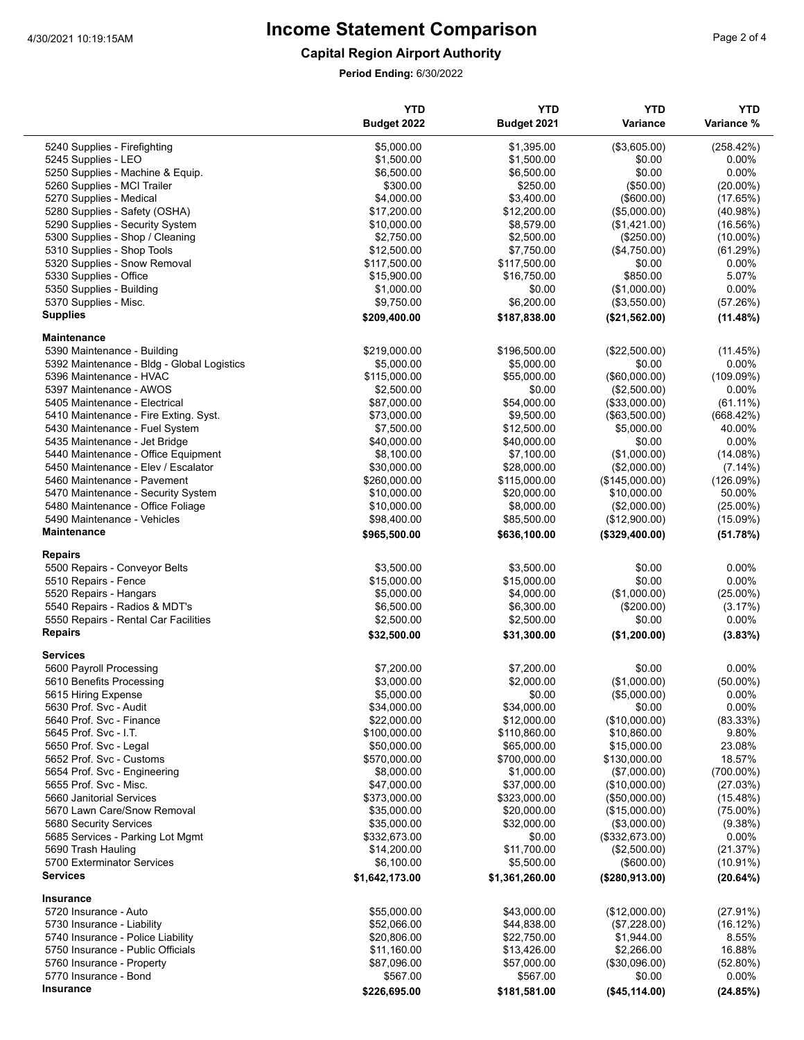# Income Statement Comparison

## Capital Region Airport Authority

**Period Ending:** 6/30/2022

| | YTD Budget 2022 | YTD Budget 2021 | YTD Variance | YTD Variance % |
|---|---|---|---|---|
| 5240 Supplies - Firefighting | $5,000.00 | $1,395.00 | ($3,605.00) | (258.42%) |
| 5245 Supplies - LEO | $1,500.00 | $1,500.00 | $0.00 | 0.00% |
| 5250 Supplies - Machine & Equip. | $6,500.00 | $6,500.00 | $0.00 | 0.00% |
| 5260 Supplies - MCI Trailer | $300.00 | $250.00 | ($50.00) | (20.00%) |
| 5270 Supplies - Medical | $4,000.00 | $3,400.00 | ($600.00) | (17.65%) |
| 5280 Supplies - Safety (OSHA) | $17,200.00 | $12,200.00 | ($5,000.00) | (40.98%) |
| 5290 Supplies - Security System | $10,000.00 | $8,579.00 | ($1,421.00) | (16.56%) |
| 5300 Supplies - Shop / Cleaning | $2,750.00 | $2,500.00 | ($250.00) | (10.00%) |
| 5310 Supplies - Shop Tools | $12,500.00 | $7,750.00 | ($4,750.00) | (61.29%) |
| 5320 Supplies - Snow Removal | $117,500.00 | $117,500.00 | $0.00 | 0.00% |
| 5330 Supplies - Office | $15,900.00 | $16,750.00 | $850.00 | 5.07% |
| 5350 Supplies - Building | $1,000.00 | $0.00 | ($1,000.00) | 0.00% |
| 5370 Supplies - Misc. | $9,750.00 | $6,200.00 | ($3,550.00) | (57.26%) |
| **Supplies** | **$209,400.00** | **$187,838.00** | **($21,562.00)** | **(11.48%)** |
| **Maintenance** | | | | |
| 5390 Maintenance - Building | $219,000.00 | $196,500.00 | ($22,500.00) | (11.45%) |
| 5392 Maintenance - Bldg - Global Logistics | $5,000.00 | $5,000.00 | $0.00 | 0.00% |
| 5396 Maintenance - HVAC | $115,000.00 | $55,000.00 | ($60,000.00) | (109.09%) |
| 5397 Maintenance - AWOS | $2,500.00 | $0.00 | ($2,500.00) | 0.00% |
| 5405 Maintenance - Electrical | $87,000.00 | $54,000.00 | ($33,000.00) | (61.11%) |
| 5410 Maintenance - Fire Exting. Syst. | $73,000.00 | $9,500.00 | ($63,500.00) | (668.42%) |
| 5430 Maintenance - Fuel System | $7,500.00 | $12,500.00 | $5,000.00 | 40.00% |
| 5435 Maintenance - Jet Bridge | $40,000.00 | $40,000.00 | $0.00 | 0.00% |
| 5440 Maintenance - Office Equipment | $8,100.00 | $7,100.00 | ($1,000.00) | (14.08%) |
| 5450 Maintenance - Elev / Escalator | $30,000.00 | $28,000.00 | ($2,000.00) | (7.14%) |
| 5460 Maintenance - Pavement | $260,000.00 | $115,000.00 | ($145,000.00) | (126.09%) |
| 5470 Maintenance - Security System | $10,000.00 | $20,000.00 | $10,000.00 | 50.00% |
| 5480 Maintenance - Office Foliage | $10,000.00 | $8,000.00 | ($2,000.00) | (25.00%) |
| 5490 Maintenance - Vehicles | $98,400.00 | $85,500.00 | ($12,900.00) | (15.09%) |
| **Maintenance** | **$965,500.00** | **$636,100.00** | **($329,400.00)** | **(51.78%)** |
| **Repairs** | | | | |
| 5500 Repairs - Conveyor Belts | $3,500.00 | $3,500.00 | $0.00 | 0.00% |
| 5510 Repairs - Fence | $15,000.00 | $15,000.00 | $0.00 | 0.00% |
| 5520 Repairs - Hangars | $5,000.00 | $4,000.00 | ($1,000.00) | (25.00%) |
| 5540 Repairs - Radios & MDT's | $6,500.00 | $6,300.00 | ($200.00) | (3.17%) |
| 5550 Repairs - Rental Car Facilities | $2,500.00 | $2,500.00 | $0.00 | 0.00% |
| **Repairs** | **$32,500.00** | **$31,300.00** | **($1,200.00)** | **(3.83%)** |
| **Services** | | | | |
| 5600 Payroll Processing | $7,200.00 | $7,200.00 | $0.00 | 0.00% |
| 5610 Benefits Processing | $3,000.00 | $2,000.00 | ($1,000.00) | (50.00%) |
| 5615 Hiring Expense | $5,000.00 | $0.00 | ($5,000.00) | 0.00% |
| 5630 Prof. Svc - Audit | $34,000.00 | $34,000.00 | $0.00 | 0.00% |
| 5640 Prof. Svc - Finance | $22,000.00 | $12,000.00 | ($10,000.00) | (83.33%) |
| 5645 Prof. Svc - I.T. | $100,000.00 | $110,860.00 | $10,860.00 | 9.80% |
| 5650 Prof. Svc - Legal | $50,000.00 | $65,000.00 | $15,000.00 | 23.08% |
| 5652 Prof. Svc - Customs | $570,000.00 | $700,000.00 | $130,000.00 | 18.57% |
| 5654 Prof. Svc - Engineering | $8,000.00 | $1,000.00 | ($7,000.00) | (700.00%) |
| 5655 Prof. Svc - Misc. | $47,000.00 | $37,000.00 | ($10,000.00) | (27.03%) |
| 5660 Janitorial Services | $373,000.00 | $323,000.00 | ($50,000.00) | (15.48%) |
| 5670 Lawn Care/Snow Removal | $35,000.00 | $20,000.00 | ($15,000.00) | (75.00%) |
| 5680 Security Services | $35,000.00 | $32,000.00 | ($3,000.00) | (9.38%) |
| 5685 Services - Parking Lot Mgmt | $332,673.00 | $0.00 | ($332,673.00) | 0.00% |
| 5690 Trash Hauling | $14,200.00 | $11,700.00 | ($2,500.00) | (21.37%) |
| 5700 Exterminator Services | $6,100.00 | $5,500.00 | ($600.00) | (10.91%) |
| **Services** | **$1,642,173.00** | **$1,361,260.00** | **($280,913.00)** | **(20.64%)** |
| **Insurance** | | | | |
| 5720 Insurance - Auto | $55,000.00 | $43,000.00 | ($12,000.00) | (27.91%) |
| 5730 Insurance - Liability | $52,066.00 | $44,838.00 | ($7,228.00) | (16.12%) |
| 5740 Insurance - Police Liability | $20,806.00 | $22,750.00 | $1,944.00 | 8.55% |
| 5750 Insurance - Public Officials | $11,160.00 | $13,426.00 | $2,266.00 | 16.88% |
| 5760 Insurance - Property | $87,096.00 | $57,000.00 | ($30,096.00) | (52.80%) |
| 5770 Insurance - Bond | $567.00 | $567.00 | $0.00 | 0.00% |
| **Insurance** | **$226,695.00** | **$181,581.00** | **($45,114.00)** | **(24.85%)** |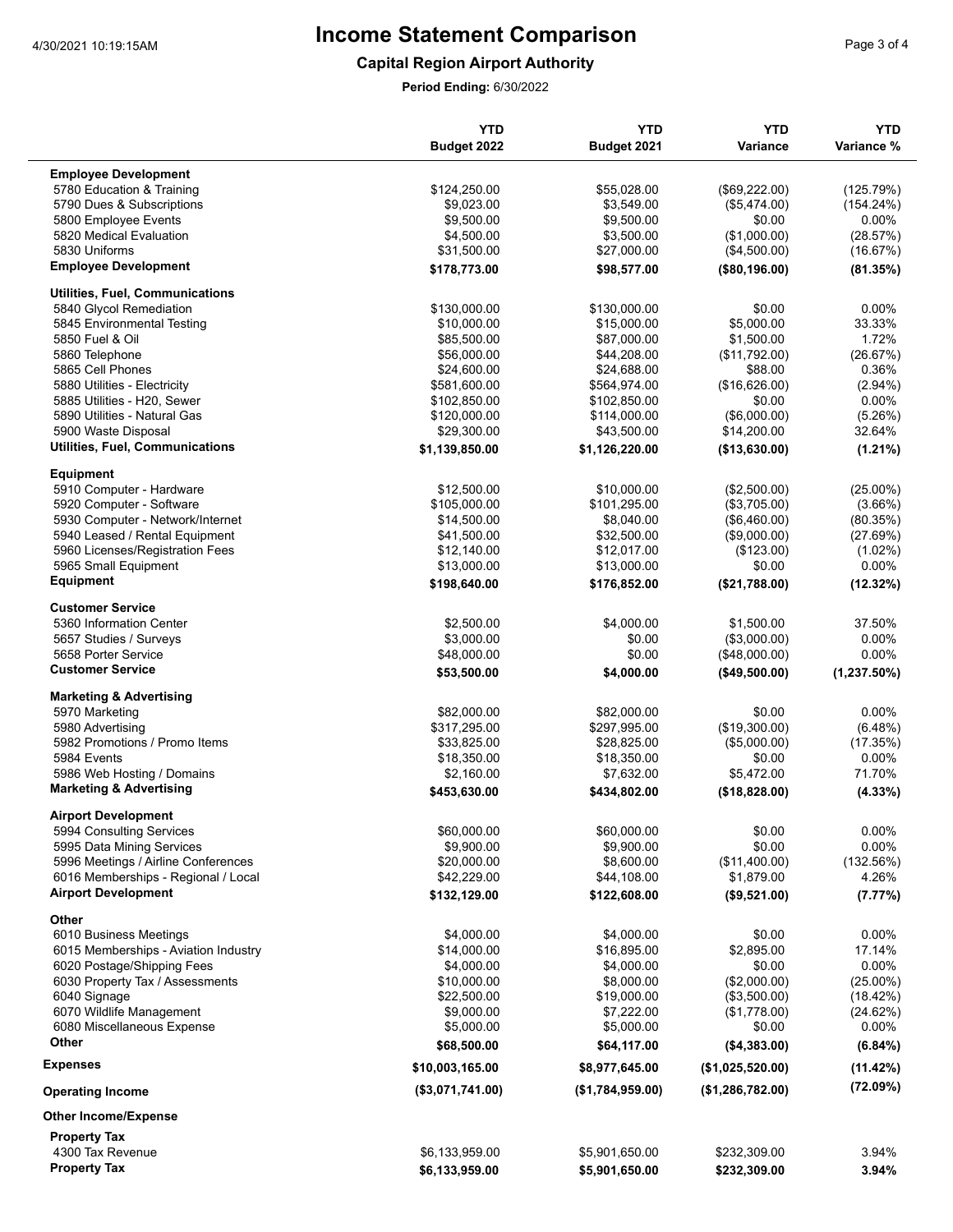# Income Statement Comparison

## Capital Region Airport Authority

**Period Ending:** 6/30/2022

| | YTD Budget 2022 | YTD Budget 2021 | YTD Variance | YTD Variance % |
|---|---|---|---|---|
| **Employee Development** | | | | |
| 5780 Education & Training | $124,250.00 | $55,028.00 | ($69,222.00) | (125.79%) |
| 5790 Dues & Subscriptions | $9,023.00 | $3,549.00 | ($5,474.00) | (154.24%) |
| 5800 Employee Events | $9,500.00 | $9,500.00 | $0.00 | 0.00% |
| 5820 Medical Evaluation | $4,500.00 | $3,500.00 | ($1,000.00) | (28.57%) |
| 5830 Uniforms | $31,500.00 | $27,000.00 | ($4,500.00) | (16.67%) |
| **Employee Development** | **$178,773.00** | **$98,577.00** | **($80,196.00)** | **(81.35%)** |
| **Utilities, Fuel, Communications** | | | | |
| 5840 Glycol Remediation | $130,000.00 | $130,000.00 | $0.00 | 0.00% |
| 5845 Environmental Testing | $10,000.00 | $15,000.00 | $5,000.00 | 33.33% |
| 5850 Fuel & Oil | $85,500.00 | $87,000.00 | $1,500.00 | 1.72% |
| 5860 Telephone | $56,000.00 | $44,208.00 | ($11,792.00) | (26.67%) |
| 5865 Cell Phones | $24,600.00 | $24,688.00 | $88.00 | 0.36% |
| 5880 Utilities - Electricity | $581,600.00 | $564,974.00 | ($16,626.00) | (2.94%) |
| 5885 Utilities - H20, Sewer | $102,850.00 | $102,850.00 | $0.00 | 0.00% |
| 5890 Utilities - Natural Gas | $120,000.00 | $114,000.00 | ($6,000.00) | (5.26%) |
| 5900 Waste Disposal | $29,300.00 | $43,500.00 | $14,200.00 | 32.64% |
| **Utilities, Fuel, Communications** | **$1,139,850.00** | **$1,126,220.00** | **($13,630.00)** | **(1.21%)** |
| **Equipment** | | | | |
| 5910 Computer - Hardware | $12,500.00 | $10,000.00 | ($2,500.00) | (25.00%) |
| 5920 Computer - Software | $105,000.00 | $101,295.00 | ($3,705.00) | (3.66%) |
| 5930 Computer - Network/Internet | $14,500.00 | $8,040.00 | ($6,460.00) | (80.35%) |
| 5940 Leased / Rental Equipment | $41,500.00 | $32,500.00 | ($9,000.00) | (27.69%) |
| 5960 Licenses/Registration Fees | $12,140.00 | $12,017.00 | ($123.00) | (1.02%) |
| 5965 Small Equipment | $13,000.00 | $13,000.00 | $0.00 | 0.00% |
| **Equipment** | **$198,640.00** | **$176,852.00** | **($21,788.00)** | **(12.32%)** |
| **Customer Service** | | | | |
| 5360 Information Center | $2,500.00 | $4,000.00 | $1,500.00 | 37.50% |
| 5657 Studies / Surveys | $3,000.00 | $0.00 | ($3,000.00) | 0.00% |
| 5658 Porter Service | $48,000.00 | $0.00 | ($48,000.00) | 0.00% |
| **Customer Service** | **$53,500.00** | **$4,000.00** | **($49,500.00)** | **(1,237.50%)** |
| **Marketing & Advertising** | | | | |
| 5970 Marketing | $82,000.00 | $82,000.00 | $0.00 | 0.00% |
| 5980 Advertising | $317,295.00 | $297,995.00 | ($19,300.00) | (6.48%) |
| 5982 Promotions / Promo Items | $33,825.00 | $28,825.00 | ($5,000.00) | (17.35%) |
| 5984 Events | $18,350.00 | $18,350.00 | $0.00 | 0.00% |
| 5986 Web Hosting / Domains | $2,160.00 | $7,632.00 | $5,472.00 | 71.70% |
| **Marketing & Advertising** | **$453,630.00** | **$434,802.00** | **($18,828.00)** | **(4.33%)** |
| **Airport Development** | | | | |
| 5994 Consulting Services | $60,000.00 | $60,000.00 | $0.00 | 0.00% |
| 5995 Data Mining Services | $9,900.00 | $9,900.00 | $0.00 | 0.00% |
| 5996 Meetings / Airline Conferences | $20,000.00 | $8,600.00 | ($11,400.00) | (132.56%) |
| 6016 Memberships - Regional / Local | $42,229.00 | $44,108.00 | $1,879.00 | 4.26% |
| **Airport Development** | **$132,129.00** | **$122,608.00** | **($9,521.00)** | **(7.77%)** |
| **Other** | | | | |
| 6010 Business Meetings | $4,000.00 | $4,000.00 | $0.00 | 0.00% |
| 6015 Memberships - Aviation Industry | $14,000.00 | $16,895.00 | $2,895.00 | 17.14% |
| 6020 Postage/Shipping Fees | $4,000.00 | $4,000.00 | $0.00 | 0.00% |
| 6030 Property Tax / Assessments | $10,000.00 | $8,000.00 | ($2,000.00) | (25.00%) |
| 6040 Signage | $22,500.00 | $19,000.00 | ($3,500.00) | (18.42%) |
| 6070 Wildlife Management | $9,000.00 | $7,222.00 | ($1,778.00) | (24.62%) |
| 6080 Miscellaneous Expense | $5,000.00 | $5,000.00 | $0.00 | 0.00% |
| **Other** | **$68,500.00** | **$64,117.00** | **($4,383.00)** | **(6.84%)** |
| **Expenses** | **$10,003,165.00** | **$8,977,645.00** | **($1,025,520.00)** | **(11.42%)** |
| **Operating Income** | **($3,071,741.00)** | **($1,784,959.00)** | **($1,286,782.00)** | **(72.09%)** |
| **Other Income/Expense** | | | | |
| **Property Tax** | | | | |
| 4300 Tax Revenue | $6,133,959.00 | $5,901,650.00 | $232,309.00 | 3.94% |
| **Property Tax** | **$6,133,959.00** | **$5,901,650.00** | **$232,309.00** | **3.94%** |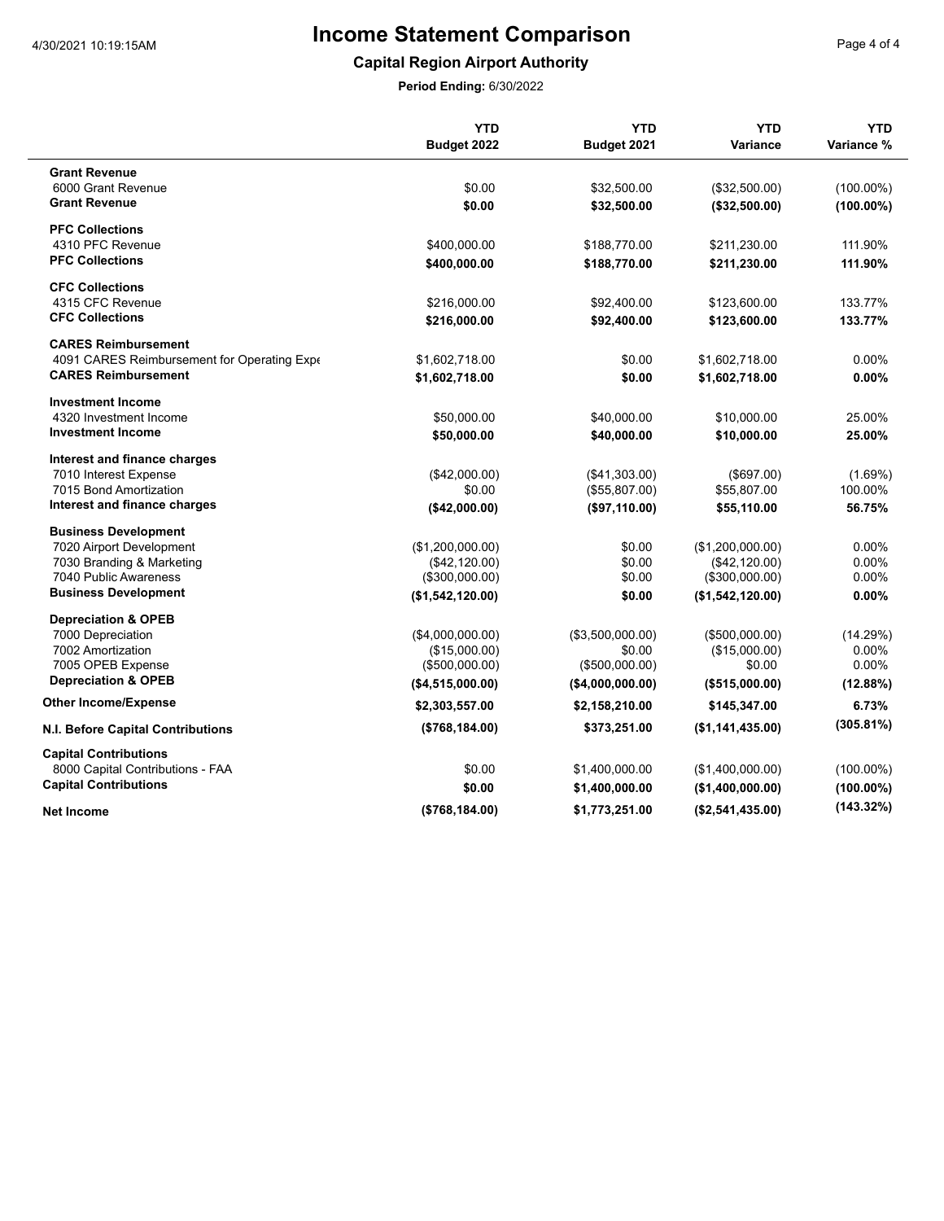# Income Statement Comparison

## Capital Region Airport Authority

**Period Ending:** 6/30/2022

| | YTD Budget 2022 | YTD Budget 2021 | YTD Variance | YTD Variance % |
|---|---|---|---|---|
| **Grant Revenue** | | | | |
| 6000 Grant Revenue | $0.00 | $32,500.00 | ($32,500.00) | (100.00%) |
| **Grant Revenue** | **$0.00** | **$32,500.00** | **($32,500.00)** | **(100.00%)** |
| **PFC Collections** | | | | |
| 4310 PFC Revenue | $400,000.00 | $188,770.00 | $211,230.00 | 111.90% |
| **PFC Collections** | **$400,000.00** | **$188,770.00** | **$211,230.00** | **111.90%** |
| **CFC Collections** | | | | |
| 4315 CFC Revenue | $216,000.00 | $92,400.00 | $123,600.00 | 133.77% |
| **CFC Collections** | **$216,000.00** | **$92,400.00** | **$123,600.00** | **133.77%** |
| **CARES Reimbursement** | | | | |
| 4091 CARES Reimbursement for Operating Expe | $1,602,718.00 | $0.00 | $1,602,718.00 | 0.00% |
| **CARES Reimbursement** | **$1,602,718.00** | **$0.00** | **$1,602,718.00** | **0.00%** |
| **Investment Income** | | | | |
| 4320 Investment Income | $50,000.00 | $40,000.00 | $10,000.00 | 25.00% |
| **Investment Income** | **$50,000.00** | **$40,000.00** | **$10,000.00** | **25.00%** |
| **Interest and finance charges** | | | | |
| 7010 Interest Expense | ($42,000.00) | ($41,303.00) | ($697.00) | (1.69%) |
| 7015 Bond Amortization | $0.00 | ($55,807.00) | $55,807.00 | 100.00% |
| **Interest and finance charges** | **($42,000.00)** | **($97,110.00)** | **$55,110.00** | **56.75%** |
| **Business Development** | | | | |
| 7020 Airport Development | ($1,200,000.00) | $0.00 | ($1,200,000.00) | 0.00% |
| 7030 Branding & Marketing | ($42,120.00) | $0.00 | ($42,120.00) | 0.00% |
| 7040 Public Awareness | ($300,000.00) | $0.00 | ($300,000.00) | 0.00% |
| **Business Development** | **($1,542,120.00)** | **$0.00** | **($1,542,120.00)** | **0.00%** |
| **Depreciation & OPEB** | | | | |
| 7000 Depreciation | ($4,000,000.00) | ($3,500,000.00) | ($500,000.00) | (14.29%) |
| 7002 Amortization | ($15,000.00) | $0.00 | ($15,000.00) | 0.00% |
| 7005 OPEB Expense | ($500,000.00) | ($500,000.00) | $0.00 | 0.00% |
| **Depreciation & OPEB** | **($4,515,000.00)** | **($4,000,000.00)** | **($515,000.00)** | **(12.88%)** |
| **Other Income/Expense** | **$2,303,557.00** | **$2,158,210.00** | **$145,347.00** | **6.73%** |
| **N.I. Before Capital Contributions** | **($768,184.00)** | **$373,251.00** | **($1,141,435.00)** | **(305.81%)** |
| **Capital Contributions** | | | | |
| 8000 Capital Contributions - FAA | $0.00 | $1,400,000.00 | ($1,400,000.00) | (100.00%) |
| **Capital Contributions** | **$0.00** | **$1,400,000.00** | **($1,400,000.00)** | **(100.00%)** |
| **Net Income** | **($768,184.00)** | **$1,773,251.00** | **($2,541,435.00)** | **(143.32%)** |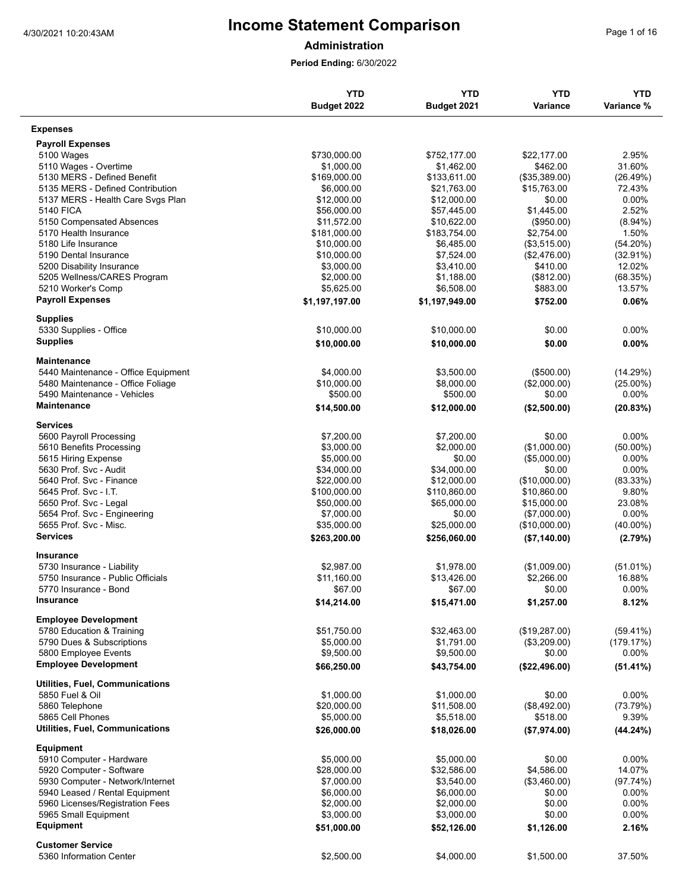# Income Statement Comparison

**Administration**

**Period Ending:** 6/30/2022

| | YTD Budget 2022 | YTD Budget 2021 | YTD Variance | YTD Variance % |
|---|---|---|---|---|
| **Expenses** | | | | |
| **Payroll Expenses** | | | | |
| 5100 Wages | $730,000.00 | $752,177.00 | $22,177.00 | 2.95% |
| 5110 Wages - Overtime | $1,000.00 | $1,462.00 | $462.00 | 31.60% |
| 5130 MERS - Defined Benefit | $169,000.00 | $133,611.00 | ($35,389.00) | (26.49%) |
| 5135 MERS - Defined Contribution | $6,000.00 | $21,763.00 | $15,763.00 | 72.43% |
| 5137 MERS - Health Care Svgs Plan | $12,000.00 | $12,000.00 | $0.00 | 0.00% |
| 5140 FICA | $56,000.00 | $57,445.00 | $1,445.00 | 2.52% |
| 5150 Compensated Absences | $11,572.00 | $10,622.00 | ($950.00) | (8.94%) |
| 5170 Health Insurance | $181,000.00 | $183,754.00 | $2,754.00 | 1.50% |
| 5180 Life Insurance | $10,000.00 | $6,485.00 | ($3,515.00) | (54.20%) |
| 5190 Dental Insurance | $10,000.00 | $7,524.00 | ($2,476.00) | (32.91%) |
| 5200 Disability Insurance | $3,000.00 | $3,410.00 | $410.00 | 12.02% |
| 5205 Wellness/CARES Program | $2,000.00 | $1,188.00 | ($812.00) | (68.35%) |
| 5210 Worker's Comp | $5,625.00 | $6,508.00 | $883.00 | 13.57% |
| **Payroll Expenses** | **$1,197,197.00** | **$1,197,949.00** | **$752.00** | **0.06%** |
| **Supplies** | | | | |
| 5330 Supplies - Office | $10,000.00 | $10,000.00 | $0.00 | 0.00% |
| **Supplies** | **$10,000.00** | **$10,000.00** | **$0.00** | **0.00%** |
| **Maintenance** | | | | |
| 5440 Maintenance - Office Equipment | $4,000.00 | $3,500.00 | ($500.00) | (14.29%) |
| 5480 Maintenance - Office Foliage | $10,000.00 | $8,000.00 | ($2,000.00) | (25.00%) |
| 5490 Maintenance - Vehicles | $500.00 | $500.00 | $0.00 | 0.00% |
| **Maintenance** | **$14,500.00** | **$12,000.00** | **($2,500.00)** | **(20.83%)** |
| **Services** | | | | |
| 5600 Payroll Processing | $7,200.00 | $7,200.00 | $0.00 | 0.00% |
| 5610 Benefits Processing | $3,000.00 | $2,000.00 | ($1,000.00) | (50.00%) |
| 5615 Hiring Expense | $5,000.00 | $0.00 | ($5,000.00) | 0.00% |
| 5630 Prof. Svc - Audit | $34,000.00 | $34,000.00 | $0.00 | 0.00% |
| 5640 Prof. Svc - Finance | $22,000.00 | $12,000.00 | ($10,000.00) | (83.33%) |
| 5645 Prof. Svc - I.T. | $100,000.00 | $110,860.00 | $10,860.00 | 9.80% |
| 5650 Prof. Svc - Legal | $50,000.00 | $65,000.00 | $15,000.00 | 23.08% |
| 5654 Prof. Svc - Engineering | $7,000.00 | $0.00 | ($7,000.00) | 0.00% |
| 5655 Prof. Svc - Misc. | $35,000.00 | $25,000.00 | ($10,000.00) | (40.00%) |
| **Services** | **$263,200.00** | **$256,060.00** | **($7,140.00)** | **(2.79%)** |
| **Insurance** | | | | |
| 5730 Insurance - Liability | $2,987.00 | $1,978.00 | ($1,009.00) | (51.01%) |
| 5750 Insurance - Public Officials | $11,160.00 | $13,426.00 | $2,266.00 | 16.88% |
| 5770 Insurance - Bond | $67.00 | $67.00 | $0.00 | 0.00% |
| **Insurance** | **$14,214.00** | **$15,471.00** | **$1,257.00** | **8.12%** |
| **Employee Development** | | | | |
| 5780 Education & Training | $51,750.00 | $32,463.00 | ($19,287.00) | (59.41%) |
| 5790 Dues & Subscriptions | $5,000.00 | $1,791.00 | ($3,209.00) | (179.17%) |
| 5800 Employee Events | $9,500.00 | $9,500.00 | $0.00 | 0.00% |
| **Employee Development** | **$66,250.00** | **$43,754.00** | **($22,496.00)** | **(51.41%)** |
| **Utilities, Fuel, Communications** | | | | |
| 5850 Fuel & Oil | $1,000.00 | $1,000.00 | $0.00 | 0.00% |
| 5860 Telephone | $20,000.00 | $11,508.00 | ($8,492.00) | (73.79%) |
| 5865 Cell Phones | $5,000.00 | $5,518.00 | $518.00 | 9.39% |
| **Utilities, Fuel, Communications** | **$26,000.00** | **$18,026.00** | **($7,974.00)** | **(44.24%)** |
| **Equipment** | | | | |
| 5910 Computer - Hardware | $5,000.00 | $5,000.00 | $0.00 | 0.00% |
| 5920 Computer - Software | $28,000.00 | $32,586.00 | $4,586.00 | 14.07% |
| 5930 Computer - Network/Internet | $7,000.00 | $3,540.00 | ($3,460.00) | (97.74%) |
| 5940 Leased / Rental Equipment | $6,000.00 | $6,000.00 | $0.00 | 0.00% |
| 5960 Licenses/Registration Fees | $2,000.00 | $2,000.00 | $0.00 | 0.00% |
| 5965 Small Equipment | $3,000.00 | $3,000.00 | $0.00 | 0.00% |
| **Equipment** | **$51,000.00** | **$52,126.00** | **$1,126.00** | **2.16%** |
| **Customer Service** | | | | |
| 5360 Information Center | $2,500.00 | $4,000.00 | $1,500.00 | 37.50% |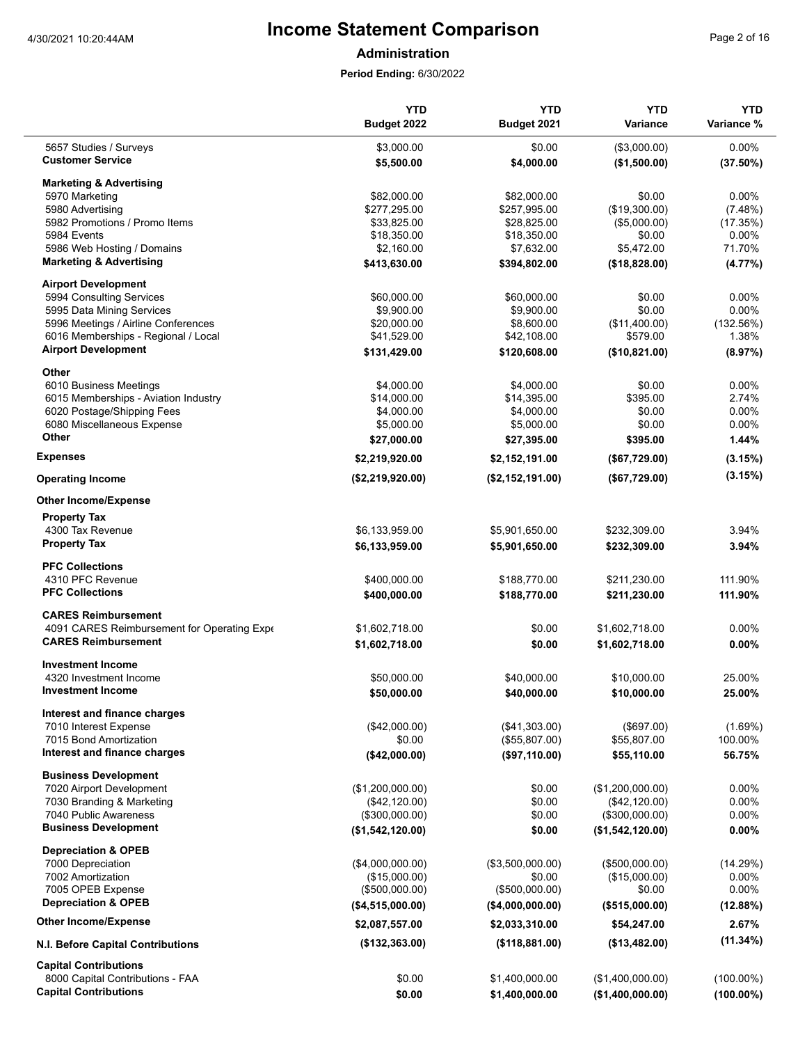# Income Statement Comparison

**Administration**

**Period Ending:** 6/30/2022

| | YTD Budget 2022 | YTD Budget 2021 | YTD Variance | YTD Variance % |
|---|---|---|---|---|
| 5657 Studies / Surveys | $3,000.00 | $0.00 | ($3,000.00) | 0.00% |
| **Customer Service** | **$5,500.00** | **$4,000.00** | **($1,500.00)** | **(37.50%)** |
| **Marketing & Advertising** | | | | |
| 5970 Marketing | $82,000.00 | $82,000.00 | $0.00 | 0.00% |
| 5980 Advertising | $277,295.00 | $257,995.00 | ($19,300.00) | (7.48%) |
| 5982 Promotions / Promo Items | $33,825.00 | $28,825.00 | ($5,000.00) | (17.35%) |
| 5984 Events | $18,350.00 | $18,350.00 | $0.00 | 0.00% |
| 5986 Web Hosting / Domains | $2,160.00 | $7,632.00 | $5,472.00 | 71.70% |
| **Marketing & Advertising** | **$413,630.00** | **$394,802.00** | **($18,828.00)** | **(4.77%)** |
| **Airport Development** | | | | |
| 5994 Consulting Services | $60,000.00 | $60,000.00 | $0.00 | 0.00% |
| 5995 Data Mining Services | $9,900.00 | $9,900.00 | $0.00 | 0.00% |
| 5996 Meetings / Airline Conferences | $20,000.00 | $8,600.00 | ($11,400.00) | (132.56%) |
| 6016 Memberships - Regional / Local | $41,529.00 | $42,108.00 | $579.00 | 1.38% |
| **Airport Development** | **$131,429.00** | **$120,608.00** | **($10,821.00)** | **(8.97%)** |
| **Other** | | | | |
| 6010 Business Meetings | $4,000.00 | $4,000.00 | $0.00 | 0.00% |
| 6015 Memberships - Aviation Industry | $14,000.00 | $14,395.00 | $395.00 | 2.74% |
| 6020 Postage/Shipping Fees | $4,000.00 | $4,000.00 | $0.00 | 0.00% |
| 6080 Miscellaneous Expense | $5,000.00 | $5,000.00 | $0.00 | 0.00% |
| **Other** | **$27,000.00** | **$27,395.00** | **$395.00** | **1.44%** |
| **Expenses** | **$2,219,920.00** | **$2,152,191.00** | **($67,729.00)** | **(3.15%)** |
| **Operating Income** | **($2,219,920.00)** | **($2,152,191.00)** | **($67,729.00)** | **(3.15%)** |
| **Other Income/Expense** | | | | |
| **Property Tax** | | | | |
| 4300 Tax Revenue | $6,133,959.00 | $5,901,650.00 | $232,309.00 | 3.94% |
| **Property Tax** | **$6,133,959.00** | **$5,901,650.00** | **$232,309.00** | **3.94%** |
| **PFC Collections** | | | | |
| 4310 PFC Revenue | $400,000.00 | $188,770.00 | $211,230.00 | 111.90% |
| **PFC Collections** | **$400,000.00** | **$188,770.00** | **$211,230.00** | **111.90%** |
| **CARES Reimbursement** | | | | |
| 4091 CARES Reimbursement for Operating Expe | $1,602,718.00 | $0.00 | $1,602,718.00 | 0.00% |
| **CARES Reimbursement** | **$1,602,718.00** | **$0.00** | **$1,602,718.00** | **0.00%** |
| **Investment Income** | | | | |
| 4320 Investment Income | $50,000.00 | $40,000.00 | $10,000.00 | 25.00% |
| **Investment Income** | **$50,000.00** | **$40,000.00** | **$10,000.00** | **25.00%** |
| **Interest and finance charges** | | | | |
| 7010 Interest Expense | ($42,000.00) | ($41,303.00) | ($697.00) | (1.69%) |
| 7015 Bond Amortization | $0.00 | ($55,807.00) | $55,807.00 | 100.00% |
| **Interest and finance charges** | **($42,000.00)** | **($97,110.00)** | **$55,110.00** | **56.75%** |
| **Business Development** | | | | |
| 7020 Airport Development | ($1,200,000.00) | $0.00 | ($1,200,000.00) | 0.00% |
| 7030 Branding & Marketing | ($42,120.00) | $0.00 | ($42,120.00) | 0.00% |
| 7040 Public Awareness | ($300,000.00) | $0.00 | ($300,000.00) | 0.00% |
| **Business Development** | **($1,542,120.00)** | **$0.00** | **($1,542,120.00)** | **0.00%** |
| **Depreciation & OPEB** | | | | |
| 7000 Depreciation | ($4,000,000.00) | ($3,500,000.00) | ($500,000.00) | (14.29%) |
| 7002 Amortization | ($15,000.00) | $0.00 | ($15,000.00) | 0.00% |
| 7005 OPEB Expense | ($500,000.00) | ($500,000.00) | $0.00 | 0.00% |
| **Depreciation & OPEB** | **($4,515,000.00)** | **($4,000,000.00)** | **($515,000.00)** | **(12.88%)** |
| **Other Income/Expense** | **$2,087,557.00** | **$2,033,310.00** | **$54,247.00** | **2.67%** |
| **N.I. Before Capital Contributions** | **($132,363.00)** | **($118,881.00)** | **($13,482.00)** | **(11.34%)** |
| **Capital Contributions** | | | | |
| 8000 Capital Contributions - FAA | $0.00 | $1,400,000.00 | ($1,400,000.00) | (100.00%) |
| **Capital Contributions** | **$0.00** | **$1,400,000.00** | **($1,400,000.00)** | **(100.00%)** |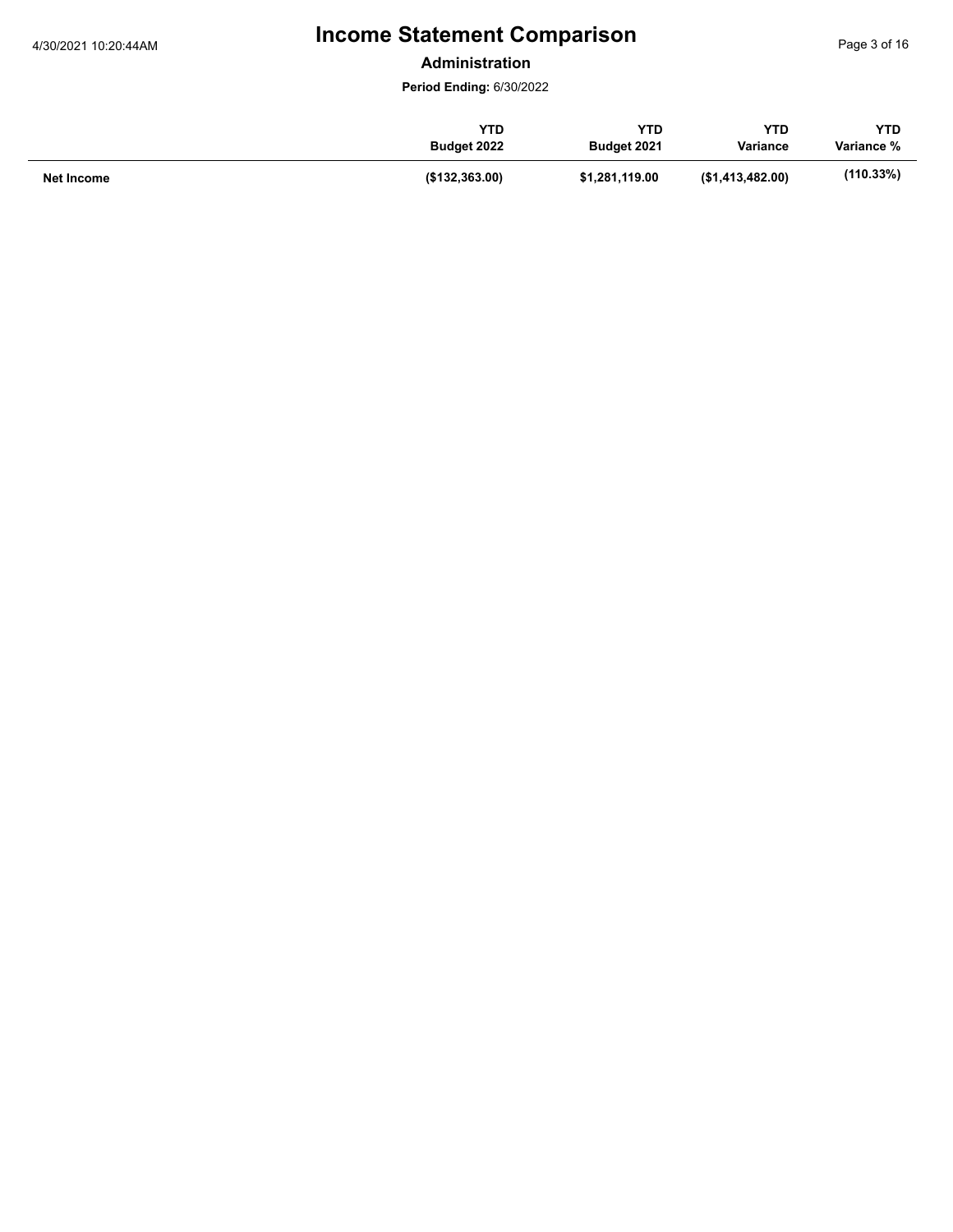# Income Statement Comparison

**Administration**

**Period Ending:** 6/30/2022

| | YTD Budget 2022 | YTD Budget 2021 | YTD Variance | YTD Variance % |
|---|---|---|---|---|
| **Net Income** | **($132,363.00)** | **$1,281,119.00** | **($1,413,482.00)** | **(110.33%)** |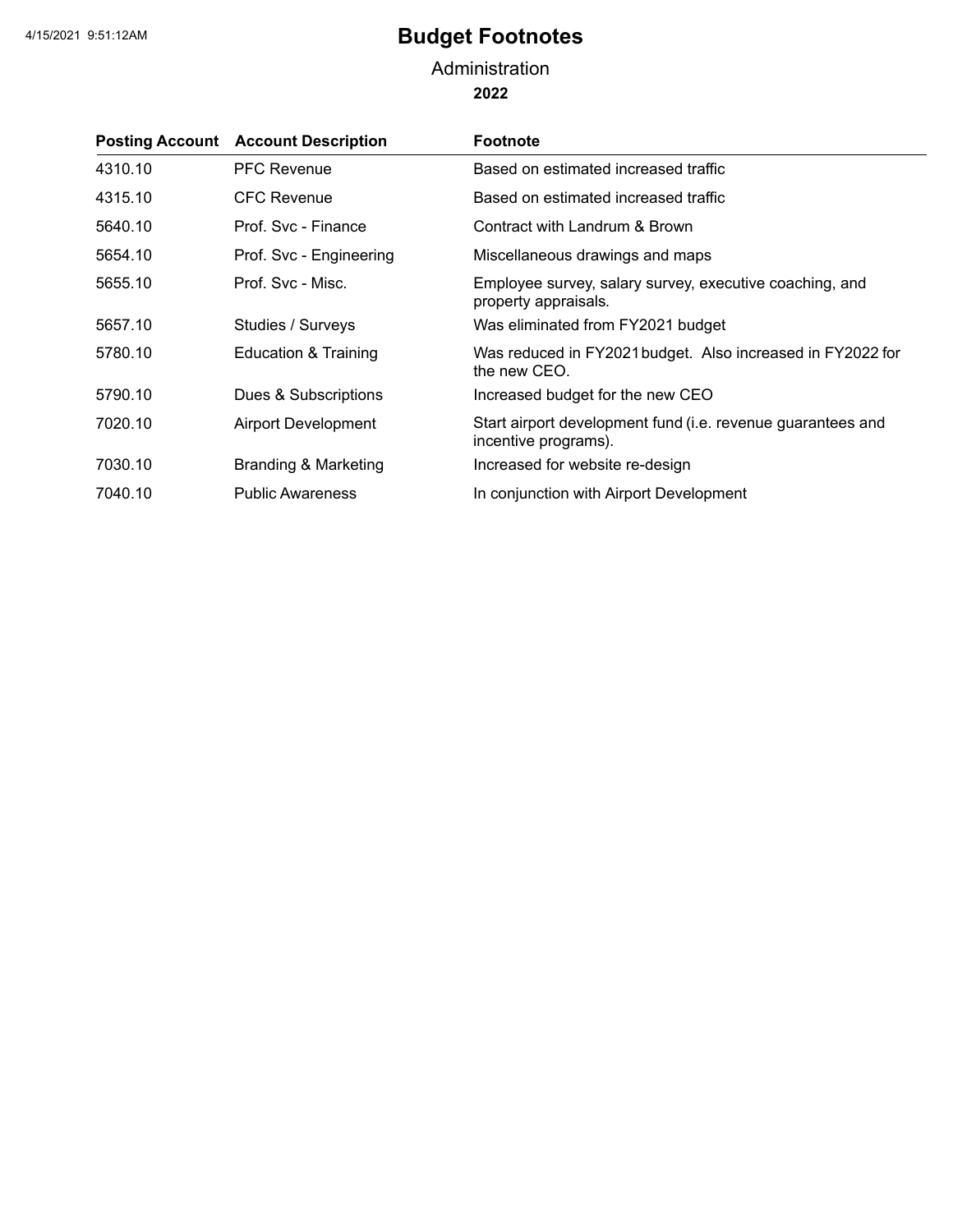# Budget Footnotes

## Administration

### 2022

| Posting Account | Account Description | Footnote |
|---|---|---|
| 4310.10 | PFC Revenue | Based on estimated increased traffic |
| 4315.10 | CFC Revenue | Based on estimated increased traffic |
| 5640.10 | Prof. Svc - Finance | Contract with Landrum & Brown |
| 5654.10 | Prof. Svc - Engineering | Miscellaneous drawings and maps |
| 5655.10 | Prof. Svc - Misc. | Employee survey, salary survey, executive coaching, and property appraisals. |
| 5657.10 | Studies / Surveys | Was eliminated from FY2021 budget |
| 5780.10 | Education & Training | Was reduced in FY2021 budget. Also increased in FY2022 for the new CEO. |
| 5790.10 | Dues & Subscriptions | Increased budget for the new CEO |
| 7020.10 | Airport Development | Start airport development fund (i.e. revenue guarantees and incentive programs). |
| 7030.10 | Branding & Marketing | Increased for website re-design |
| 7040.10 | Public Awareness | In conjunction with Airport Development |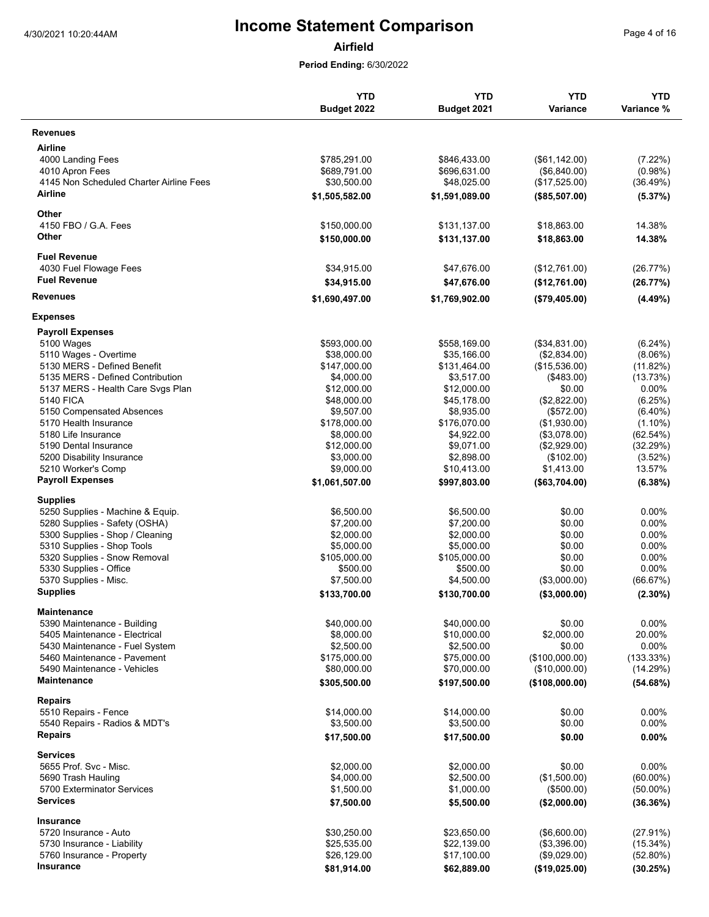# Income Statement Comparison

**Airfield**

**Period Ending:** 6/30/2022

| | YTD Budget 2022 | YTD Budget 2021 | YTD Variance | YTD Variance % |
|---|---|---|---|---|
| **Revenues** | | | | |
| **Airline** | | | | |
| 4000 Landing Fees | $785,291.00 | $846,433.00 | ($61,142.00) | (7.22%) |
| 4010 Apron Fees | $689,791.00 | $696,631.00 | ($6,840.00) | (0.98%) |
| 4145 Non Scheduled Charter Airline Fees | $30,500.00 | $48,025.00 | ($17,525.00) | (36.49%) |
| **Airline** | **$1,505,582.00** | **$1,591,089.00** | **($85,507.00)** | **(5.37%)** |
| **Other** | | | | |
| 4150 FBO / G.A. Fees | $150,000.00 | $131,137.00 | $18,863.00 | 14.38% |
| **Other** | **$150,000.00** | **$131,137.00** | **$18,863.00** | **14.38%** |
| **Fuel Revenue** | | | | |
| 4030 Fuel Flowage Fees | $34,915.00 | $47,676.00 | ($12,761.00) | (26.77%) |
| **Fuel Revenue** | **$34,915.00** | **$47,676.00** | **($12,761.00)** | **(26.77%)** |
| **Revenues** | **$1,690,497.00** | **$1,769,902.00** | **($79,405.00)** | **(4.49%)** |
| **Expenses** | | | | |
| **Payroll Expenses** | | | | |
| 5100 Wages | $593,000.00 | $558,169.00 | ($34,831.00) | (6.24%) |
| 5110 Wages - Overtime | $38,000.00 | $35,166.00 | ($2,834.00) | (8.06%) |
| 5130 MERS - Defined Benefit | $147,000.00 | $131,464.00 | ($15,536.00) | (11.82%) |
| 5135 MERS - Defined Contribution | $4,000.00 | $3,517.00 | ($483.00) | (13.73%) |
| 5137 MERS - Health Care Svgs Plan | $12,000.00 | $12,000.00 | $0.00 | 0.00% |
| 5140 FICA | $48,000.00 | $45,178.00 | ($2,822.00) | (6.25%) |
| 5150 Compensated Absences | $9,507.00 | $8,935.00 | ($572.00) | (6.40%) |
| 5170 Health Insurance | $178,000.00 | $176,070.00 | ($1,930.00) | (1.10%) |
| 5180 Life Insurance | $8,000.00 | $4,922.00 | ($3,078.00) | (62.54%) |
| 5190 Dental Insurance | $12,000.00 | $9,071.00 | ($2,929.00) | (32.29%) |
| 5200 Disability Insurance | $3,000.00 | $2,898.00 | ($102.00) | (3.52%) |
| 5210 Worker's Comp | $9,000.00 | $10,413.00 | $1,413.00 | 13.57% |
| **Payroll Expenses** | **$1,061,507.00** | **$997,803.00** | **($63,704.00)** | **(6.38%)** |
| **Supplies** | | | | |
| 5250 Supplies - Machine & Equip. | $6,500.00 | $6,500.00 | $0.00 | 0.00% |
| 5280 Supplies - Safety (OSHA) | $7,200.00 | $7,200.00 | $0.00 | 0.00% |
| 5300 Supplies - Shop / Cleaning | $2,000.00 | $2,000.00 | $0.00 | 0.00% |
| 5310 Supplies - Shop Tools | $5,000.00 | $5,000.00 | $0.00 | 0.00% |
| 5320 Supplies - Snow Removal | $105,000.00 | $105,000.00 | $0.00 | 0.00% |
| 5330 Supplies - Office | $500.00 | $500.00 | $0.00 | 0.00% |
| 5370 Supplies - Misc. | $7,500.00 | $4,500.00 | ($3,000.00) | (66.67%) |
| **Supplies** | **$133,700.00** | **$130,700.00** | **($3,000.00)** | **(2.30%)** |
| **Maintenance** | | | | |
| 5390 Maintenance - Building | $40,000.00 | $40,000.00 | $0.00 | 0.00% |
| 5405 Maintenance - Electrical | $8,000.00 | $10,000.00 | $2,000.00 | 20.00% |
| 5430 Maintenance - Fuel System | $2,500.00 | $2,500.00 | $0.00 | 0.00% |
| 5460 Maintenance - Pavement | $175,000.00 | $75,000.00 | ($100,000.00) | (133.33%) |
| 5490 Maintenance - Vehicles | $80,000.00 | $70,000.00 | ($10,000.00) | (14.29%) |
| **Maintenance** | **$305,500.00** | **$197,500.00** | **($108,000.00)** | **(54.68%)** |
| **Repairs** | | | | |
| 5510 Repairs - Fence | $14,000.00 | $14,000.00 | $0.00 | 0.00% |
| 5540 Repairs - Radios & MDT's | $3,500.00 | $3,500.00 | $0.00 | 0.00% |
| **Repairs** | **$17,500.00** | **$17,500.00** | **$0.00** | **0.00%** |
| **Services** | | | | |
| 5655 Prof. Svc - Misc. | $2,000.00 | $2,000.00 | $0.00 | 0.00% |
| 5690 Trash Hauling | $4,000.00 | $2,500.00 | ($1,500.00) | (60.00%) |
| 5700 Exterminator Services | $1,500.00 | $1,000.00 | ($500.00) | (50.00%) |
| **Services** | **$7,500.00** | **$5,500.00** | **($2,000.00)** | **(36.36%)** |
| **Insurance** | | | | |
| 5720 Insurance - Auto | $30,250.00 | $23,650.00 | ($6,600.00) | (27.91%) |
| 5730 Insurance - Liability | $25,535.00 | $22,139.00 | ($3,396.00) | (15.34%) |
| 5760 Insurance - Property | $26,129.00 | $17,100.00 | ($9,029.00) | (52.80%) |
| **Insurance** | **$81,914.00** | **$62,889.00** | **($19,025.00)** | **(30.25%)** |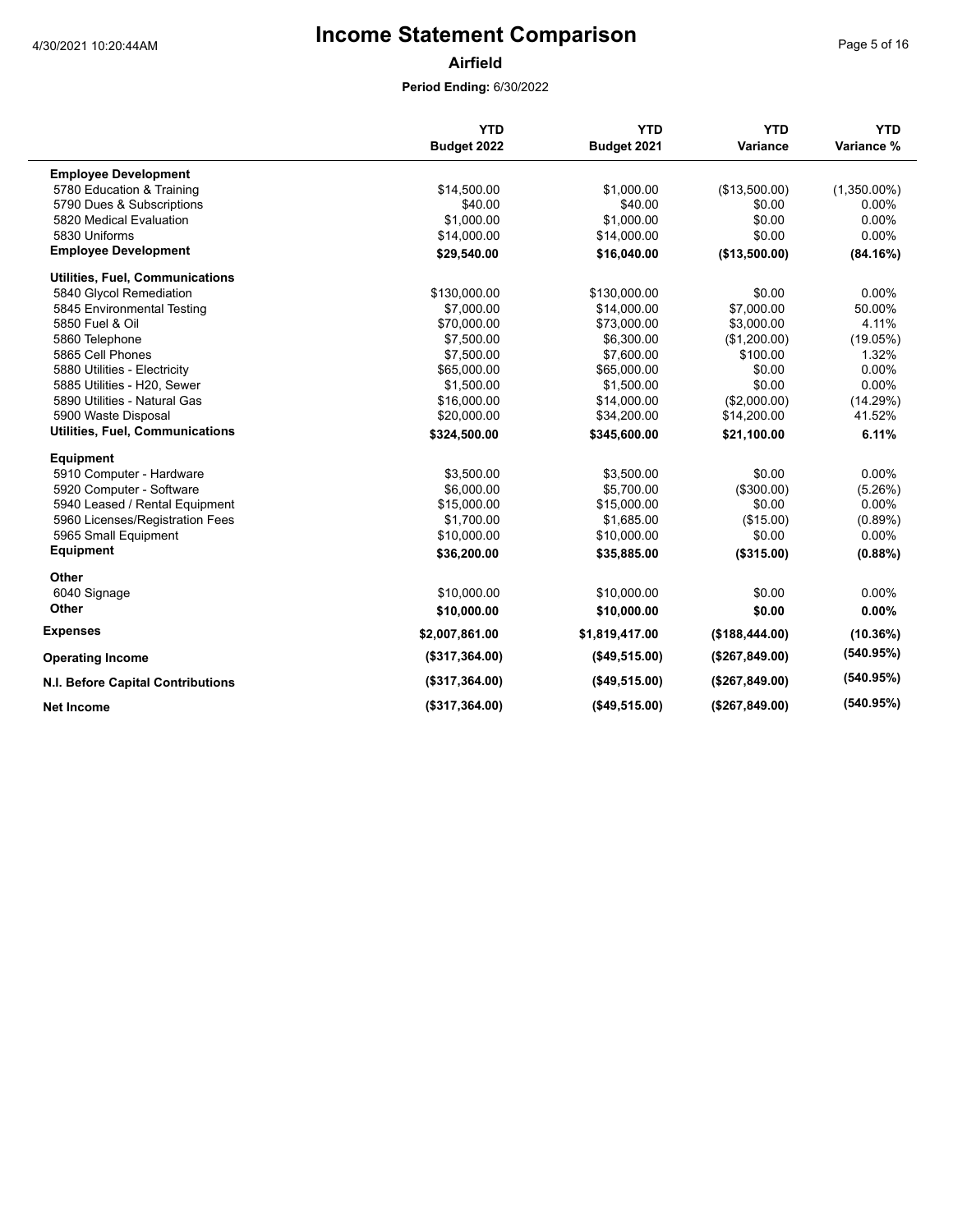# Income Statement Comparison

**Airfield**

**Period Ending:** 6/30/2022

| | YTD Budget 2022 | YTD Budget 2021 | YTD Variance | YTD Variance % |
|---|---|---|---|---|
| **Employee Development** | | | | |
| 5780 Education & Training | $14,500.00 | $1,000.00 | ($13,500.00) | (1,350.00%) |
| 5790 Dues & Subscriptions | $40.00 | $40.00 | $0.00 | 0.00% |
| 5820 Medical Evaluation | $1,000.00 | $1,000.00 | $0.00 | 0.00% |
| 5830 Uniforms | $14,000.00 | $14,000.00 | $0.00 | 0.00% |
| **Employee Development** | **$29,540.00** | **$16,040.00** | **($13,500.00)** | **(84.16%)** |
| **Utilities, Fuel, Communications** | | | | |
| 5840 Glycol Remediation | $130,000.00 | $130,000.00 | $0.00 | 0.00% |
| 5845 Environmental Testing | $7,000.00 | $14,000.00 | $7,000.00 | 50.00% |
| 5850 Fuel & Oil | $70,000.00 | $73,000.00 | $3,000.00 | 4.11% |
| 5860 Telephone | $7,500.00 | $6,300.00 | ($1,200.00) | (19.05%) |
| 5865 Cell Phones | $7,500.00 | $7,600.00 | $100.00 | 1.32% |
| 5880 Utilities - Electricity | $65,000.00 | $65,000.00 | $0.00 | 0.00% |
| 5885 Utilities - H20, Sewer | $1,500.00 | $1,500.00 | $0.00 | 0.00% |
| 5890 Utilities - Natural Gas | $16,000.00 | $14,000.00 | ($2,000.00) | (14.29%) |
| 5900 Waste Disposal | $20,000.00 | $34,200.00 | $14,200.00 | 41.52% |
| **Utilities, Fuel, Communications** | **$324,500.00** | **$345,600.00** | **$21,100.00** | **6.11%** |
| **Equipment** | | | | |
| 5910 Computer - Hardware | $3,500.00 | $3,500.00 | $0.00 | 0.00% |
| 5920 Computer - Software | $6,000.00 | $5,700.00 | ($300.00) | (5.26%) |
| 5940 Leased / Rental Equipment | $15,000.00 | $15,000.00 | $0.00 | 0.00% |
| 5960 Licenses/Registration Fees | $1,700.00 | $1,685.00 | ($15.00) | (0.89%) |
| 5965 Small Equipment | $10,000.00 | $10,000.00 | $0.00 | 0.00% |
| **Equipment** | **$36,200.00** | **$35,885.00** | **($315.00)** | **(0.88%)** |
| **Other** | | | | |
| 6040 Signage | $10,000.00 | $10,000.00 | $0.00 | 0.00% |
| **Other** | **$10,000.00** | **$10,000.00** | **$0.00** | **0.00%** |
| **Expenses** | **$2,007,861.00** | **$1,819,417.00** | **($188,444.00)** | **(10.36%)** |
| **Operating Income** | **($317,364.00)** | **($49,515.00)** | **($267,849.00)** | **(540.95%)** |
| **N.I. Before Capital Contributions** | **($317,364.00)** | **($49,515.00)** | **($267,849.00)** | **(540.95%)** |
| **Net Income** | **($317,364.00)** | **($49,515.00)** | **($267,849.00)** | **(540.95%)** |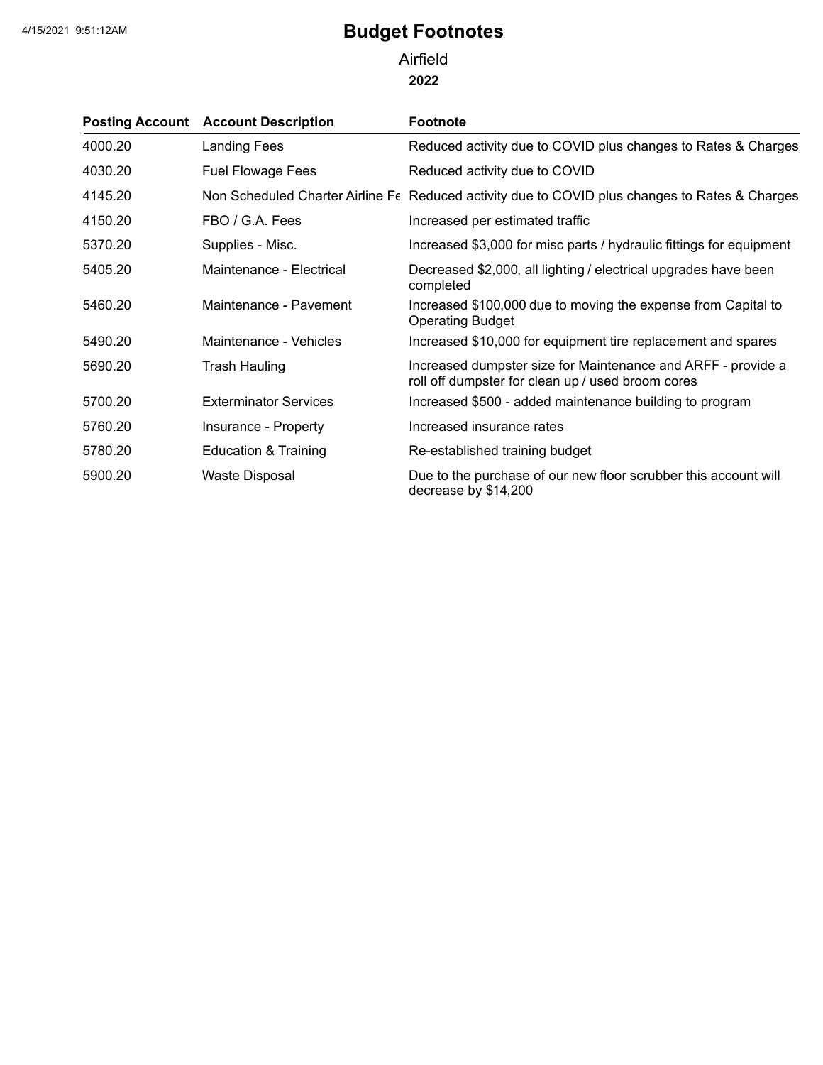# Budget Footnotes

## Airfield

### 2022

| Posting Account | Account Description | Footnote |
|---|---|---|
| 4000.20 | Landing Fees | Reduced activity due to COVID plus changes to Rates & Charges |
| 4030.20 | Fuel Flowage Fees | Reduced activity due to COVID |
| 4145.20 | Non Scheduled Charter Airline Fe | Reduced activity due to COVID plus changes to Rates & Charges |
| 4150.20 | FBO / G.A. Fees | Increased per estimated traffic |
| 5370.20 | Supplies - Misc. | Increased $3,000 for misc parts / hydraulic fittings for equipment |
| 5405.20 | Maintenance - Electrical | Decreased $2,000, all lighting / electrical upgrades have been completed |
| 5460.20 | Maintenance - Pavement | Increased $100,000 due to moving the expense from Capital to Operating Budget |
| 5490.20 | Maintenance - Vehicles | Increased $10,000 for equipment tire replacement and spares |
| 5690.20 | Trash Hauling | Increased dumpster size for Maintenance and ARFF - provide a roll off dumpster for clean up / used broom cores |
| 5700.20 | Exterminator Services | Increased $500 - added maintenance building to program |
| 5760.20 | Insurance - Property | Increased insurance rates |
| 5780.20 | Education & Training | Re-established training budget |
| 5900.20 | Waste Disposal | Due to the purchase of our new floor scrubber this account will decrease by $14,200 |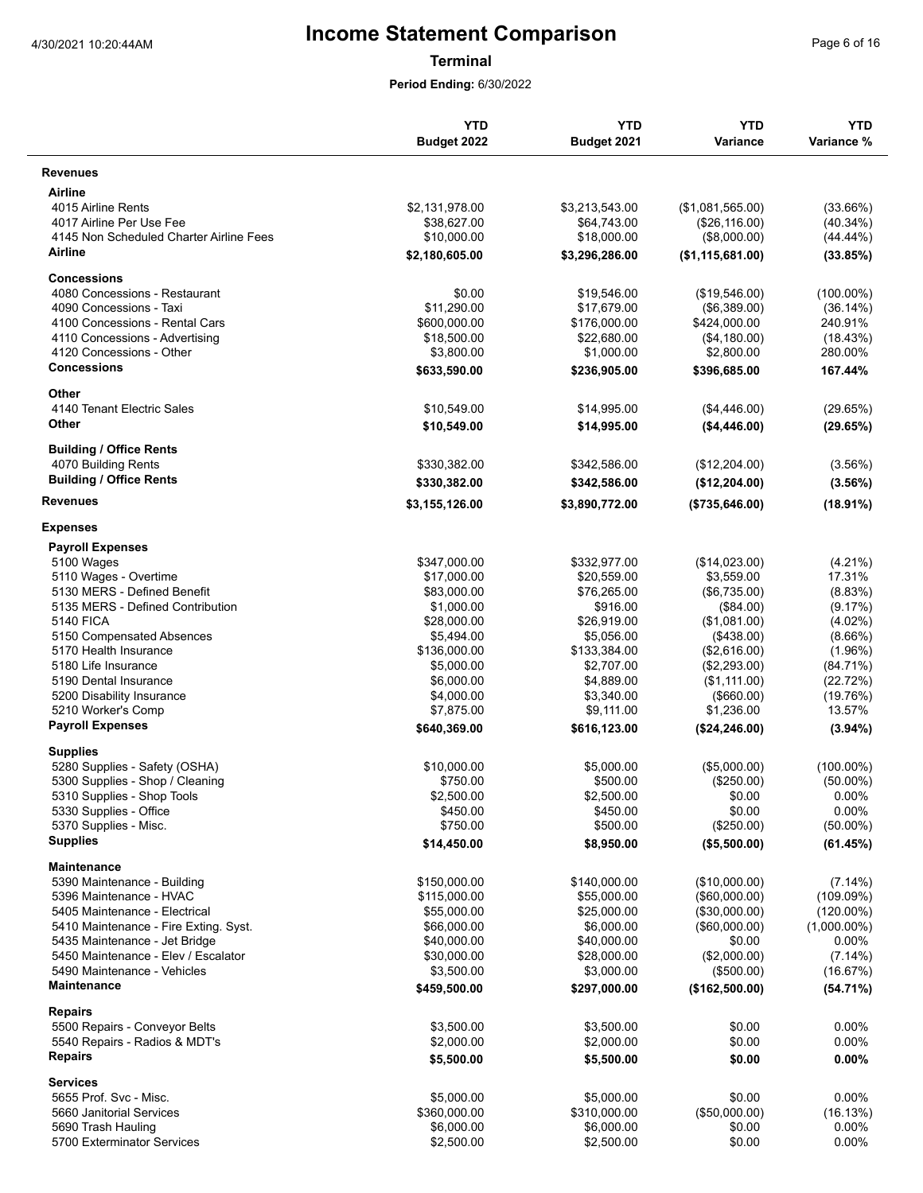# Income Statement Comparison

**Terminal**

**Period Ending:** 6/30/2022

| | YTD Budget 2022 | YTD Budget 2021 | YTD Variance | YTD Variance % |
|---|---|---|---|---|
| **Revenues** | | | | |
| **Airline** | | | | |
| 4015 Airline Rents | $2,131,978.00 | $3,213,543.00 | ($1,081,565.00) | (33.66%) |
| 4017 Airline Per Use Fee | $38,627.00 | $64,743.00 | ($26,116.00) | (40.34%) |
| 4145 Non Scheduled Charter Airline Fees | $10,000.00 | $18,000.00 | ($8,000.00) | (44.44%) |
| **Airline** | **$2,180,605.00** | **$3,296,286.00** | **($1,115,681.00)** | **(33.85%)** |
| **Concessions** | | | | |
| 4080 Concessions - Restaurant | $0.00 | $19,546.00 | ($19,546.00) | (100.00%) |
| 4090 Concessions - Taxi | $11,290.00 | $17,679.00 | ($6,389.00) | (36.14%) |
| 4100 Concessions - Rental Cars | $600,000.00 | $176,000.00 | $424,000.00 | 240.91% |
| 4110 Concessions - Advertising | $18,500.00 | $22,680.00 | ($4,180.00) | (18.43%) |
| 4120 Concessions - Other | $3,800.00 | $1,000.00 | $2,800.00 | 280.00% |
| **Concessions** | **$633,590.00** | **$236,905.00** | **$396,685.00** | **167.44%** |
| **Other** | | | | |
| 4140 Tenant Electric Sales | $10,549.00 | $14,995.00 | ($4,446.00) | (29.65%) |
| **Other** | **$10,549.00** | **$14,995.00** | **($4,446.00)** | **(29.65%)** |
| **Building / Office Rents** | | | | |
| 4070 Building Rents | $330,382.00 | $342,586.00 | ($12,204.00) | (3.56%) |
| **Building / Office Rents** | **$330,382.00** | **$342,586.00** | **($12,204.00)** | **(3.56%)** |
| **Revenues** | **$3,155,126.00** | **$3,890,772.00** | **($735,646.00)** | **(18.91%)** |
| **Expenses** | | | | |
| **Payroll Expenses** | | | | |
| 5100 Wages | $347,000.00 | $332,977.00 | ($14,023.00) | (4.21%) |
| 5110 Wages - Overtime | $17,000.00 | $20,559.00 | $3,559.00 | 17.31% |
| 5130 MERS - Defined Benefit | $83,000.00 | $76,265.00 | ($6,735.00) | (8.83%) |
| 5135 MERS - Defined Contribution | $1,000.00 | $916.00 | ($84.00) | (9.17%) |
| 5140 FICA | $28,000.00 | $26,919.00 | ($1,081.00) | (4.02%) |
| 5150 Compensated Absences | $5,494.00 | $5,056.00 | ($438.00) | (8.66%) |
| 5170 Health Insurance | $136,000.00 | $133,384.00 | ($2,616.00) | (1.96%) |
| 5180 Life Insurance | $5,000.00 | $2,707.00 | ($2,293.00) | (84.71%) |
| 5190 Dental Insurance | $6,000.00 | $4,889.00 | ($1,111.00) | (22.72%) |
| 5200 Disability Insurance | $4,000.00 | $3,340.00 | ($660.00) | (19.76%) |
| 5210 Worker's Comp | $7,875.00 | $9,111.00 | $1,236.00 | 13.57% |
| **Payroll Expenses** | **$640,369.00** | **$616,123.00** | **($24,246.00)** | **(3.94%)** |
| **Supplies** | | | | |
| 5280 Supplies - Safety (OSHA) | $10,000.00 | $5,000.00 | ($5,000.00) | (100.00%) |
| 5300 Supplies - Shop / Cleaning | $750.00 | $500.00 | ($250.00) | (50.00%) |
| 5310 Supplies - Shop Tools | $2,500.00 | $2,500.00 | $0.00 | 0.00% |
| 5330 Supplies - Office | $450.00 | $450.00 | $0.00 | 0.00% |
| 5370 Supplies - Misc. | $750.00 | $500.00 | ($250.00) | (50.00%) |
| **Supplies** | **$14,450.00** | **$8,950.00** | **($5,500.00)** | **(61.45%)** |
| **Maintenance** | | | | |
| 5390 Maintenance - Building | $150,000.00 | $140,000.00 | ($10,000.00) | (7.14%) |
| 5396 Maintenance - HVAC | $115,000.00 | $55,000.00 | ($60,000.00) | (109.09%) |
| 5405 Maintenance - Electrical | $55,000.00 | $25,000.00 | ($30,000.00) | (120.00%) |
| 5410 Maintenance - Fire Exting. Syst. | $66,000.00 | $6,000.00 | ($60,000.00) | (1,000.00%) |
| 5435 Maintenance - Jet Bridge | $40,000.00 | $40,000.00 | $0.00 | 0.00% |
| 5450 Maintenance - Elev / Escalator | $30,000.00 | $28,000.00 | ($2,000.00) | (7.14%) |
| 5490 Maintenance - Vehicles | $3,500.00 | $3,000.00 | ($500.00) | (16.67%) |
| **Maintenance** | **$459,500.00** | **$297,000.00** | **($162,500.00)** | **(54.71%)** |
| **Repairs** | | | | |
| 5500 Repairs - Conveyor Belts | $3,500.00 | $3,500.00 | $0.00 | 0.00% |
| 5540 Repairs - Radios & MDT's | $2,000.00 | $2,000.00 | $0.00 | 0.00% |
| **Repairs** | **$5,500.00** | **$5,500.00** | **$0.00** | **0.00%** |
| **Services** | | | | |
| 5655 Prof. Svc - Misc. | $5,000.00 | $5,000.00 | $0.00 | 0.00% |
| 5660 Janitorial Services | $360,000.00 | $310,000.00 | ($50,000.00) | (16.13%) |
| 5690 Trash Hauling | $6,000.00 | $6,000.00 | $0.00 | 0.00% |
| 5700 Exterminator Services | $2,500.00 | $2,500.00 | $0.00 | 0.00% |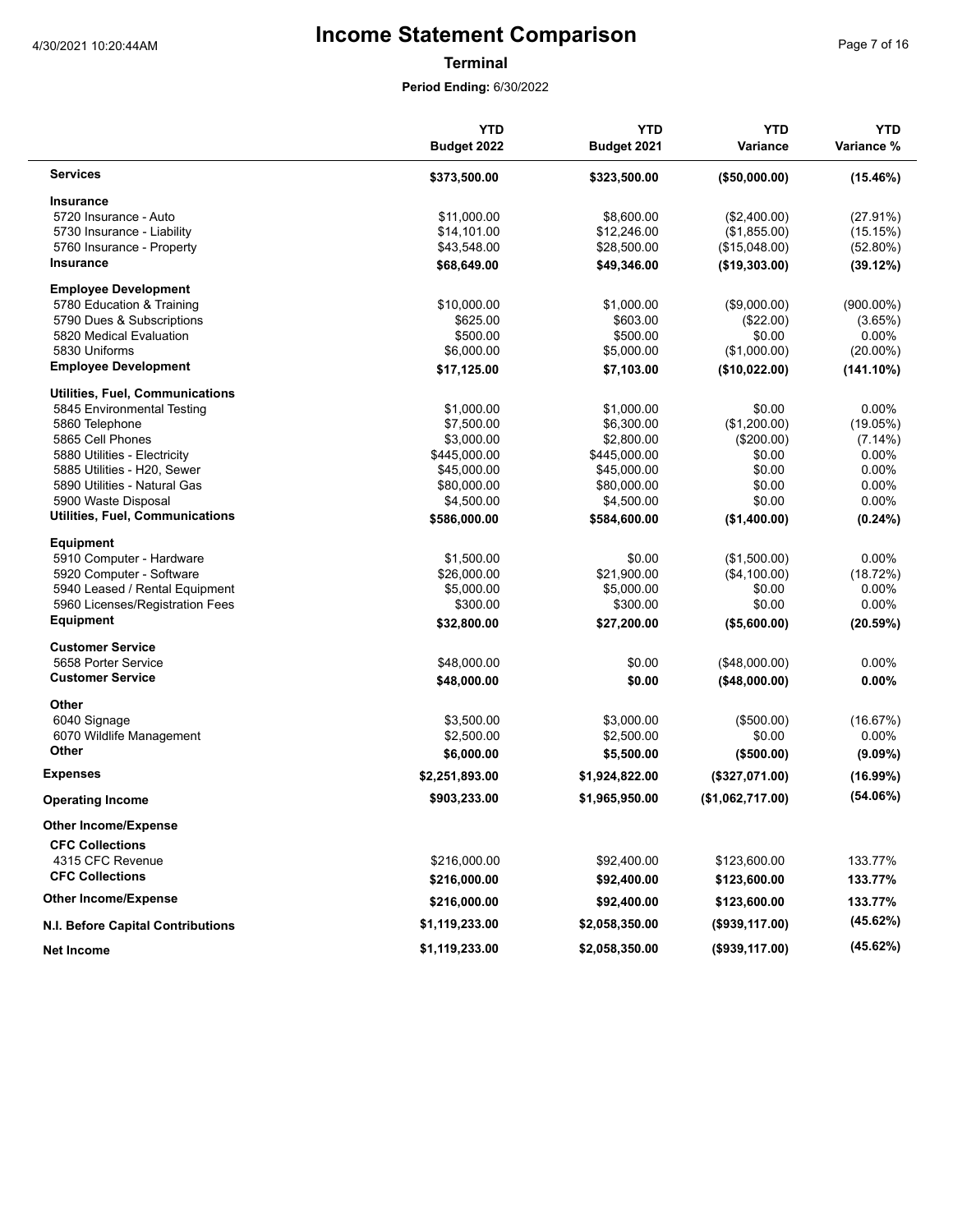# Income Statement Comparison

**Terminal**

**Period Ending:** 6/30/2022

| | YTD Budget 2022 | YTD Budget 2021 | YTD Variance | YTD Variance % |
|---|---|---|---|---|
| **Services** | **$373,500.00** | **$323,500.00** | **($50,000.00)** | **(15.46%)** |
| **Insurance** | | | | |
| 5720 Insurance - Auto | $11,000.00 | $8,600.00 | ($2,400.00) | (27.91%) |
| 5730 Insurance - Liability | $14,101.00 | $12,246.00 | ($1,855.00) | (15.15%) |
| 5760 Insurance - Property | $43,548.00 | $28,500.00 | ($15,048.00) | (52.80%) |
| **Insurance** | **$68,649.00** | **$49,346.00** | **($19,303.00)** | **(39.12%)** |
| **Employee Development** | | | | |
| 5780 Education & Training | $10,000.00 | $1,000.00 | ($9,000.00) | (900.00%) |
| 5790 Dues & Subscriptions | $625.00 | $603.00 | ($22.00) | (3.65%) |
| 5820 Medical Evaluation | $500.00 | $500.00 | $0.00 | 0.00% |
| 5830 Uniforms | $6,000.00 | $5,000.00 | ($1,000.00) | (20.00%) |
| **Employee Development** | **$17,125.00** | **$7,103.00** | **($10,022.00)** | **(141.10%)** |
| **Utilities, Fuel, Communications** | | | | |
| 5845 Environmental Testing | $1,000.00 | $1,000.00 | $0.00 | 0.00% |
| 5860 Telephone | $7,500.00 | $6,300.00 | ($1,200.00) | (19.05%) |
| 5865 Cell Phones | $3,000.00 | $2,800.00 | ($200.00) | (7.14%) |
| 5880 Utilities - Electricity | $445,000.00 | $445,000.00 | $0.00 | 0.00% |
| 5885 Utilities - H20, Sewer | $45,000.00 | $45,000.00 | $0.00 | 0.00% |
| 5890 Utilities - Natural Gas | $80,000.00 | $80,000.00 | $0.00 | 0.00% |
| 5900 Waste Disposal | $4,500.00 | $4,500.00 | $0.00 | 0.00% |
| **Utilities, Fuel, Communications** | **$586,000.00** | **$584,600.00** | **($1,400.00)** | **(0.24%)** |
| **Equipment** | | | | |
| 5910 Computer - Hardware | $1,500.00 | $0.00 | ($1,500.00) | 0.00% |
| 5920 Computer - Software | $26,000.00 | $21,900.00 | ($4,100.00) | (18.72%) |
| 5940 Leased / Rental Equipment | $5,000.00 | $5,000.00 | $0.00 | 0.00% |
| 5960 Licenses/Registration Fees | $300.00 | $300.00 | $0.00 | 0.00% |
| **Equipment** | **$32,800.00** | **$27,200.00** | **($5,600.00)** | **(20.59%)** |
| **Customer Service** | | | | |
| 5658 Porter Service | $48,000.00 | $0.00 | ($48,000.00) | 0.00% |
| **Customer Service** | **$48,000.00** | **$0.00** | **($48,000.00)** | **0.00%** |
| **Other** | | | | |
| 6040 Signage | $3,500.00 | $3,000.00 | ($500.00) | (16.67%) |
| 6070 Wildlife Management | $2,500.00 | $2,500.00 | $0.00 | 0.00% |
| **Other** | **$6,000.00** | **$5,500.00** | **($500.00)** | **(9.09%)** |
| **Expenses** | **$2,251,893.00** | **$1,924,822.00** | **($327,071.00)** | **(16.99%)** |
| **Operating Income** | **$903,233.00** | **$1,965,950.00** | **($1,062,717.00)** | **(54.06%)** |
| **Other Income/Expense** | | | | |
| **CFC Collections** | | | | |
| 4315 CFC Revenue | $216,000.00 | $92,400.00 | $123,600.00 | 133.77% |
| **CFC Collections** | **$216,000.00** | **$92,400.00** | **$123,600.00** | **133.77%** |
| **Other Income/Expense** | **$216,000.00** | **$92,400.00** | **$123,600.00** | **133.77%** |
| **N.I. Before Capital Contributions** | **$1,119,233.00** | **$2,058,350.00** | **($939,117.00)** | **(45.62%)** |
| **Net Income** | **$1,119,233.00** | **$2,058,350.00** | **($939,117.00)** | **(45.62%)** |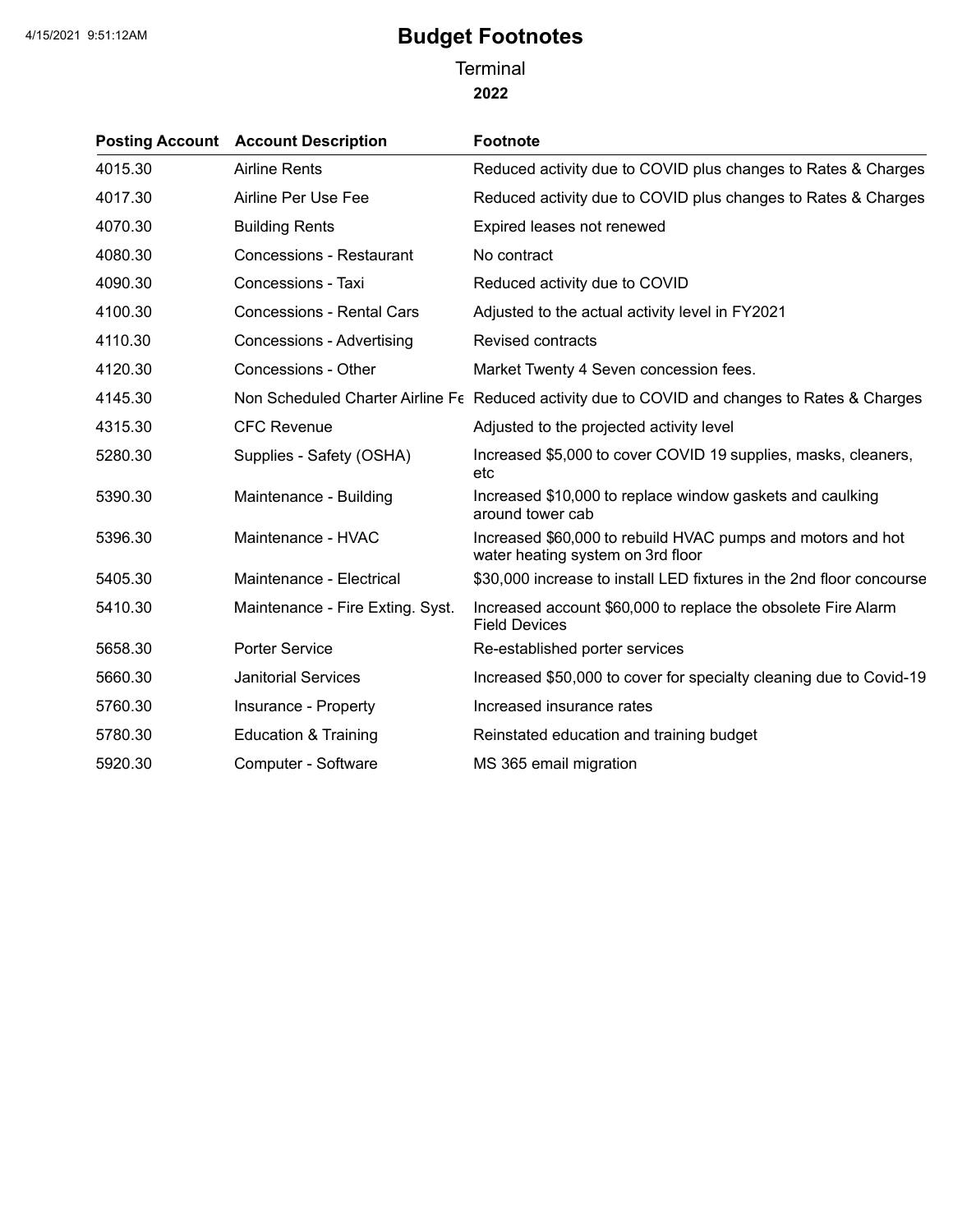# Budget Footnotes

Terminal

**2022**

| Posting Account | Account Description | Footnote |
|---|---|---|
| 4015.30 | Airline Rents | Reduced activity due to COVID plus changes to Rates & Charges |
| 4017.30 | Airline Per Use Fee | Reduced activity due to COVID plus changes to Rates & Charges |
| 4070.30 | Building Rents | Expired leases not renewed |
| 4080.30 | Concessions - Restaurant | No contract |
| 4090.30 | Concessions - Taxi | Reduced activity due to COVID |
| 4100.30 | Concessions - Rental Cars | Adjusted to the actual activity level in FY2021 |
| 4110.30 | Concessions - Advertising | Revised contracts |
| 4120.30 | Concessions - Other | Market Twenty 4 Seven concession fees. |
| 4145.30 | Non Scheduled Charter Airline Fe | Reduced activity due to COVID and changes to Rates & Charges |
| 4315.30 | CFC Revenue | Adjusted to the projected activity level |
| 5280.30 | Supplies - Safety (OSHA) | Increased $5,000 to cover COVID 19 supplies, masks, cleaners, etc |
| 5390.30 | Maintenance - Building | Increased $10,000 to replace window gaskets and caulking around tower cab |
| 5396.30 | Maintenance - HVAC | Increased $60,000 to rebuild HVAC pumps and motors and hot water heating system on 3rd floor |
| 5405.30 | Maintenance - Electrical | $30,000 increase to install LED fixtures in the 2nd floor concourse |
| 5410.30 | Maintenance - Fire Exting. Syst. | Increased account $60,000 to replace the obsolete Fire Alarm Field Devices |
| 5658.30 | Porter Service | Re-established porter services |
| 5660.30 | Janitorial Services | Increased $50,000 to cover for specialty cleaning due to Covid-19 |
| 5760.30 | Insurance - Property | Increased insurance rates |
| 5780.30 | Education & Training | Reinstated education and training budget |
| 5920.30 | Computer - Software | MS 365 email migration |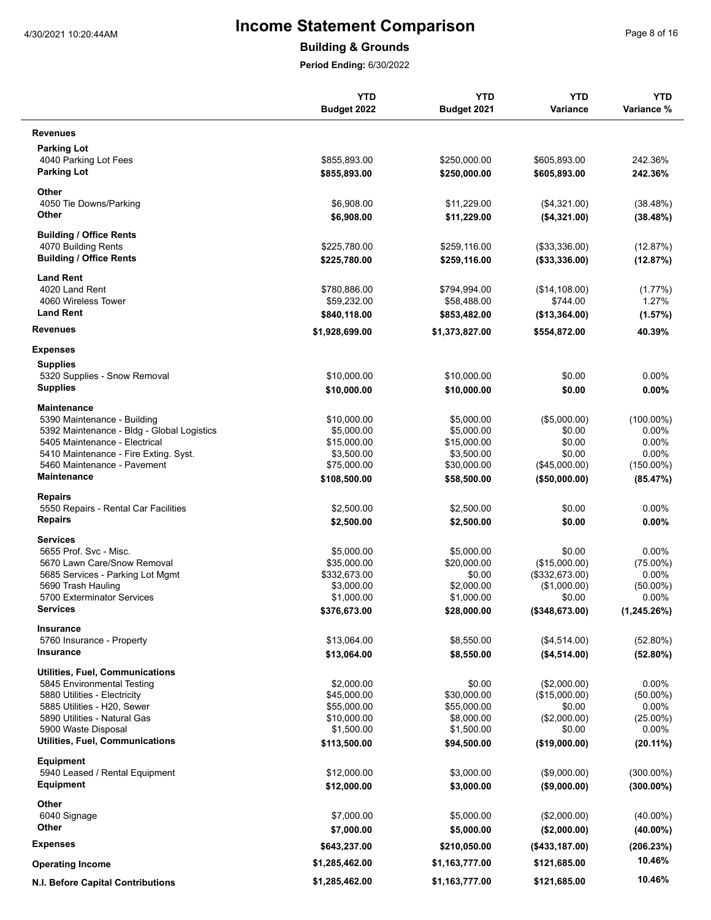# Income Statement Comparison

## Building & Grounds

**Period Ending:** 6/30/2022

| | YTD Budget 2022 | YTD Budget 2021 | YTD Variance | YTD Variance % |
|---|---|---|---|---|
| **Revenues** | | | | |
| **Parking Lot** | | | | |
| 4040 Parking Lot Fees | $855,893.00 | $250,000.00 | $605,893.00 | 242.36% |
| **Parking Lot** | **$855,893.00** | **$250,000.00** | **$605,893.00** | **242.36%** |
| **Other** | | | | |
| 4050 Tie Downs/Parking | $6,908.00 | $11,229.00 | ($4,321.00) | (38.48%) |
| **Other** | **$6,908.00** | **$11,229.00** | **($4,321.00)** | **(38.48%)** |
| **Building / Office Rents** | | | | |
| 4070 Building Rents | $225,780.00 | $259,116.00 | ($33,336.00) | (12.87%) |
| **Building / Office Rents** | **$225,780.00** | **$259,116.00** | **($33,336.00)** | **(12.87%)** |
| **Land Rent** | | | | |
| 4020 Land Rent | $780,886.00 | $794,994.00 | ($14,108.00) | (1.77%) |
| 4060 Wireless Tower | $59,232.00 | $58,488.00 | $744.00 | 1.27% |
| **Land Rent** | **$840,118.00** | **$853,482.00** | **($13,364.00)** | **(1.57%)** |
| **Revenues** | **$1,928,699.00** | **$1,373,827.00** | **$554,872.00** | **40.39%** |
| **Expenses** | | | | |
| **Supplies** | | | | |
| 5320 Supplies - Snow Removal | $10,000.00 | $10,000.00 | $0.00 | 0.00% |
| **Supplies** | **$10,000.00** | **$10,000.00** | **$0.00** | **0.00%** |
| **Maintenance** | | | | |
| 5390 Maintenance - Building | $10,000.00 | $5,000.00 | ($5,000.00) | (100.00%) |
| 5392 Maintenance - Bldg - Global Logistics | $5,000.00 | $5,000.00 | $0.00 | 0.00% |
| 5405 Maintenance - Electrical | $15,000.00 | $15,000.00 | $0.00 | 0.00% |
| 5410 Maintenance - Fire Exting. Syst. | $3,500.00 | $3,500.00 | $0.00 | 0.00% |
| 5460 Maintenance - Pavement | $75,000.00 | $30,000.00 | ($45,000.00) | (150.00%) |
| **Maintenance** | **$108,500.00** | **$58,500.00** | **($50,000.00)** | **(85.47%)** |
| **Repairs** | | | | |
| 5550 Repairs - Rental Car Facilities | $2,500.00 | $2,500.00 | $0.00 | 0.00% |
| **Repairs** | **$2,500.00** | **$2,500.00** | **$0.00** | **0.00%** |
| **Services** | | | | |
| 5655 Prof. Svc - Misc. | $5,000.00 | $5,000.00 | $0.00 | 0.00% |
| 5670 Lawn Care/Snow Removal | $35,000.00 | $20,000.00 | ($15,000.00) | (75.00%) |
| 5685 Services - Parking Lot Mgmt | $332,673.00 | $0.00 | ($332,673.00) | 0.00% |
| 5690 Trash Hauling | $3,000.00 | $2,000.00 | ($1,000.00) | (50.00%) |
| 5700 Exterminator Services | $1,000.00 | $1,000.00 | $0.00 | 0.00% |
| **Services** | **$376,673.00** | **$28,000.00** | **($348,673.00)** | **(1,245.26%)** |
| **Insurance** | | | | |
| 5760 Insurance - Property | $13,064.00 | $8,550.00 | ($4,514.00) | (52.80%) |
| **Insurance** | **$13,064.00** | **$8,550.00** | **($4,514.00)** | **(52.80%)** |
| **Utilities, Fuel, Communications** | | | | |
| 5845 Environmental Testing | $2,000.00 | $0.00 | ($2,000.00) | 0.00% |
| 5880 Utilities - Electricity | $45,000.00 | $30,000.00 | ($15,000.00) | (50.00%) |
| 5885 Utilities - H20, Sewer | $55,000.00 | $55,000.00 | $0.00 | 0.00% |
| 5890 Utilities - Natural Gas | $10,000.00 | $8,000.00 | ($2,000.00) | (25.00%) |
| 5900 Waste Disposal | $1,500.00 | $1,500.00 | $0.00 | 0.00% |
| **Utilities, Fuel, Communications** | **$113,500.00** | **$94,500.00** | **($19,000.00)** | **(20.11%)** |
| **Equipment** | | | | |
| 5940 Leased / Rental Equipment | $12,000.00 | $3,000.00 | ($9,000.00) | (300.00%) |
| **Equipment** | **$12,000.00** | **$3,000.00** | **($9,000.00)** | **(300.00%)** |
| **Other** | | | | |
| 6040 Signage | $7,000.00 | $5,000.00 | ($2,000.00) | (40.00%) |
| **Other** | **$7,000.00** | **$5,000.00** | **($2,000.00)** | **(40.00%)** |
| **Expenses** | **$643,237.00** | **$210,050.00** | **($433,187.00)** | **(206.23%)** |
| **Operating Income** | **$1,285,462.00** | **$1,163,777.00** | **$121,685.00** | **10.46%** |
| **N.I. Before Capital Contributions** | **$1,285,462.00** | **$1,163,777.00** | **$121,685.00** | **10.46%** |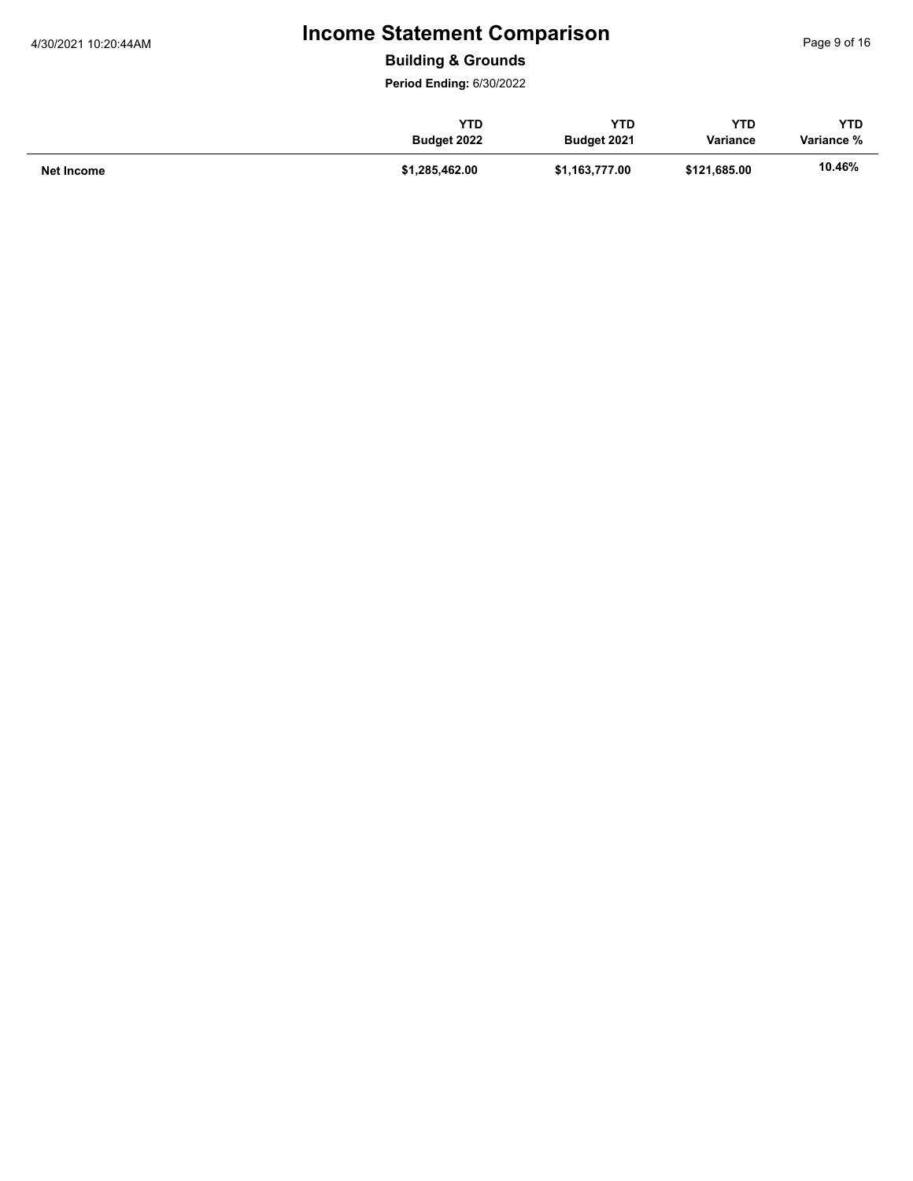# Income Statement Comparison

**Building & Grounds**

**Period Ending:** 6/30/2022

| | YTD Budget 2022 | YTD Budget 2021 | YTD Variance | YTD Variance % |
|---|---|---|---|---|
| **Net Income** | **$1,285,462.00** | **$1,163,777.00** | **$121,685.00** | **10.46%** |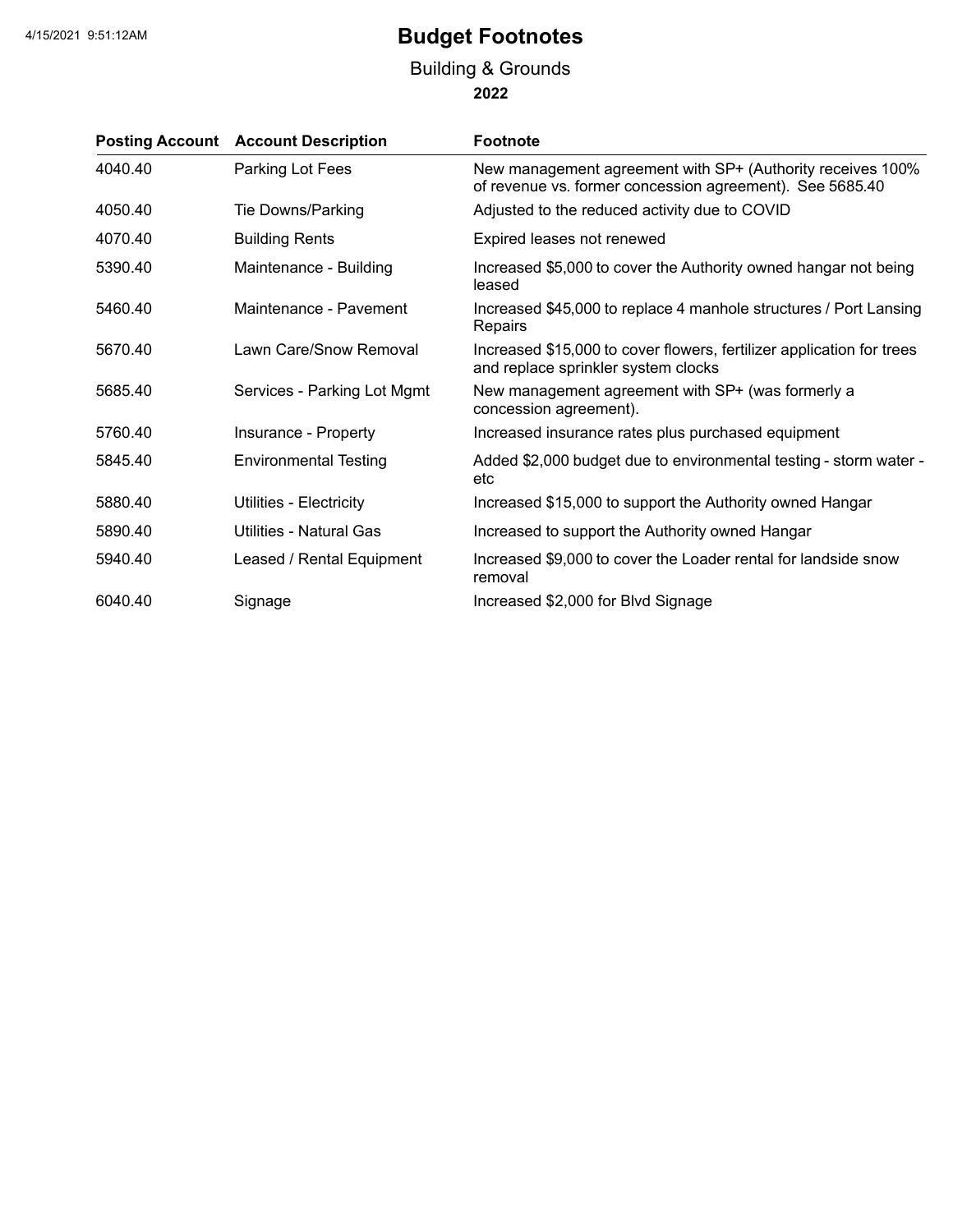# Budget Footnotes

## Building & Grounds

### 2022

| Posting Account | Account Description | Footnote |
|---|---|---|
| 4040.40 | Parking Lot Fees | New management agreement with SP+ (Authority receives 100% of revenue vs. former concession agreement). See 5685.40 |
| 4050.40 | Tie Downs/Parking | Adjusted to the reduced activity due to COVID |
| 4070.40 | Building Rents | Expired leases not renewed |
| 5390.40 | Maintenance - Building | Increased $5,000 to cover the Authority owned hangar not being leased |
| 5460.40 | Maintenance - Pavement | Increased $45,000 to replace 4 manhole structures / Port Lansing Repairs |
| 5670.40 | Lawn Care/Snow Removal | Increased $15,000 to cover flowers, fertilizer application for trees and replace sprinkler system clocks |
| 5685.40 | Services - Parking Lot Mgmt | New management agreement with SP+ (was formerly a concession agreement). |
| 5760.40 | Insurance - Property | Increased insurance rates plus purchased equipment |
| 5845.40 | Environmental Testing | Added $2,000 budget due to environmental testing - storm water - etc |
| 5880.40 | Utilities - Electricity | Increased $15,000 to support the Authority owned Hangar |
| 5890.40 | Utilities - Natural Gas | Increased to support the Authority owned Hangar |
| 5940.40 | Leased / Rental Equipment | Increased $9,000 to cover the Loader rental for landside snow removal |
| 6040.40 | Signage | Increased $2,000 for Blvd Signage |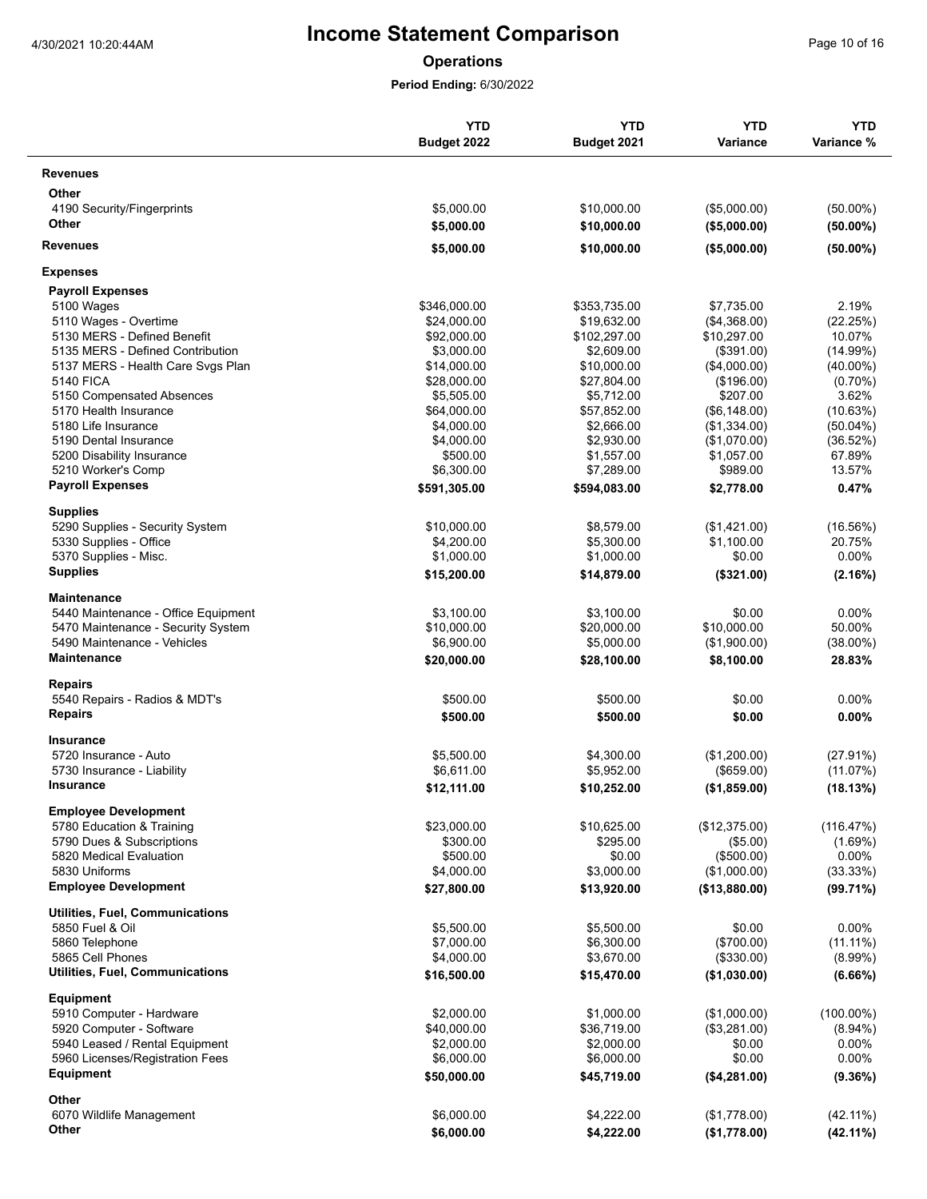# Income Statement Comparison

## Operations

**Period Ending:** 6/30/2022

| | YTD Budget 2022 | YTD Budget 2021 | YTD Variance | YTD Variance % |
|---|---|---|---|---|
| **Revenues** | | | | |
| **Other** | | | | |
| 4190 Security/Fingerprints | $5,000.00 | $10,000.00 | ($5,000.00) | (50.00%) |
| **Other** | **$5,000.00** | **$10,000.00** | **($5,000.00)** | **(50.00%)** |
| **Revenues** | **$5,000.00** | **$10,000.00** | **($5,000.00)** | **(50.00%)** |
| **Expenses** | | | | |
| **Payroll Expenses** | | | | |
| 5100 Wages | $346,000.00 | $353,735.00 | $7,735.00 | 2.19% |
| 5110 Wages - Overtime | $24,000.00 | $19,632.00 | ($4,368.00) | (22.25%) |
| 5130 MERS - Defined Benefit | $92,000.00 | $102,297.00 | $10,297.00 | 10.07% |
| 5135 MERS - Defined Contribution | $3,000.00 | $2,609.00 | ($391.00) | (14.99%) |
| 5137 MERS - Health Care Svgs Plan | $14,000.00 | $10,000.00 | ($4,000.00) | (40.00%) |
| 5140 FICA | $28,000.00 | $27,804.00 | ($196.00) | (0.70%) |
| 5150 Compensated Absences | $5,505.00 | $5,712.00 | $207.00 | 3.62% |
| 5170 Health Insurance | $64,000.00 | $57,852.00 | ($6,148.00) | (10.63%) |
| 5180 Life Insurance | $4,000.00 | $2,666.00 | ($1,334.00) | (50.04%) |
| 5190 Dental Insurance | $4,000.00 | $2,930.00 | ($1,070.00) | (36.52%) |
| 5200 Disability Insurance | $500.00 | $1,557.00 | $1,057.00 | 67.89% |
| 5210 Worker's Comp | $6,300.00 | $7,289.00 | $989.00 | 13.57% |
| **Payroll Expenses** | **$591,305.00** | **$594,083.00** | **$2,778.00** | **0.47%** |
| **Supplies** | | | | |
| 5290 Supplies - Security System | $10,000.00 | $8,579.00 | ($1,421.00) | (16.56%) |
| 5330 Supplies - Office | $4,200.00 | $5,300.00 | $1,100.00 | 20.75% |
| 5370 Supplies - Misc. | $1,000.00 | $1,000.00 | $0.00 | 0.00% |
| **Supplies** | **$15,200.00** | **$14,879.00** | **($321.00)** | **(2.16%)** |
| **Maintenance** | | | | |
| 5440 Maintenance - Office Equipment | $3,100.00 | $3,100.00 | $0.00 | 0.00% |
| 5470 Maintenance - Security System | $10,000.00 | $20,000.00 | $10,000.00 | 50.00% |
| 5490 Maintenance - Vehicles | $6,900.00 | $5,000.00 | ($1,900.00) | (38.00%) |
| **Maintenance** | **$20,000.00** | **$28,100.00** | **$8,100.00** | **28.83%** |
| **Repairs** | | | | |
| 5540 Repairs - Radios & MDT's | $500.00 | $500.00 | $0.00 | 0.00% |
| **Repairs** | **$500.00** | **$500.00** | **$0.00** | **0.00%** |
| **Insurance** | | | | |
| 5720 Insurance - Auto | $5,500.00 | $4,300.00 | ($1,200.00) | (27.91%) |
| 5730 Insurance - Liability | $6,611.00 | $5,952.00 | ($659.00) | (11.07%) |
| **Insurance** | **$12,111.00** | **$10,252.00** | **($1,859.00)** | **(18.13%)** |
| **Employee Development** | | | | |
| 5780 Education & Training | $23,000.00 | $10,625.00 | ($12,375.00) | (116.47%) |
| 5790 Dues & Subscriptions | $300.00 | $295.00 | ($5.00) | (1.69%) |
| 5820 Medical Evaluation | $500.00 | $0.00 | ($500.00) | 0.00% |
| 5830 Uniforms | $4,000.00 | $3,000.00 | ($1,000.00) | (33.33%) |
| **Employee Development** | **$27,800.00** | **$13,920.00** | **($13,880.00)** | **(99.71%)** |
| **Utilities, Fuel, Communications** | | | | |
| 5850 Fuel & Oil | $5,500.00 | $5,500.00 | $0.00 | 0.00% |
| 5860 Telephone | $7,000.00 | $6,300.00 | ($700.00) | (11.11%) |
| 5865 Cell Phones | $4,000.00 | $3,670.00 | ($330.00) | (8.99%) |
| **Utilities, Fuel, Communications** | **$16,500.00** | **$15,470.00** | **($1,030.00)** | **(6.66%)** |
| **Equipment** | | | | |
| 5910 Computer - Hardware | $2,000.00 | $1,000.00 | ($1,000.00) | (100.00%) |
| 5920 Computer - Software | $40,000.00 | $36,719.00 | ($3,281.00) | (8.94%) |
| 5940 Leased / Rental Equipment | $2,000.00 | $2,000.00 | $0.00 | 0.00% |
| 5960 Licenses/Registration Fees | $6,000.00 | $6,000.00 | $0.00 | 0.00% |
| **Equipment** | **$50,000.00** | **$45,719.00** | **($4,281.00)** | **(9.36%)** |
| **Other** | | | | |
| 6070 Wildlife Management | $6,000.00 | $4,222.00 | ($1,778.00) | (42.11%) |
| **Other** | **$6,000.00** | **$4,222.00** | **($1,778.00)** | **(42.11%)** |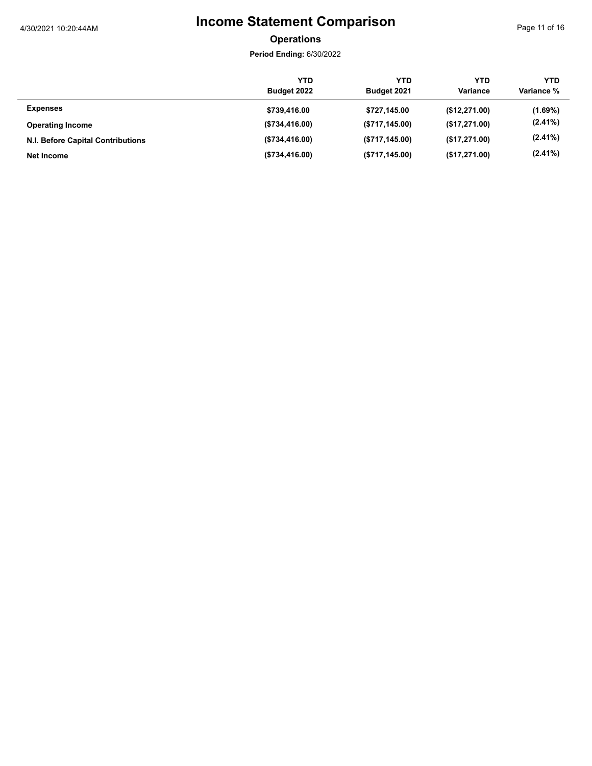# Income Statement Comparison

**Operations**

**Period Ending:** 6/30/2022

| | YTD Budget 2022 | YTD Budget 2021 | YTD Variance | YTD Variance % |
|---|---|---|---|---|
| **Expenses** | **$739,416.00** | **$727,145.00** | **($12,271.00)** | **(1.69%)** |
| **Operating Income** | **($734,416.00)** | **($717,145.00)** | **($17,271.00)** | **(2.41%)** |
| **N.I. Before Capital Contributions** | **($734,416.00)** | **($717,145.00)** | **($17,271.00)** | **(2.41%)** |
| **Net Income** | **($734,416.00)** | **($717,145.00)** | **($17,271.00)** | **(2.41%)** |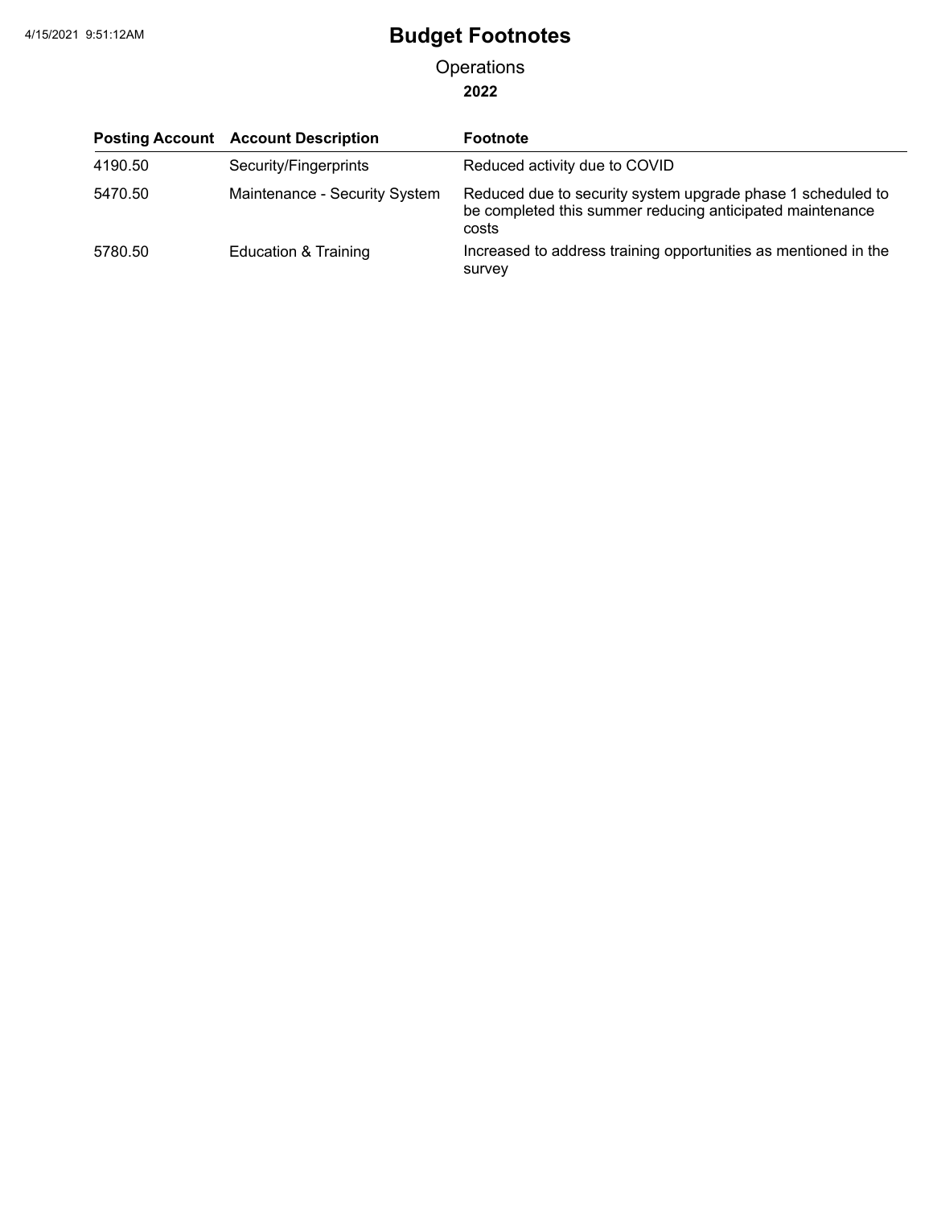# Budget Footnotes

Operations

**2022**

| Posting Account | Account Description | Footnote |
|---|---|---|
| 4190.50 | Security/Fingerprints | Reduced activity due to COVID |
| 5470.50 | Maintenance - Security System | Reduced due to security system upgrade phase 1 scheduled to be completed this summer reducing anticipated maintenance costs |
| 5780.50 | Education & Training | Increased to address training opportunities as mentioned in the survey |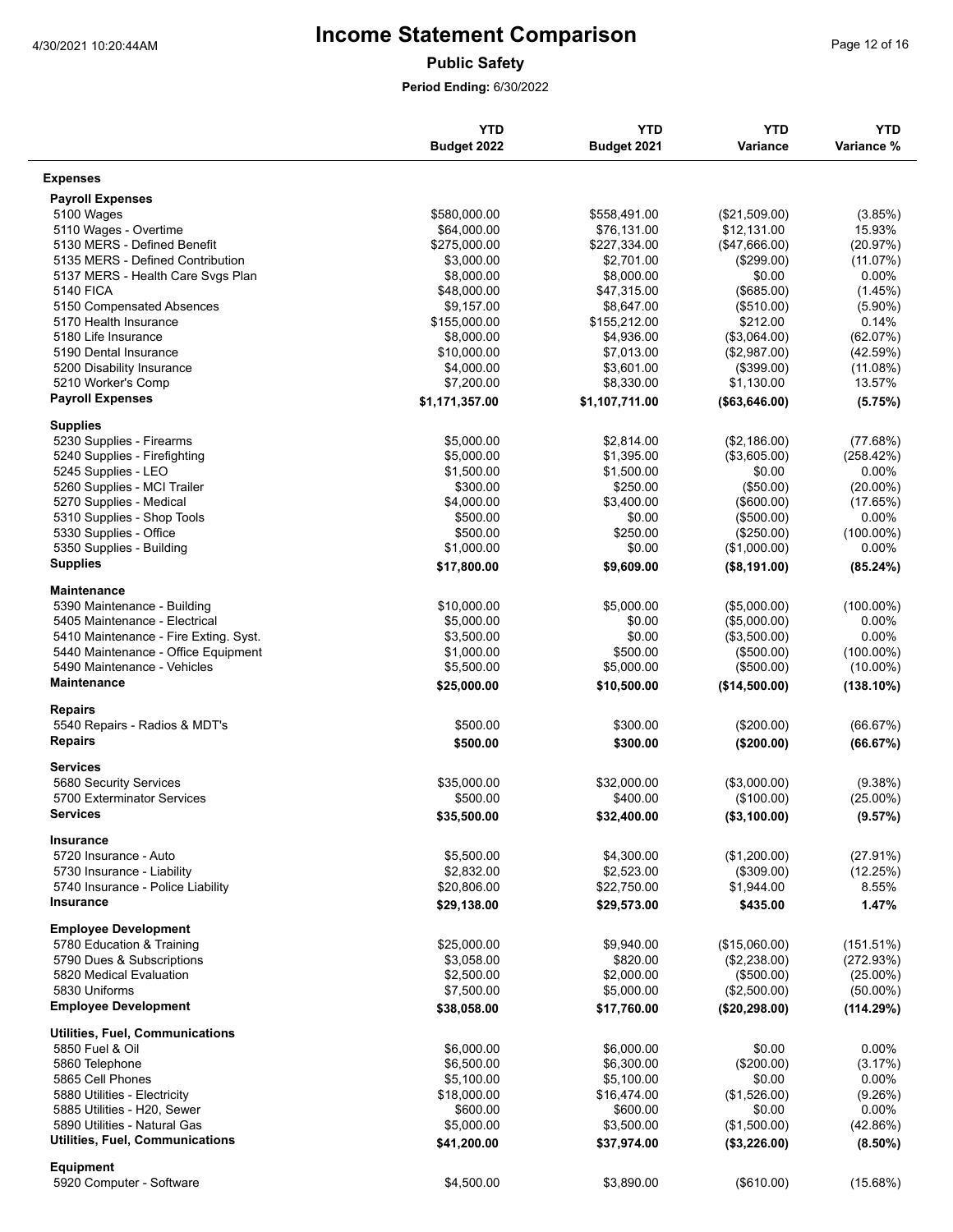# Income Statement Comparison

**Public Safety**

**Period Ending:** 6/30/2022

| | YTD Budget 2022 | YTD Budget 2021 | YTD Variance | YTD Variance % |
|---|---|---|---|---|
| **Expenses** | | | | |
| **Payroll Expenses** | | | | |
| 5100 Wages | $580,000.00 | $558,491.00 | ($21,509.00) | (3.85%) |
| 5110 Wages - Overtime | $64,000.00 | $76,131.00 | $12,131.00 | 15.93% |
| 5130 MERS - Defined Benefit | $275,000.00 | $227,334.00 | ($47,666.00) | (20.97%) |
| 5135 MERS - Defined Contribution | $3,000.00 | $2,701.00 | ($299.00) | (11.07%) |
| 5137 MERS - Health Care Svgs Plan | $8,000.00 | $8,000.00 | $0.00 | 0.00% |
| 5140 FICA | $48,000.00 | $47,315.00 | ($685.00) | (1.45%) |
| 5150 Compensated Absences | $9,157.00 | $8,647.00 | ($510.00) | (5.90%) |
| 5170 Health Insurance | $155,000.00 | $155,212.00 | $212.00 | 0.14% |
| 5180 Life Insurance | $8,000.00 | $4,936.00 | ($3,064.00) | (62.07%) |
| 5190 Dental Insurance | $10,000.00 | $7,013.00 | ($2,987.00) | (42.59%) |
| 5200 Disability Insurance | $4,000.00 | $3,601.00 | ($399.00) | (11.08%) |
| 5210 Worker's Comp | $7,200.00 | $8,330.00 | $1,130.00 | 13.57% |
| **Payroll Expenses** | **$1,171,357.00** | **$1,107,711.00** | **($63,646.00)** | **(5.75%)** |
| **Supplies** | | | | |
| 5230 Supplies - Firearms | $5,000.00 | $2,814.00 | ($2,186.00) | (77.68%) |
| 5240 Supplies - Firefighting | $5,000.00 | $1,395.00 | ($3,605.00) | (258.42%) |
| 5245 Supplies - LEO | $1,500.00 | $1,500.00 | $0.00 | 0.00% |
| 5260 Supplies - MCI Trailer | $300.00 | $250.00 | ($50.00) | (20.00%) |
| 5270 Supplies - Medical | $4,000.00 | $3,400.00 | ($600.00) | (17.65%) |
| 5310 Supplies - Shop Tools | $500.00 | $0.00 | ($500.00) | 0.00% |
| 5330 Supplies - Office | $500.00 | $250.00 | ($250.00) | (100.00%) |
| 5350 Supplies - Building | $1,000.00 | $0.00 | ($1,000.00) | 0.00% |
| **Supplies** | **$17,800.00** | **$9,609.00** | **($8,191.00)** | **(85.24%)** |
| **Maintenance** | | | | |
| 5390 Maintenance - Building | $10,000.00 | $5,000.00 | ($5,000.00) | (100.00%) |
| 5405 Maintenance - Electrical | $5,000.00 | $0.00 | ($5,000.00) | 0.00% |
| 5410 Maintenance - Fire Exting. Syst. | $3,500.00 | $0.00 | ($3,500.00) | 0.00% |
| 5440 Maintenance - Office Equipment | $1,000.00 | $500.00 | ($500.00) | (100.00%) |
| 5490 Maintenance - Vehicles | $5,500.00 | $5,000.00 | ($500.00) | (10.00%) |
| **Maintenance** | **$25,000.00** | **$10,500.00** | **($14,500.00)** | **(138.10%)** |
| **Repairs** | | | | |
| 5540 Repairs - Radios & MDT's | $500.00 | $300.00 | ($200.00) | (66.67%) |
| **Repairs** | **$500.00** | **$300.00** | **($200.00)** | **(66.67%)** |
| **Services** | | | | |
| 5680 Security Services | $35,000.00 | $32,000.00 | ($3,000.00) | (9.38%) |
| 5700 Exterminator Services | $500.00 | $400.00 | ($100.00) | (25.00%) |
| **Services** | **$35,500.00** | **$32,400.00** | **($3,100.00)** | **(9.57%)** |
| **Insurance** | | | | |
| 5720 Insurance - Auto | $5,500.00 | $4,300.00 | ($1,200.00) | (27.91%) |
| 5730 Insurance - Liability | $2,832.00 | $2,523.00 | ($309.00) | (12.25%) |
| 5740 Insurance - Police Liability | $20,806.00 | $22,750.00 | $1,944.00 | 8.55% |
| **Insurance** | **$29,138.00** | **$29,573.00** | **$435.00** | **1.47%** |
| **Employee Development** | | | | |
| 5780 Education & Training | $25,000.00 | $9,940.00 | ($15,060.00) | (151.51%) |
| 5790 Dues & Subscriptions | $3,058.00 | $820.00 | ($2,238.00) | (272.93%) |
| 5820 Medical Evaluation | $2,500.00 | $2,000.00 | ($500.00) | (25.00%) |
| 5830 Uniforms | $7,500.00 | $5,000.00 | ($2,500.00) | (50.00%) |
| **Employee Development** | **$38,058.00** | **$17,760.00** | **($20,298.00)** | **(114.29%)** |
| **Utilities, Fuel, Communications** | | | | |
| 5850 Fuel & Oil | $6,000.00 | $6,000.00 | $0.00 | 0.00% |
| 5860 Telephone | $6,500.00 | $6,300.00 | ($200.00) | (3.17%) |
| 5865 Cell Phones | $5,100.00 | $5,100.00 | $0.00 | 0.00% |
| 5880 Utilities - Electricity | $18,000.00 | $16,474.00 | ($1,526.00) | (9.26%) |
| 5885 Utilities - H20, Sewer | $600.00 | $600.00 | $0.00 | 0.00% |
| 5890 Utilities - Natural Gas | $5,000.00 | $3,500.00 | ($1,500.00) | (42.86%) |
| **Utilities, Fuel, Communications** | **$41,200.00** | **$37,974.00** | **($3,226.00)** | **(8.50%)** |
| **Equipment** | | | | |
| 5920 Computer - Software | $4,500.00 | $3,890.00 | ($610.00) | (15.68%) |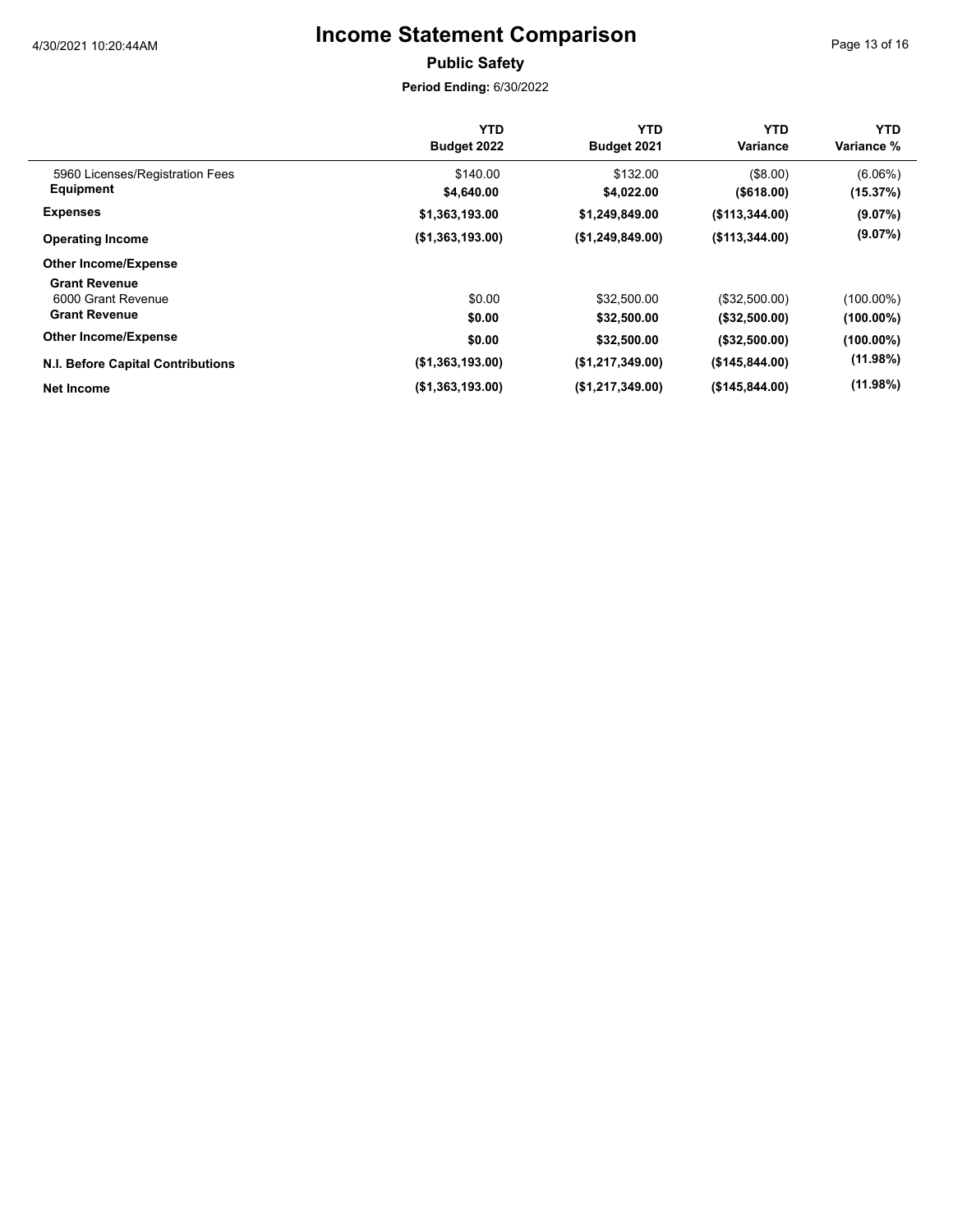# Income Statement Comparison

**Public Safety**

**Period Ending:** 6/30/2022

| | YTD Budget 2022 | YTD Budget 2021 | YTD Variance | YTD Variance % |
|---|---|---|---|---|
| 5960 Licenses/Registration Fees | $140.00 | $132.00 | ($8.00) | (6.06%) |
| **Equipment** | **$4,640.00** | **$4,022.00** | **($618.00)** | **(15.37%)** |
| **Expenses** | **$1,363,193.00** | **$1,249,849.00** | **($113,344.00)** | **(9.07%)** |
| **Operating Income** | **($1,363,193.00)** | **($1,249,849.00)** | **($113,344.00)** | **(9.07%)** |
| **Other Income/Expense** | | | | |
| **Grant Revenue** | | | | |
| 6000 Grant Revenue | $0.00 | $32,500.00 | ($32,500.00) | (100.00%) |
| **Grant Revenue** | **$0.00** | **$32,500.00** | **($32,500.00)** | **(100.00%)** |
| **Other Income/Expense** | **$0.00** | **$32,500.00** | **($32,500.00)** | **(100.00%)** |
| **N.I. Before Capital Contributions** | **($1,363,193.00)** | **($1,217,349.00)** | **($145,844.00)** | **(11.98%)** |
| **Net Income** | **($1,363,193.00)** | **($1,217,349.00)** | **($145,844.00)** | **(11.98%)** |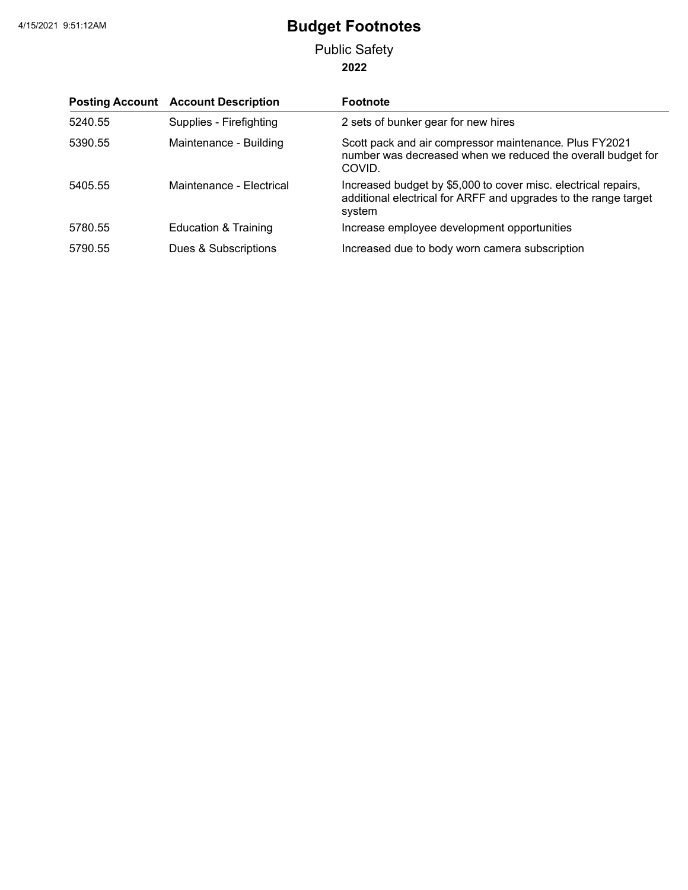# Budget Footnotes

## Public Safety

### 2022

| Posting Account | Account Description | Footnote |
|---|---|---|
| 5240.55 | Supplies - Firefighting | 2 sets of bunker gear for new hires |
| 5390.55 | Maintenance - Building | Scott pack and air compressor maintenance. Plus FY2021 number was decreased when we reduced the overall budget for COVID. |
| 5405.55 | Maintenance - Electrical | Increased budget by $5,000 to cover misc. electrical repairs, additional electrical for ARFF and upgrades to the range target system |
| 5780.55 | Education & Training | Increase employee development opportunities |
| 5790.55 | Dues & Subscriptions | Increased due to body worn camera subscription |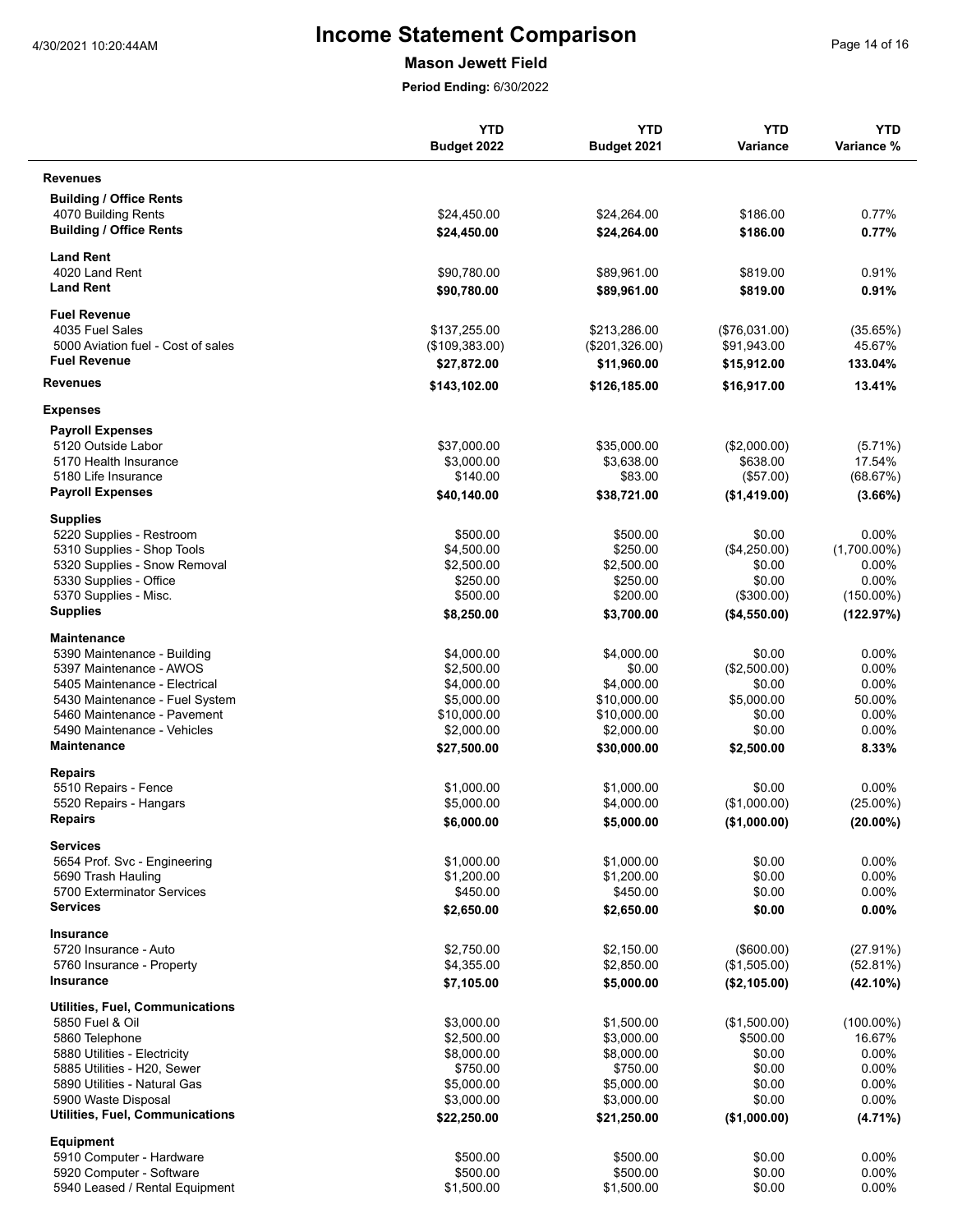# Income Statement Comparison

**Mason Jewett Field**

**Period Ending:** 6/30/2022

| | YTD Budget 2022 | YTD Budget 2021 | YTD Variance | YTD Variance % |
|---|---|---|---|---|
| **Revenues** | | | | |
| **Building / Office Rents** | | | | |
| 4070 Building Rents | $24,450.00 | $24,264.00 | $186.00 | 0.77% |
| **Building / Office Rents** | **$24,450.00** | **$24,264.00** | **$186.00** | **0.77%** |
| **Land Rent** | | | | |
| 4020 Land Rent | $90,780.00 | $89,961.00 | $819.00 | 0.91% |
| **Land Rent** | **$90,780.00** | **$89,961.00** | **$819.00** | **0.91%** |
| **Fuel Revenue** | | | | |
| 4035 Fuel Sales | $137,255.00 | $213,286.00 | ($76,031.00) | (35.65%) |
| 5000 Aviation fuel - Cost of sales | ($109,383.00) | ($201,326.00) | $91,943.00 | 45.67% |
| **Fuel Revenue** | **$27,872.00** | **$11,960.00** | **$15,912.00** | **133.04%** |
| **Revenues** | **$143,102.00** | **$126,185.00** | **$16,917.00** | **13.41%** |
| **Expenses** | | | | |
| **Payroll Expenses** | | | | |
| 5120 Outside Labor | $37,000.00 | $35,000.00 | ($2,000.00) | (5.71%) |
| 5170 Health Insurance | $3,000.00 | $3,638.00 | $638.00 | 17.54% |
| 5180 Life Insurance | $140.00 | $83.00 | ($57.00) | (68.67%) |
| **Payroll Expenses** | **$40,140.00** | **$38,721.00** | **($1,419.00)** | **(3.66%)** |
| **Supplies** | | | | |
| 5220 Supplies - Restroom | $500.00 | $500.00 | $0.00 | 0.00% |
| 5310 Supplies - Shop Tools | $4,500.00 | $250.00 | ($4,250.00) | (1,700.00%) |
| 5320 Supplies - Snow Removal | $2,500.00 | $2,500.00 | $0.00 | 0.00% |
| 5330 Supplies - Office | $250.00 | $250.00 | $0.00 | 0.00% |
| 5370 Supplies - Misc. | $500.00 | $200.00 | ($300.00) | (150.00%) |
| **Supplies** | **$8,250.00** | **$3,700.00** | **($4,550.00)** | **(122.97%)** |
| **Maintenance** | | | | |
| 5390 Maintenance - Building | $4,000.00 | $4,000.00 | $0.00 | 0.00% |
| 5397 Maintenance - AWOS | $2,500.00 | $0.00 | ($2,500.00) | 0.00% |
| 5405 Maintenance - Electrical | $4,000.00 | $4,000.00 | $0.00 | 0.00% |
| 5430 Maintenance - Fuel System | $5,000.00 | $10,000.00 | $5,000.00 | 50.00% |
| 5460 Maintenance - Pavement | $10,000.00 | $10,000.00 | $0.00 | 0.00% |
| 5490 Maintenance - Vehicles | $2,000.00 | $2,000.00 | $0.00 | 0.00% |
| **Maintenance** | **$27,500.00** | **$30,000.00** | **$2,500.00** | **8.33%** |
| **Repairs** | | | | |
| 5510 Repairs - Fence | $1,000.00 | $1,000.00 | $0.00 | 0.00% |
| 5520 Repairs - Hangars | $5,000.00 | $4,000.00 | ($1,000.00) | (25.00%) |
| **Repairs** | **$6,000.00** | **$5,000.00** | **($1,000.00)** | **(20.00%)** |
| **Services** | | | | |
| 5654 Prof. Svc - Engineering | $1,000.00 | $1,000.00 | $0.00 | 0.00% |
| 5690 Trash Hauling | $1,200.00 | $1,200.00 | $0.00 | 0.00% |
| 5700 Exterminator Services | $450.00 | $450.00 | $0.00 | 0.00% |
| **Services** | **$2,650.00** | **$2,650.00** | **$0.00** | **0.00%** |
| **Insurance** | | | | |
| 5720 Insurance - Auto | $2,750.00 | $2,150.00 | ($600.00) | (27.91%) |
| 5760 Insurance - Property | $4,355.00 | $2,850.00 | ($1,505.00) | (52.81%) |
| **Insurance** | **$7,105.00** | **$5,000.00** | **($2,105.00)** | **(42.10%)** |
| **Utilities, Fuel, Communications** | | | | |
| 5850 Fuel & Oil | $3,000.00 | $1,500.00 | ($1,500.00) | (100.00%) |
| 5860 Telephone | $2,500.00 | $3,000.00 | $500.00 | 16.67% |
| 5880 Utilities - Electricity | $8,000.00 | $8,000.00 | $0.00 | 0.00% |
| 5885 Utilities - H20, Sewer | $750.00 | $750.00 | $0.00 | 0.00% |
| 5890 Utilities - Natural Gas | $5,000.00 | $5,000.00 | $0.00 | 0.00% |
| 5900 Waste Disposal | $3,000.00 | $3,000.00 | $0.00 | 0.00% |
| **Utilities, Fuel, Communications** | **$22,250.00** | **$21,250.00** | **($1,000.00)** | **(4.71%)** |
| **Equipment** | | | | |
| 5910 Computer - Hardware | $500.00 | $500.00 | $0.00 | 0.00% |
| 5920 Computer - Software | $500.00 | $500.00 | $0.00 | 0.00% |
| 5940 Leased / Rental Equipment | $1,500.00 | $1,500.00 | $0.00 | 0.00% |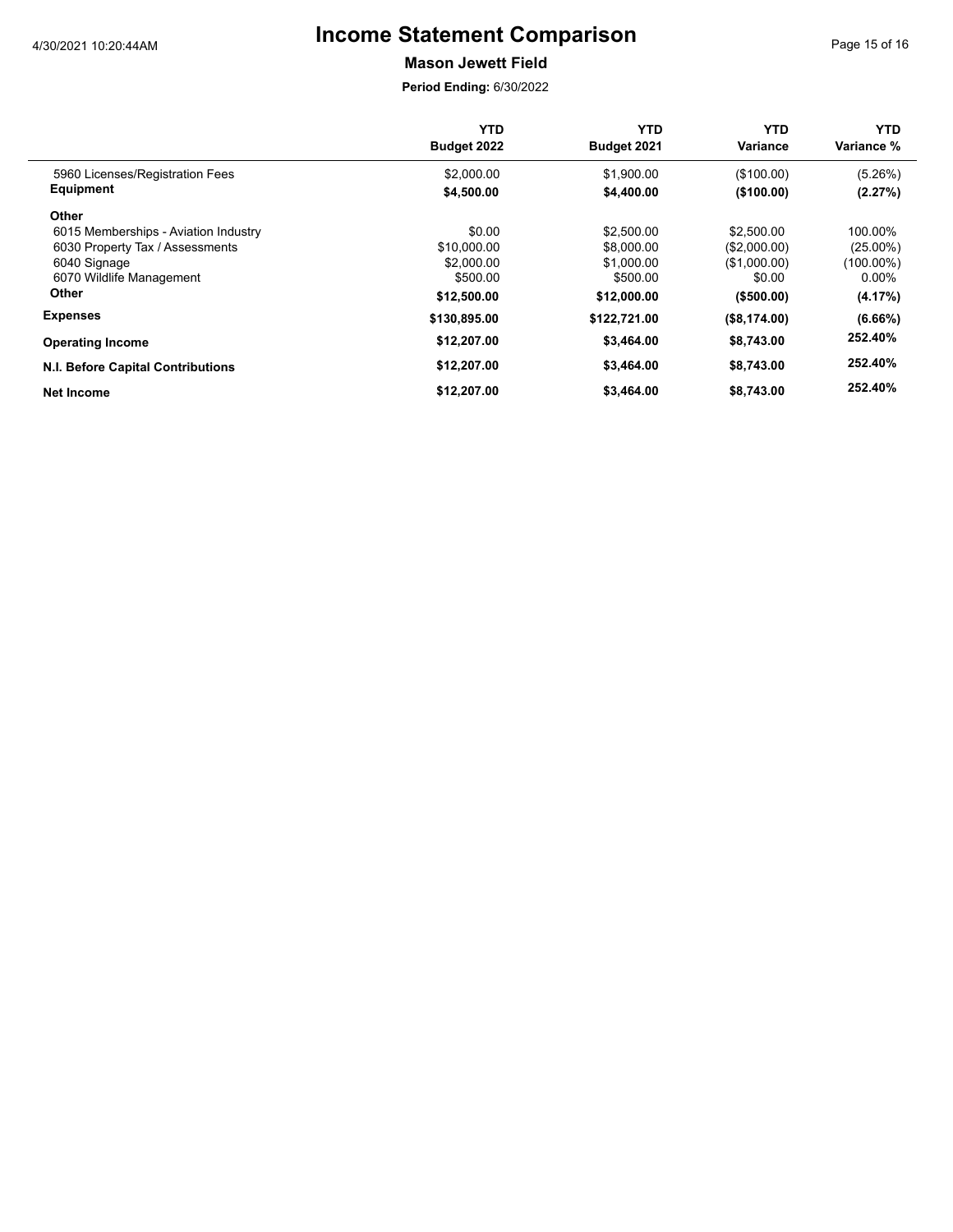# Income Statement Comparison

**Mason Jewett Field**

**Period Ending:** 6/30/2022

| | YTD Budget 2022 | YTD Budget 2021 | YTD Variance | YTD Variance % |
|---|---|---|---|---|
| 5960 Licenses/Registration Fees | $2,000.00 | $1,900.00 | ($100.00) | (5.26%) |
| **Equipment** | **$4,500.00** | **$4,400.00** | **($100.00)** | **(2.27%)** |
| **Other** | | | | |
| 6015 Memberships - Aviation Industry | $0.00 | $2,500.00 | $2,500.00 | 100.00% |
| 6030 Property Tax / Assessments | $10,000.00 | $8,000.00 | ($2,000.00) | (25.00%) |
| 6040 Signage | $2,000.00 | $1,000.00 | ($1,000.00) | (100.00%) |
| 6070 Wildlife Management | $500.00 | $500.00 | $0.00 | 0.00% |
| **Other** | **$12,500.00** | **$12,000.00** | **($500.00)** | **(4.17%)** |
| **Expenses** | **$130,895.00** | **$122,721.00** | **($8,174.00)** | **(6.66%)** |
| **Operating Income** | **$12,207.00** | **$3,464.00** | **$8,743.00** | **252.40%** |
| **N.I. Before Capital Contributions** | **$12,207.00** | **$3,464.00** | **$8,743.00** | **252.40%** |
| **Net Income** | **$12,207.00** | **$3,464.00** | **$8,743.00** | **252.40%** |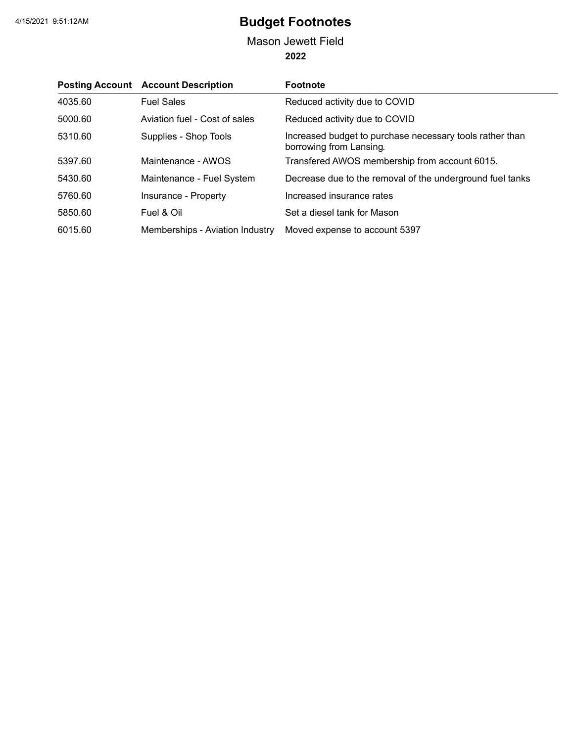# Budget Footnotes

Mason Jewett Field

**2022**

| Posting Account | Account Description | Footnote |
|---|---|---|
| 4035.60 | Fuel Sales | Reduced activity due to COVID |
| 5000.60 | Aviation fuel - Cost of sales | Reduced activity due to COVID |
| 5310.60 | Supplies - Shop Tools | Increased budget to purchase necessary tools rather than borrowing from Lansing. |
| 5397.60 | Maintenance - AWOS | Transfered AWOS membership from account 6015. |
| 5430.60 | Maintenance - Fuel System | Decrease due to the removal of the underground fuel tanks |
| 5760.60 | Insurance - Property | Increased insurance rates |
| 5850.60 | Fuel & Oil | Set a diesel tank for Mason |
| 6015.60 | Memberships - Aviation Industry | Moved expense to account 5397 |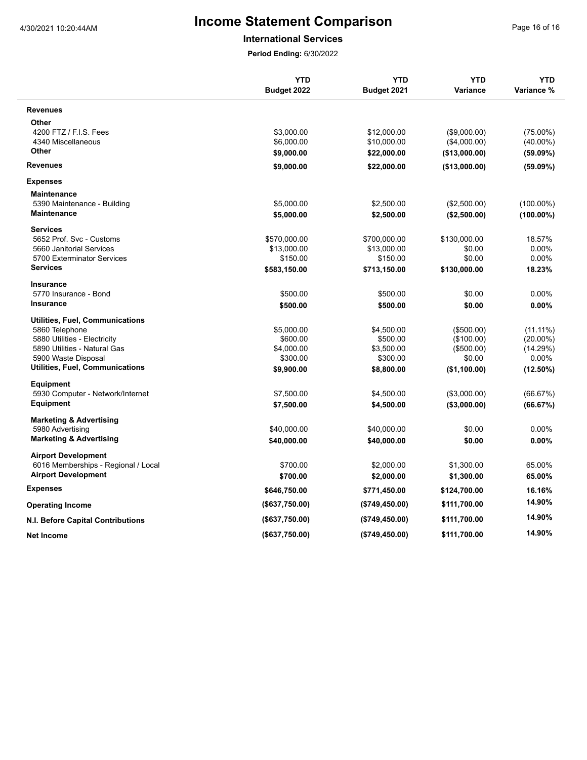# Income Statement Comparison

**International Services**

**Period Ending:** 6/30/2022

| | YTD Budget 2022 | YTD Budget 2021 | YTD Variance | YTD Variance % |
|---|---|---|---|---|
| **Revenues** | | | | |
| **Other** | | | | |
| 4200 FTZ / F.I.S. Fees | $3,000.00 | $12,000.00 | ($9,000.00) | (75.00%) |
| 4340 Miscellaneous | $6,000.00 | $10,000.00 | ($4,000.00) | (40.00%) |
| **Other** | **$9,000.00** | **$22,000.00** | **($13,000.00)** | **(59.09%)** |
| **Revenues** | **$9,000.00** | **$22,000.00** | **($13,000.00)** | **(59.09%)** |
| **Expenses** | | | | |
| **Maintenance** | | | | |
| 5390 Maintenance - Building | $5,000.00 | $2,500.00 | ($2,500.00) | (100.00%) |
| **Maintenance** | **$5,000.00** | **$2,500.00** | **($2,500.00)** | **(100.00%)** |
| **Services** | | | | |
| 5652 Prof. Svc - Customs | $570,000.00 | $700,000.00 | $130,000.00 | 18.57% |
| 5660 Janitorial Services | $13,000.00 | $13,000.00 | $0.00 | 0.00% |
| 5700 Exterminator Services | $150.00 | $150.00 | $0.00 | 0.00% |
| **Services** | **$583,150.00** | **$713,150.00** | **$130,000.00** | **18.23%** |
| **Insurance** | | | | |
| 5770 Insurance - Bond | $500.00 | $500.00 | $0.00 | 0.00% |
| **Insurance** | **$500.00** | **$500.00** | **$0.00** | **0.00%** |
| **Utilities, Fuel, Communications** | | | | |
| 5860 Telephone | $5,000.00 | $4,500.00 | ($500.00) | (11.11%) |
| 5880 Utilities - Electricity | $600.00 | $500.00 | ($100.00) | (20.00%) |
| 5890 Utilities - Natural Gas | $4,000.00 | $3,500.00 | ($500.00) | (14.29%) |
| 5900 Waste Disposal | $300.00 | $300.00 | $0.00 | 0.00% |
| **Utilities, Fuel, Communications** | **$9,900.00** | **$8,800.00** | **($1,100.00)** | **(12.50%)** |
| **Equipment** | | | | |
| 5930 Computer - Network/Internet | $7,500.00 | $4,500.00 | ($3,000.00) | (66.67%) |
| **Equipment** | **$7,500.00** | **$4,500.00** | **($3,000.00)** | **(66.67%)** |
| **Marketing & Advertising** | | | | |
| 5980 Advertising | $40,000.00 | $40,000.00 | $0.00 | 0.00% |
| **Marketing & Advertising** | **$40,000.00** | **$40,000.00** | **$0.00** | **0.00%** |
| **Airport Development** | | | | |
| 6016 Memberships - Regional / Local | $700.00 | $2,000.00 | $1,300.00 | 65.00% |
| **Airport Development** | **$700.00** | **$2,000.00** | **$1,300.00** | **65.00%** |
| **Expenses** | **$646,750.00** | **$771,450.00** | **$124,700.00** | **16.16%** |
| **Operating Income** | **($637,750.00)** | **($749,450.00)** | **$111,700.00** | **14.90%** |
| **N.I. Before Capital Contributions** | **($637,750.00)** | **($749,450.00)** | **$111,700.00** | **14.90%** |
| **Net Income** | **($637,750.00)** | **($749,450.00)** | **$111,700.00** | **14.90%** |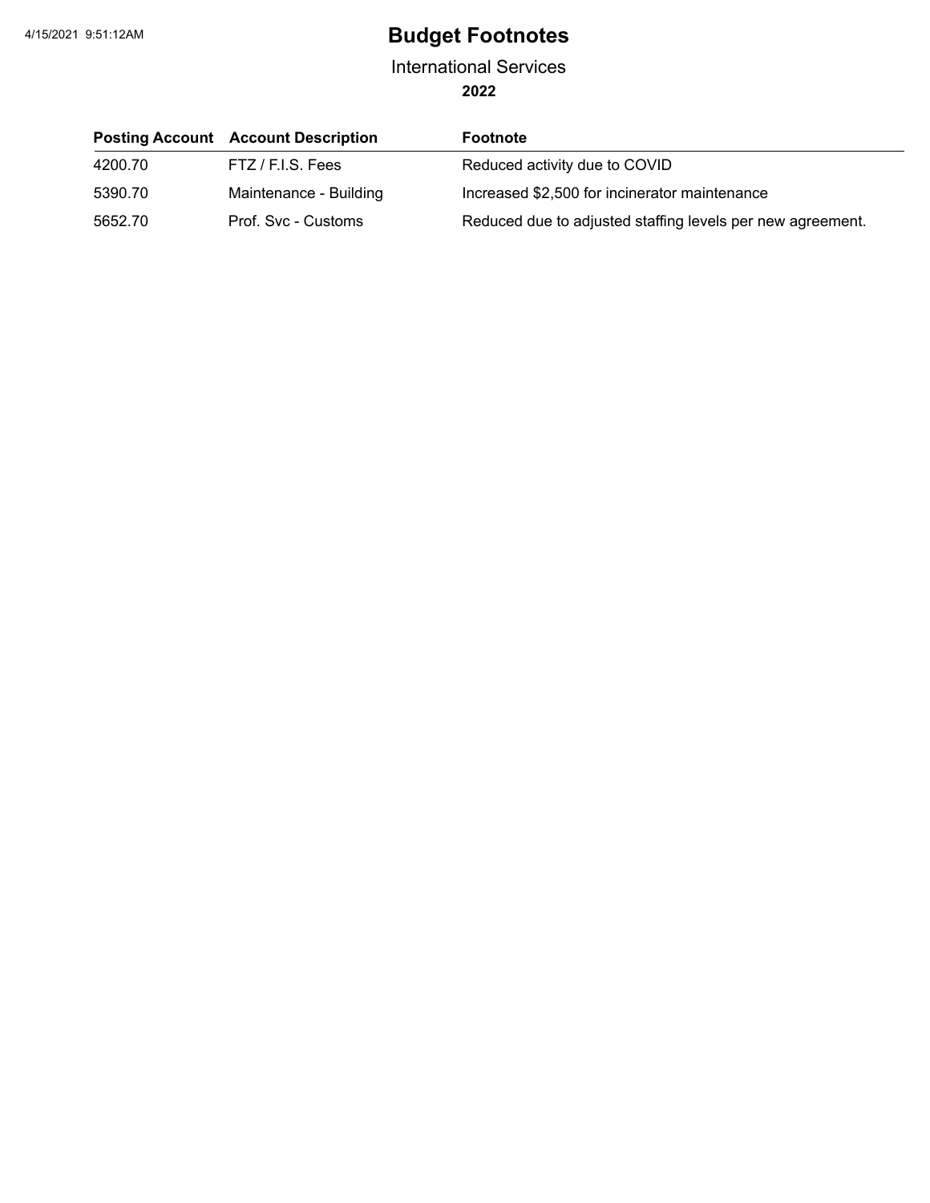# Budget Footnotes

International Services

**2022**

| Posting Account | Account Description | Footnote |
|---|---|---|
| 4200.70 | FTZ / F.I.S. Fees | Reduced activity due to COVID |
| 5390.70 | Maintenance - Building | Increased $2,500 for incinerator maintenance |
| 5652.70 | Prof. Svc - Customs | Reduced due to adjusted staffing levels per new agreement. |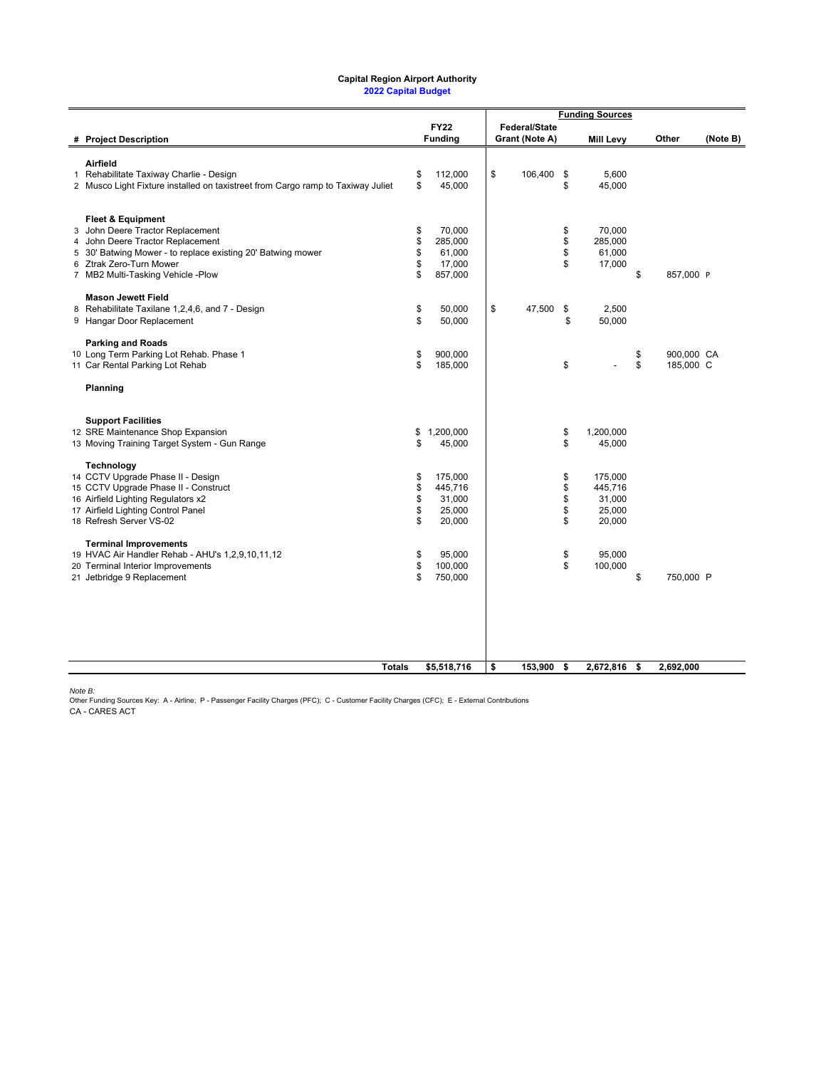**Capital Region Airport Authority**

**2022 Capital Budget**

| # | Project Description | FY22 Funding | Federal/State Grant (Note A) | Mill Levy | Other | (Note B) |
|---|---|---|---|---|---|---|
| | **Airfield** | | | | | |
| 1 | Rehabilitate Taxiway Charlie - Design | $ 112,000 | $ 106,400 | $ 5,600 | | |
| 2 | Musco Light Fixture installed on taxistreet from Cargo ramp to Taxiway Juliet | $ 45,000 | | $ 45,000 | | |
| | **Fleet & Equipment** | | | | | |
| 3 | John Deere Tractor Replacement | $ 70,000 | | $ 70,000 | | |
| 4 | John Deere Tractor Replacement | $ 285,000 | | $ 285,000 | | |
| 5 | 30' Batwing Mower - to replace existing 20' Batwing mower | $ 61,000 | | $ 61,000 | | |
| 6 | Ztrak Zero-Turn Mower | $ 17,000 | | $ 17,000 | | |
| 7 | MB2 Multi-Tasking Vehicle -Plow | $ 857,000 | | | $ 857,000 | P |
| | **Mason Jewett Field** | | | | | |
| 8 | Rehabilitate Taxilane 1,2,4,6, and 7 - Design | $ 50,000 | $ 47,500 | $ 2,500 | | |
| 9 | Hangar Door Replacement | $ 50,000 | | $ 50,000 | | |
| | **Parking and Roads** | | | | | |
| 10 | Long Term Parking Lot Rehab. Phase 1 | $ 900,000 | | | $ 900,000 | CA |
| 11 | Car Rental Parking Lot Rehab | $ 185,000 | | $ - | $ 185,000 | C |
| | **Planning** | | | | | |
| | **Support Facilities** | | | | | |
| 12 | SRE Maintenance Shop Expansion | $ 1,200,000 | | $ 1,200,000 | | |
| 13 | Moving Training Target System - Gun Range | $ 45,000 | | $ 45,000 | | |
| | **Technology** | | | | | |
| 14 | CCTV Upgrade Phase II - Design | $ 175,000 | | $ 175,000 | | |
| 15 | CCTV Upgrade Phase II - Construct | $ 445,716 | | $ 445,716 | | |
| 16 | Airfield Lighting Regulators x2 | $ 31,000 | | $ 31,000 | | |
| 17 | Airfield Lighting Control Panel | $ 25,000 | | $ 25,000 | | |
| 18 | Refresh Server VS-02 | $ 20,000 | | $ 20,000 | | |
| | **Terminal Improvements** | | | | | |
| 19 | HVAC Air Handler Rehab - AHU's 1,2,9,10,11,12 | $ 95,000 | | $ 95,000 | | |
| 20 | Terminal Interior Improvements | $ 100,000 | | $ 100,000 | | |
| 21 | Jetbridge 9 Replacement | $ 750,000 | | | $ 750,000 | P |
| | **Totals** | **$5,518,716** | **$ 153,900** | **$ 2,672,816** | **$ 2,692,000** | |

*Note B:*

Other Funding Sources Key: A - Airline; P - Passenger Facility Charges (PFC); C - Customer Facility Charges (CFC); E - External Contributions

CA - CARES ACT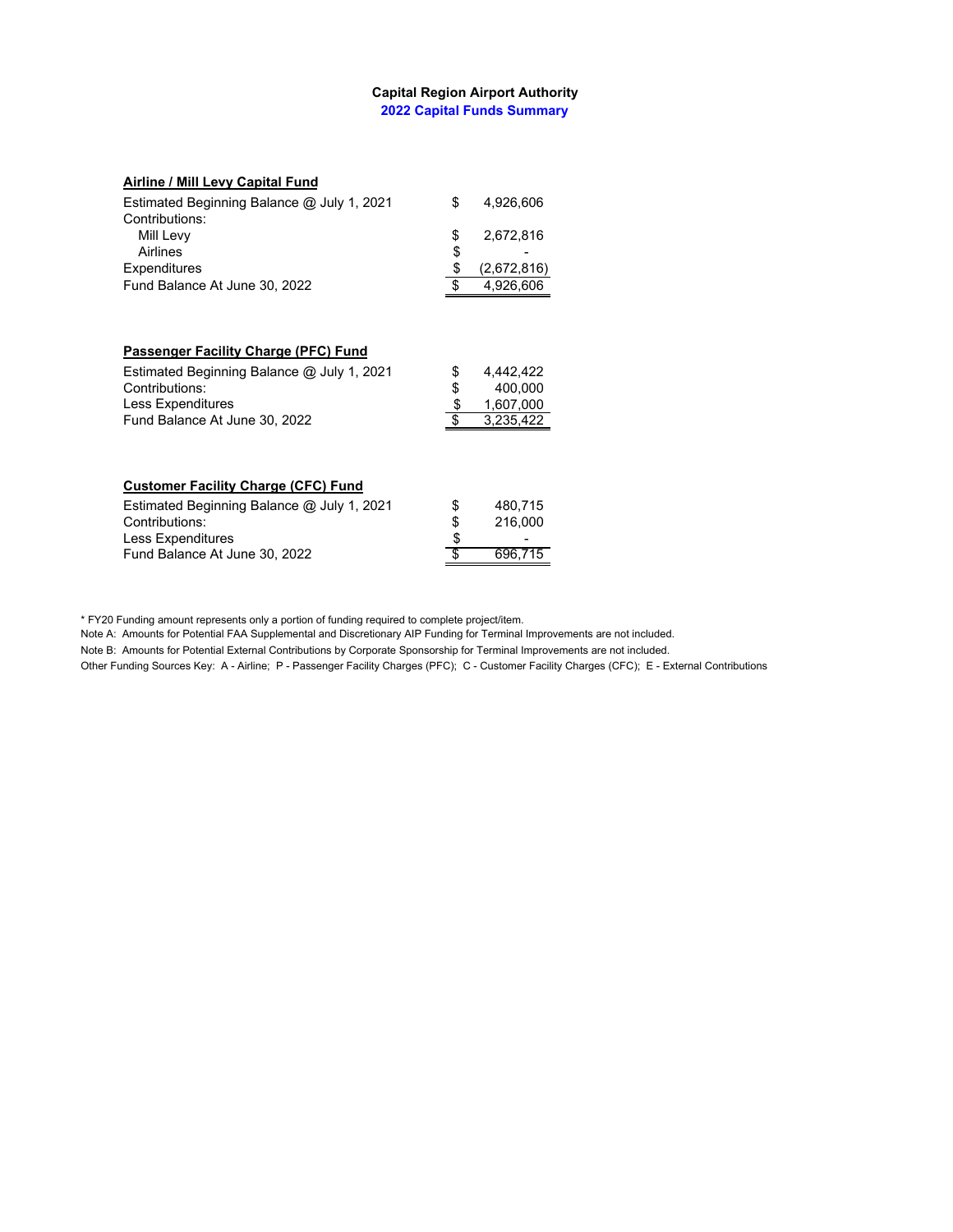# Capital Region Airport Authority

## 2022 Capital Funds Summary

### Airline / Mill Levy Capital Fund

| | | |
|---|---|---|
| Estimated Beginning Balance @ July 1, 2021 | $ | 4,926,606 |
| Contributions: | | |
| Mill Levy | $ | 2,672,816 |
| Airlines | $ | - |
| Expenditures | $ | (2,672,816) |
| Fund Balance At June 30, 2022 | $ | 4,926,606 |

### Passenger Facility Charge (PFC) Fund

| | | |
|---|---|---|
| Estimated Beginning Balance @ July 1, 2021 | $ | 4,442,422 |
| Contributions: | $ | 400,000 |
| Less Expenditures | $ | 1,607,000 |
| Fund Balance At June 30, 2022 | $ | 3,235,422 |

### Customer Facility Charge (CFC) Fund

| | | |
|---|---|---|
| Estimated Beginning Balance @ July 1, 2021 | $ | 480,715 |
| Contributions: | $ | 216,000 |
| Less Expenditures | $ | - |
| Fund Balance At June 30, 2022 | $ | 696,715 |

* FY20 Funding amount represents only a portion of funding required to complete project/item.

Note A: Amounts for Potential FAA Supplemental and Discretionary AIP Funding for Terminal Improvements are not included.

Note B: Amounts for Potential External Contributions by Corporate Sponsorship for Terminal Improvements are not included.

Other Funding Sources Key: A - Airline; P - Passenger Facility Charges (PFC); C - Customer Facility Charges (CFC); E - External Contributions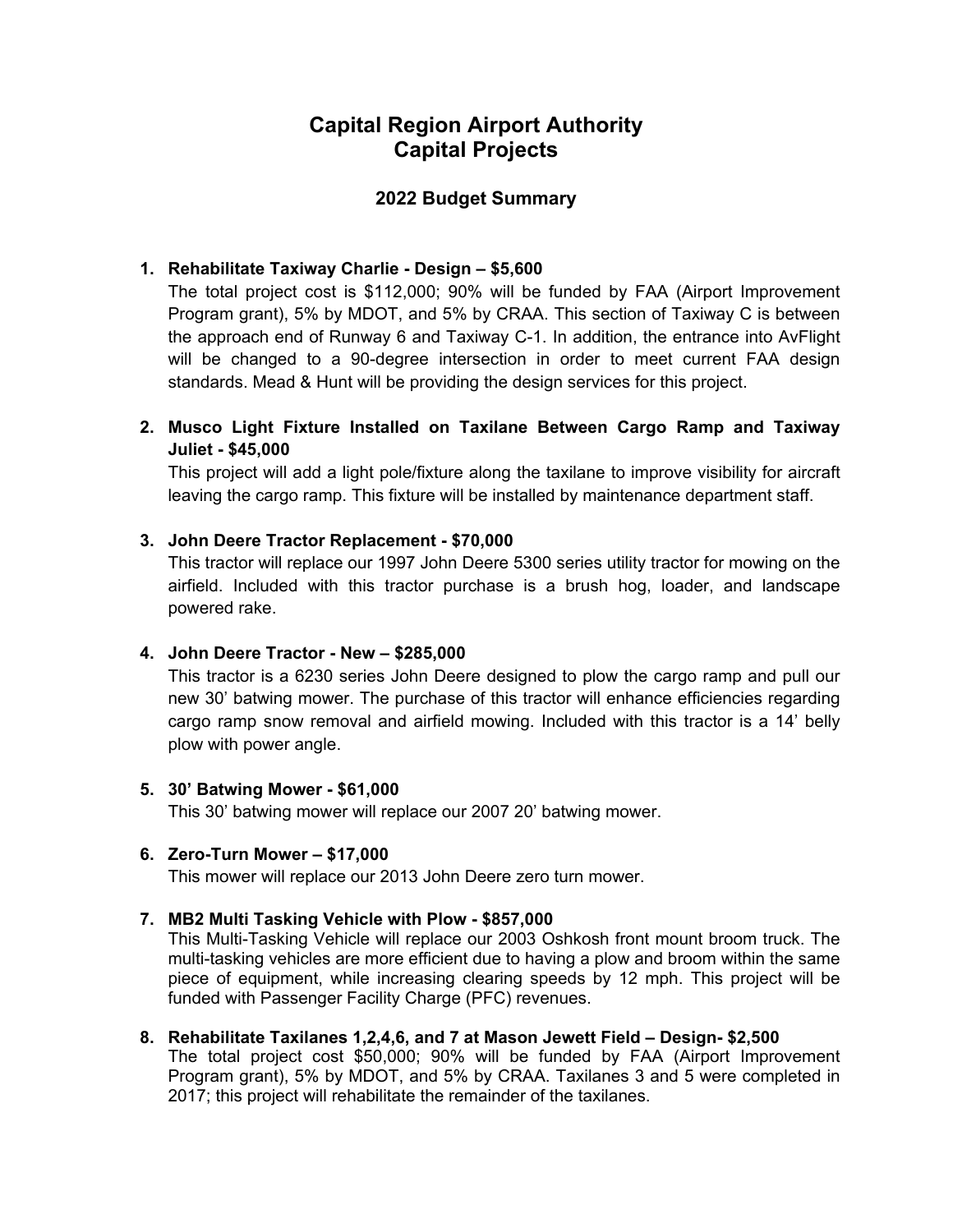# Capital Region Airport Authority
# Capital Projects

## 2022 Budget Summary

1. **Rehabilitate Taxiway Charlie - Design – $5,600**
   The total project cost is $112,000; 90% will be funded by FAA (Airport Improvement Program grant), 5% by MDOT, and 5% by CRAA. This section of Taxiway C is between the approach end of Runway 6 and Taxiway C-1. In addition, the entrance into AvFlight will be changed to a 90-degree intersection in order to meet current FAA design standards. Mead & Hunt will be providing the design services for this project.

2. **Musco Light Fixture Installed on Taxilane Between Cargo Ramp and Taxiway Juliet - $45,000**
   This project will add a light pole/fixture along the taxilane to improve visibility for aircraft leaving the cargo ramp. This fixture will be installed by maintenance department staff.

3. **John Deere Tractor Replacement - $70,000**
   This tractor will replace our 1997 John Deere 5300 series utility tractor for mowing on the airfield. Included with this tractor purchase is a brush hog, loader, and landscape powered rake.

4. **John Deere Tractor - New – $285,000**
   This tractor is a 6230 series John Deere designed to plow the cargo ramp and pull our new 30' batwing mower. The purchase of this tractor will enhance efficiencies regarding cargo ramp snow removal and airfield mowing. Included with this tractor is a 14' belly plow with power angle.

5. **30' Batwing Mower - $61,000**
   This 30' batwing mower will replace our 2007 20' batwing mower.

6. **Zero-Turn Mower – $17,000**
   This mower will replace our 2013 John Deere zero turn mower.

7. **MB2 Multi Tasking Vehicle with Plow - $857,000**
   This Multi-Tasking Vehicle will replace our 2003 Oshkosh front mount broom truck. The multi-tasking vehicles are more efficient due to having a plow and broom within the same piece of equipment, while increasing clearing speeds by 12 mph. This project will be funded with Passenger Facility Charge (PFC) revenues.

8. **Rehabilitate Taxilanes 1,2,4,6, and 7 at Mason Jewett Field – Design- $2,500**
   The total project cost $50,000; 90% will be funded by FAA (Airport Improvement Program grant), 5% by MDOT, and 5% by CRAA. Taxilanes 3 and 5 were completed in 2017; this project will rehabilitate the remainder of the taxilanes.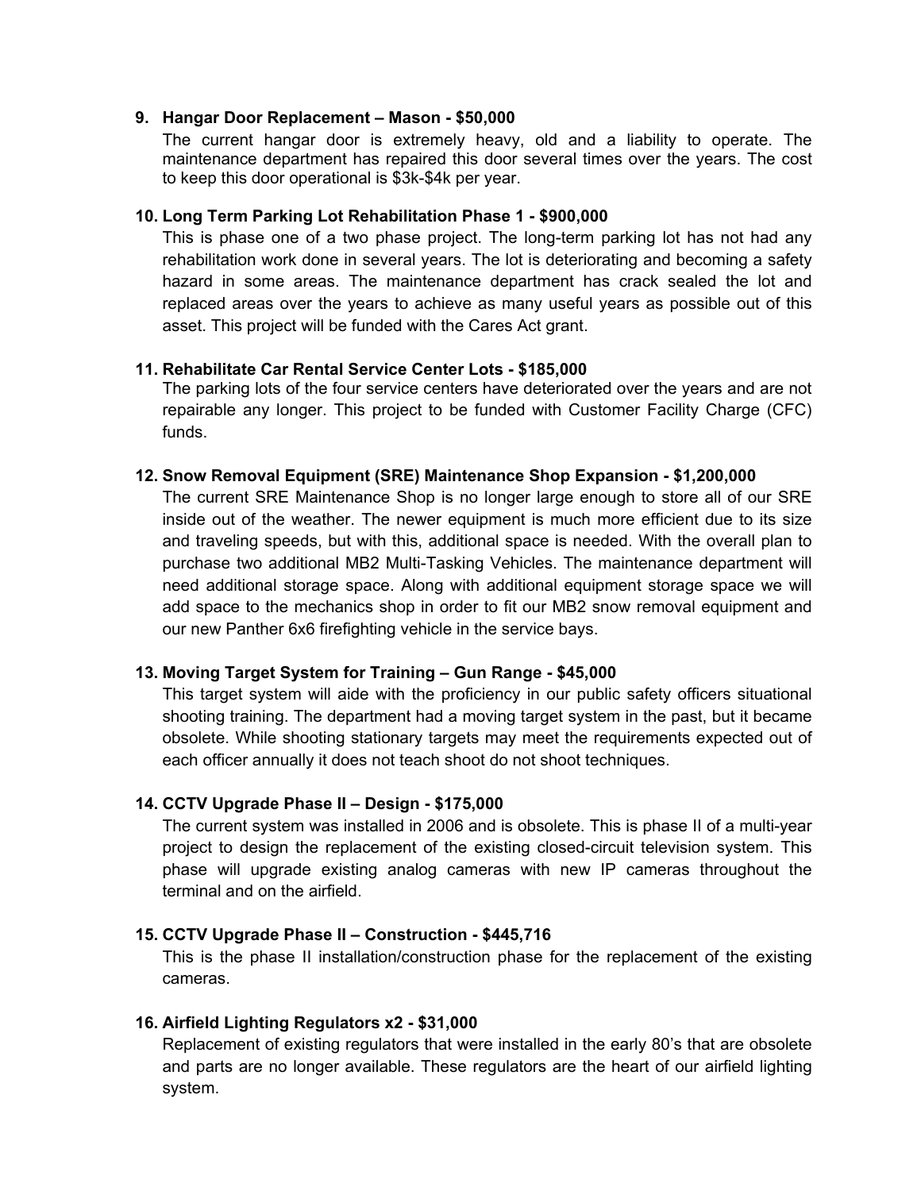9. **Hangar Door Replacement – Mason - $50,000**

   The current hangar door is extremely heavy, old and a liability to operate. The maintenance department has repaired this door several times over the years. The cost to keep this door operational is $3k-$4k per year.

10. **Long Term Parking Lot Rehabilitation Phase 1 - $900,000**

    This is phase one of a two phase project. The long-term parking lot has not had any rehabilitation work done in several years. The lot is deteriorating and becoming a safety hazard in some areas. The maintenance department has crack sealed the lot and replaced areas over the years to achieve as many useful years as possible out of this asset. This project will be funded with the Cares Act grant.

11. **Rehabilitate Car Rental Service Center Lots - $185,000**

    The parking lots of the four service centers have deteriorated over the years and are not repairable any longer. This project to be funded with Customer Facility Charge (CFC) funds.

12. **Snow Removal Equipment (SRE) Maintenance Shop Expansion - $1,200,000**

    The current SRE Maintenance Shop is no longer large enough to store all of our SRE inside out of the weather. The newer equipment is much more efficient due to its size and traveling speeds, but with this, additional space is needed. With the overall plan to purchase two additional MB2 Multi-Tasking Vehicles. The maintenance department will need additional storage space. Along with additional equipment storage space we will add space to the mechanics shop in order to fit our MB2 snow removal equipment and our new Panther 6x6 firefighting vehicle in the service bays.

13. **Moving Target System for Training – Gun Range - $45,000**

    This target system will aide with the proficiency in our public safety officers situational shooting training. The department had a moving target system in the past, but it became obsolete. While shooting stationary targets may meet the requirements expected out of each officer annually it does not teach shoot do not shoot techniques.

14. **CCTV Upgrade Phase II – Design - $175,000**

    The current system was installed in 2006 and is obsolete. This is phase II of a multi-year project to design the replacement of the existing closed-circuit television system. This phase will upgrade existing analog cameras with new IP cameras throughout the terminal and on the airfield.

15. **CCTV Upgrade Phase II – Construction - $445,716**

    This is the phase II installation/construction phase for the replacement of the existing cameras.

16. **Airfield Lighting Regulators x2 - $31,000**

    Replacement of existing regulators that were installed in the early 80's that are obsolete and parts are no longer available. These regulators are the heart of our airfield lighting system.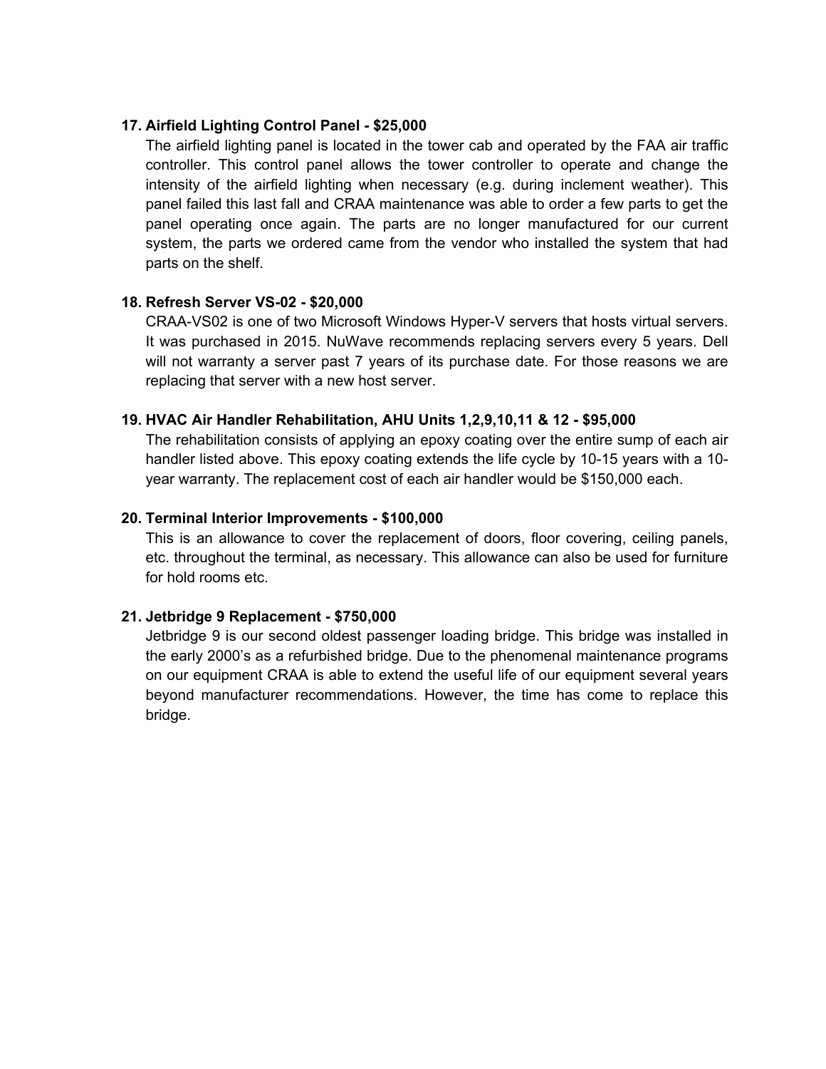**17. Airfield Lighting Control Panel - $25,000**

The airfield lighting panel is located in the tower cab and operated by the FAA air traffic controller. This control panel allows the tower controller to operate and change the intensity of the airfield lighting when necessary (e.g. during inclement weather). This panel failed this last fall and CRAA maintenance was able to order a few parts to get the panel operating once again. The parts are no longer manufactured for our current system, the parts we ordered came from the vendor who installed the system that had parts on the shelf.

**18. Refresh Server VS-02 - $20,000**

CRAA-VS02 is one of two Microsoft Windows Hyper-V servers that hosts virtual servers. It was purchased in 2015. NuWave recommends replacing servers every 5 years. Dell will not warranty a server past 7 years of its purchase date. For those reasons we are replacing that server with a new host server.

**19. HVAC Air Handler Rehabilitation, AHU Units 1,2,9,10,11 & 12 - $95,000**

The rehabilitation consists of applying an epoxy coating over the entire sump of each air handler listed above. This epoxy coating extends the life cycle by 10-15 years with a 10-year warranty. The replacement cost of each air handler would be $150,000 each.

**20. Terminal Interior Improvements - $100,000**

This is an allowance to cover the replacement of doors, floor covering, ceiling panels, etc. throughout the terminal, as necessary. This allowance can also be used for furniture for hold rooms etc.

**21. Jetbridge 9 Replacement - $750,000**

Jetbridge 9 is our second oldest passenger loading bridge. This bridge was installed in the early 2000's as a refurbished bridge. Due to the phenomenal maintenance programs on our equipment CRAA is able to extend the useful life of our equipment several years beyond manufacturer recommendations. However, the time has come to replace this bridge.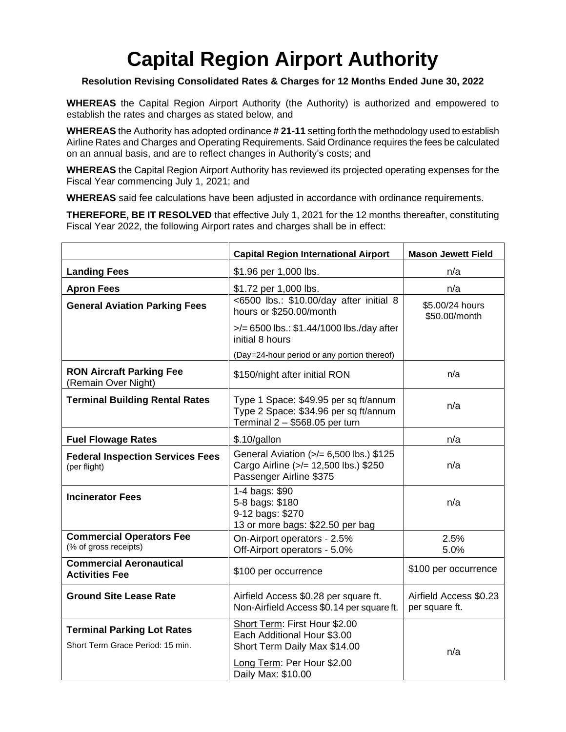# Capital Region Airport Authority

**Resolution Revising Consolidated Rates & Charges for 12 Months Ended June 30, 2022**

**WHEREAS** the Capital Region Airport Authority (the Authority) is authorized and empowered to establish the rates and charges as stated below, and

**WHEREAS** the Authority has adopted ordinance **# 21-11** setting forth the methodology used to establish Airline Rates and Charges and Operating Requirements. Said Ordinance requires the fees be calculated on an annual basis, and are to reflect changes in Authority's costs; and

**WHEREAS** the Capital Region Airport Authority has reviewed its projected operating expenses for the Fiscal Year commencing July 1, 2021; and

**WHEREAS** said fee calculations have been adjusted in accordance with ordinance requirements.

**THEREFORE, BE IT RESOLVED** that effective July 1, 2021 for the 12 months thereafter, constituting Fiscal Year 2022, the following Airport rates and charges shall be in effect:

| | **Capital Region International Airport** | **Mason Jewett Field** |
|---|---|---|
| **Landing Fees** | $1.96 per 1,000 lbs. | n/a |
| **Apron Fees** | $1.72 per 1,000 lbs. | n/a |
| **General Aviation Parking Fees** | <6500 lbs.: $10.00/day after initial 8 hours or $250.00/month<br>>/= 6500 lbs.: $1.44/1000 lbs./day after initial 8 hours<br>(Day=24-hour period or any portion thereof) | $5.00/24 hours<br>$50.00/month |
| **RON Aircraft Parking Fee** (Remain Over Night) | $150/night after initial RON | n/a |
| **Terminal Building Rental Rates** | Type 1 Space: $49.95 per sq ft/annum<br>Type 2 Space: $34.96 per sq ft/annum<br>Terminal 2 – $568.05 per turn | n/a |
| **Fuel Flowage Rates** | $.10/gallon | n/a |
| **Federal Inspection Services Fees** (per flight) | General Aviation (>/= 6,500 lbs.) $125<br>Cargo Airline (>/= 12,500 lbs.) $250<br>Passenger Airline $375 | n/a |
| **Incinerator Fees** | 1-4 bags: $90<br>5-8 bags: $180<br>9-12 bags: $270<br>13 or more bags: $22.50 per bag | n/a |
| **Commercial Operators Fee** (% of gross receipts) | On-Airport operators - 2.5%<br>Off-Airport operators - 5.0% | 2.5%<br>5.0% |
| **Commercial Aeronautical Activities Fee** | $100 per occurrence | $100 per occurrence |
| **Ground Site Lease Rate** | Airfield Access $0.28 per square ft.<br>Non-Airfield Access $0.14 per square ft. | Airfield Access $0.23 per square ft. |
| **Terminal Parking Lot Rates**<br>Short Term Grace Period: 15 min. | Short Term: First Hour $2.00<br>Each Additional Hour $3.00<br>Short Term Daily Max $14.00<br>Long Term: Per Hour $2.00<br>Daily Max: $10.00 | n/a |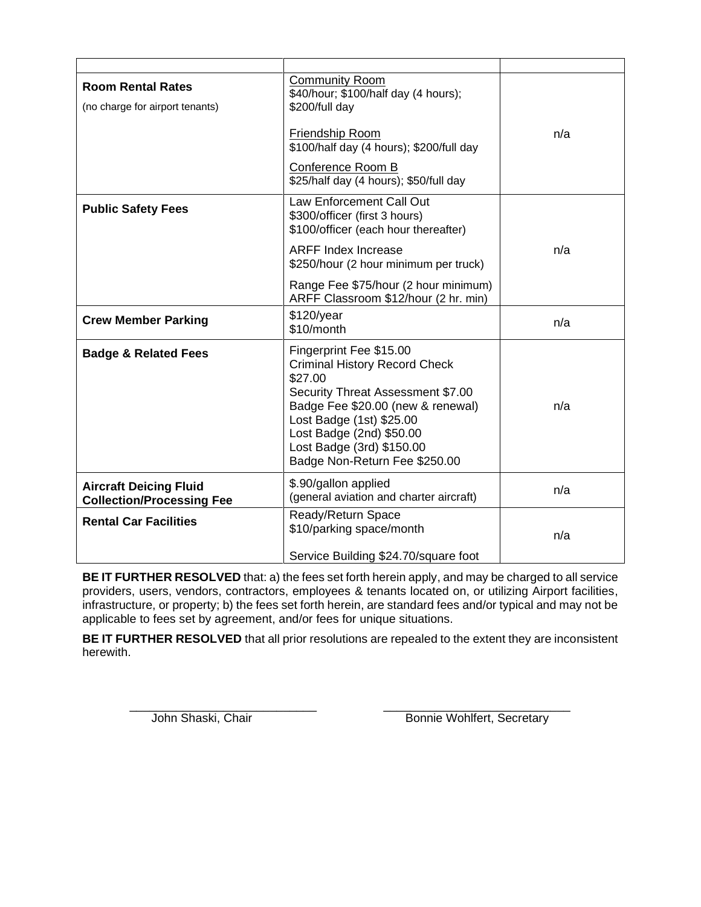| | | |
|---|---|---|
| **Room Rental Rates**<br>(no charge for airport tenants) | Community Room<br>$40/hour; $100/half day (4 hours); $200/full day<br><br>Friendship Room<br>$100/half day (4 hours); $200/full day<br><br>Conference Room B<br>$25/half day (4 hours); $50/full day | n/a |
| **Public Safety Fees** | Law Enforcement Call Out<br>$300/officer (first 3 hours)<br>$100/officer (each hour thereafter)<br><br>ARFF Index Increase<br>$250/hour (2 hour minimum per truck)<br><br>Range Fee $75/hour (2 hour minimum)<br>ARFF Classroom $12/hour (2 hr. min) | n/a |
| **Crew Member Parking** | $120/year<br>$10/month | n/a |
| **Badge & Related Fees** | Fingerprint Fee $15.00<br>Criminal History Record Check $27.00<br>Security Threat Assessment $7.00<br>Badge Fee $20.00 (new & renewal)<br>Lost Badge (1st) $25.00<br>Lost Badge (2nd) $50.00<br>Lost Badge (3rd) $150.00<br>Badge Non-Return Fee $250.00 | n/a |
| **Aircraft Deicing Fluid Collection/Processing Fee** | $.90/gallon applied<br>(general aviation and charter aircraft) | n/a |
| **Rental Car Facilities** | Ready/Return Space<br>$10/parking space/month<br><br>Service Building $24.70/square foot | n/a |

**BE IT FURTHER RESOLVED** that: a) the fees set forth herein apply, and may be charged to all service providers, users, vendors, contractors, employees & tenants located on, or utilizing Airport facilities, infrastructure, or property; b) the fees set forth herein, are standard fees and/or typical and may not be applicable to fees set by agreement, and/or fees for unique situations.

**BE IT FURTHER RESOLVED** that all prior resolutions are repealed to the extent they are inconsistent herewith.

\_\_\_\_\_\_\_\_\_\_\_\_\_\_\_\_\_\_\_\_\_\_\_\_\_\_\_\_
John Shaski, Chair

\_\_\_\_\_\_\_\_\_\_\_\_\_\_\_\_\_\_\_\_\_\_\_\_\_\_\_\_
Bonnie Wohlfert, Secretary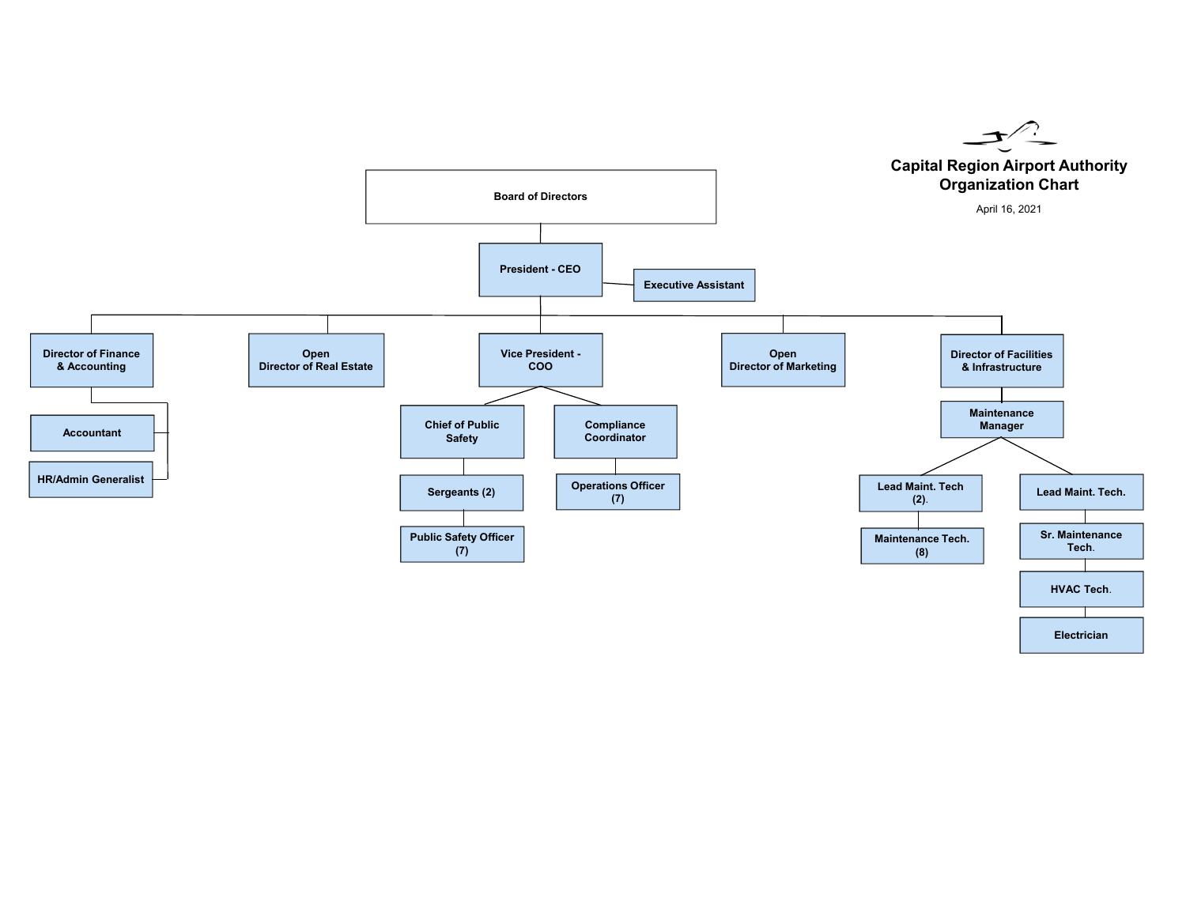# Capital Region Airport Authority Organization Chart

April 16, 2021

- **Board of Directors**
  - **President - CEO**
    - **Executive Assistant**
    - **Director of Finance & Accounting**
      - **Accountant**
      - **HR/Admin Generalist**
    - **Open Director of Real Estate**
    - **Vice President - COO**
      - **Chief of Public Safety**
        - **Sergeants (2)**
          - **Public Safety Officer (7)**
      - **Compliance Coordinator**
        - **Operations Officer (7)**
    - **Open Director of Marketing**
    - **Director of Facilities & Infrastructure**
      - **Maintenance Manager**
        - **Lead Maint. Tech (2).**
          - **Maintenance Tech. (8)**
        - **Lead Maint. Tech.**
          - **Sr. Maintenance Tech.**
            - **HVAC Tech.**
              - **Electrician**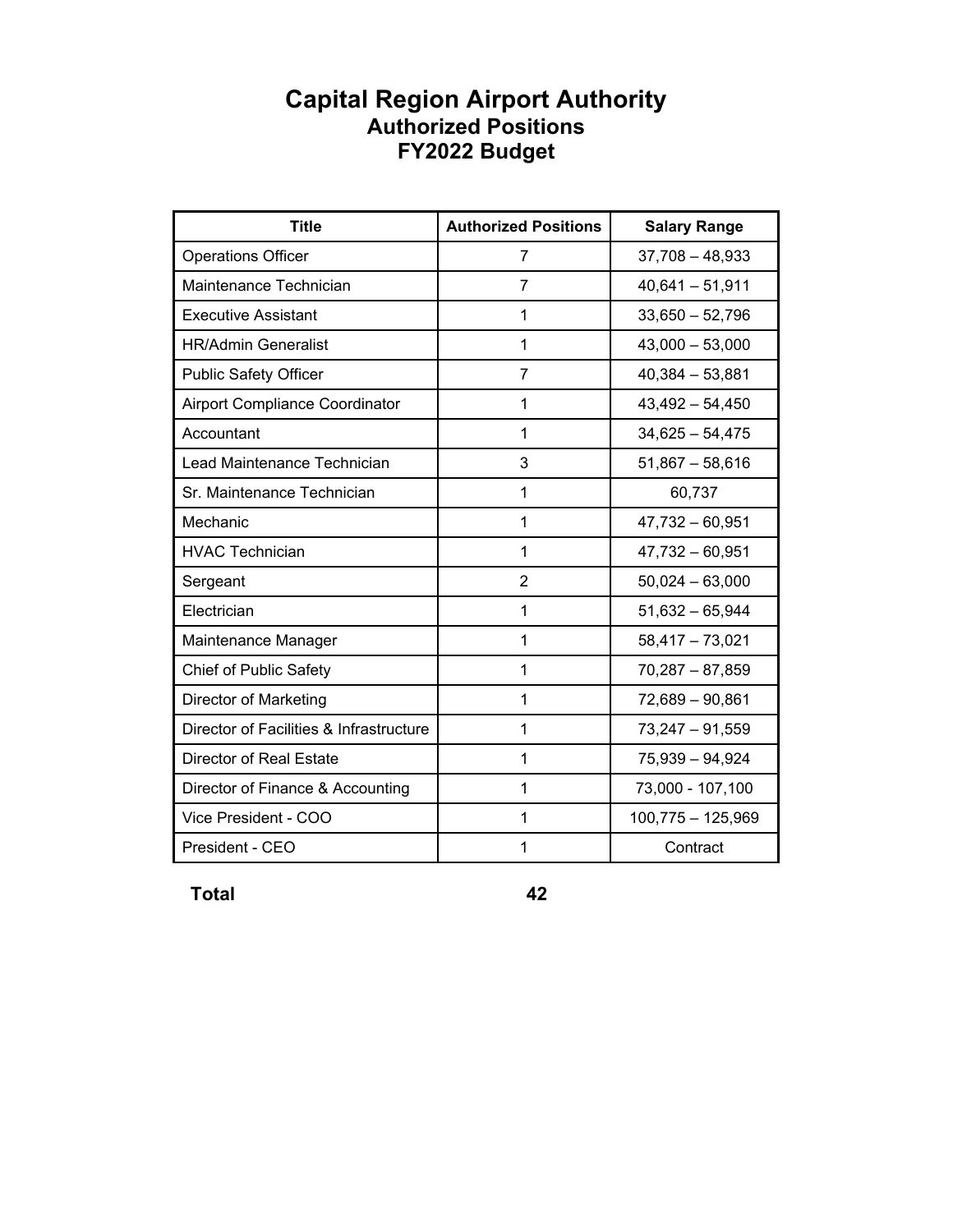# Capital Region Airport Authority
## Authorized Positions
## FY2022 Budget

| Title | Authorized Positions | Salary Range |
|---|---|---|
| Operations Officer | 7 | 37,708 – 48,933 |
| Maintenance Technician | 7 | 40,641 – 51,911 |
| Executive Assistant | 1 | 33,650 – 52,796 |
| HR/Admin Generalist | 1 | 43,000 – 53,000 |
| Public Safety Officer | 7 | 40,384 – 53,881 |
| Airport Compliance Coordinator | 1 | 43,492 – 54,450 |
| Accountant | 1 | 34,625 – 54,475 |
| Lead Maintenance Technician | 3 | 51,867 – 58,616 |
| Sr. Maintenance Technician | 1 | 60,737 |
| Mechanic | 1 | 47,732 – 60,951 |
| HVAC Technician | 1 | 47,732 – 60,951 |
| Sergeant | 2 | 50,024 – 63,000 |
| Electrician | 1 | 51,632 – 65,944 |
| Maintenance Manager | 1 | 58,417 – 73,021 |
| Chief of Public Safety | 1 | 70,287 – 87,859 |
| Director of Marketing | 1 | 72,689 – 90,861 |
| Director of Facilities & Infrastructure | 1 | 73,247 – 91,559 |
| Director of Real Estate | 1 | 75,939 – 94,924 |
| Director of Finance & Accounting | 1 | 73,000 - 107,100 |
| Vice President - COO | 1 | 100,775 – 125,969 |
| President - CEO | 1 | Contract |
| **Total** | **42** | |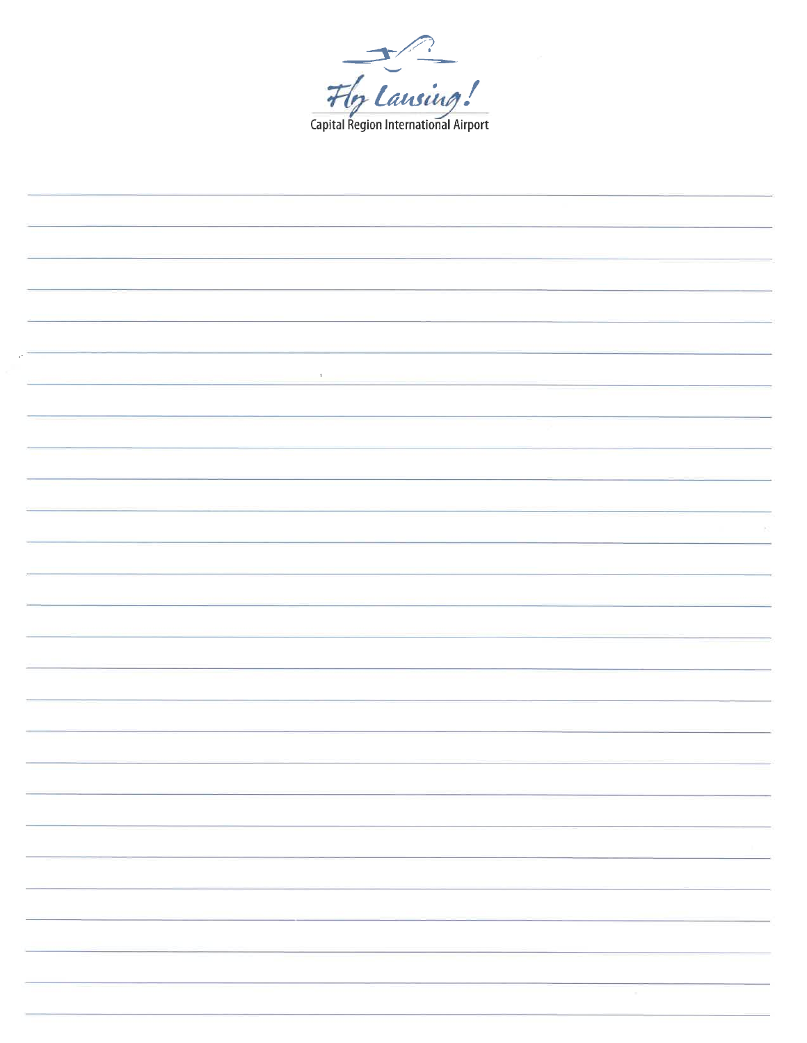Fly Lansing!

Capital Region International Airport